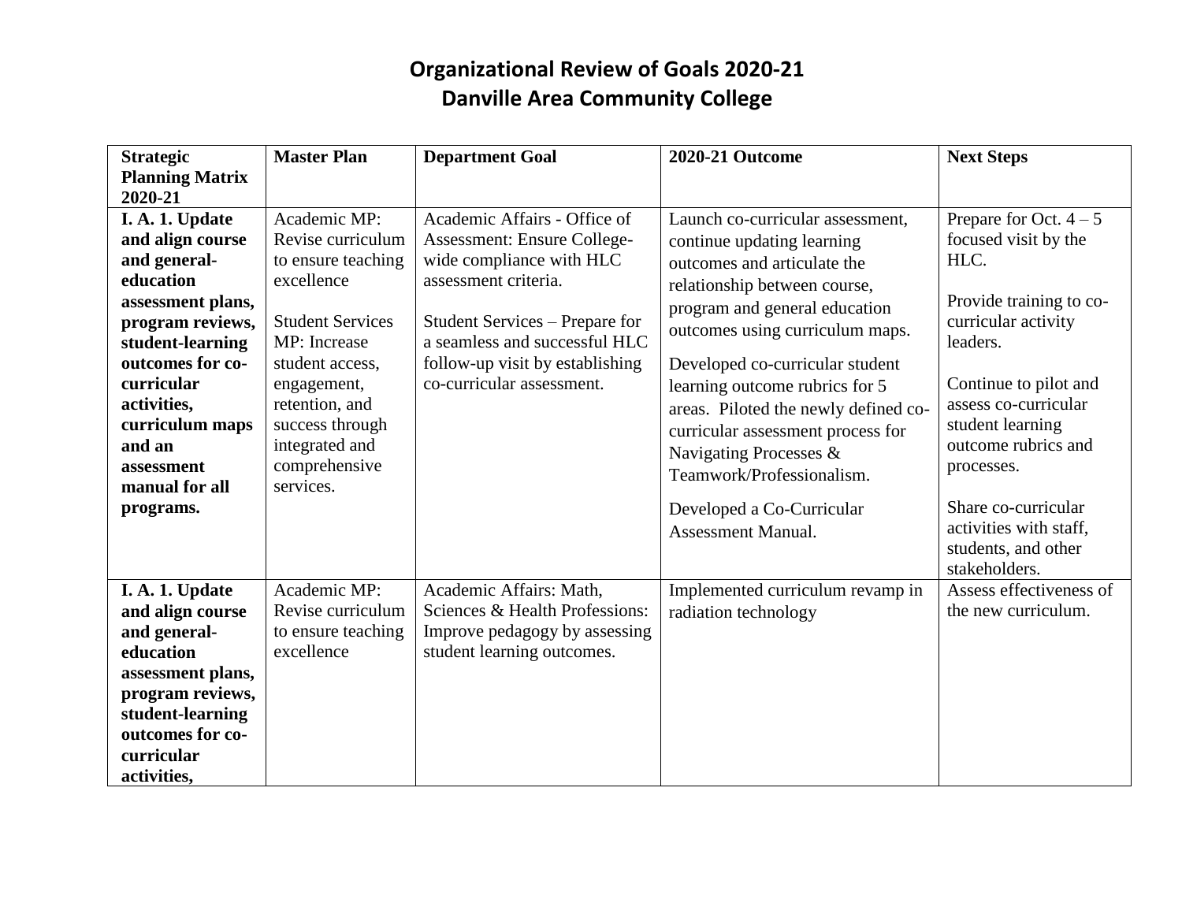# Organizational Review of Goals 2020-21
## Danville Area Community College

| Strategic Planning Matrix 2020-21 | Master Plan | Department Goal | 2020-21 Outcome | Next Steps |
|---|---|---|---|---|
| **I. A. 1. Update and align course and general-education assessment plans, program reviews, student-learning outcomes for co-curricular activities, curriculum maps and an assessment manual for all programs.** | Academic MP: Revise curriculum to ensure teaching excellence<br><br>Student Services MP: Increase student access, engagement, retention, and success through integrated and comprehensive services. | Academic Affairs - Office of Assessment: Ensure College-wide compliance with HLC assessment criteria.<br><br>Student Services – Prepare for a seamless and successful HLC follow-up visit by establishing co-curricular assessment. | Launch co-curricular assessment, continue updating learning outcomes and articulate the relationship between course, program and general education outcomes using curriculum maps.<br><br>Developed co-curricular student learning outcome rubrics for 5 areas. Piloted the newly defined co-curricular assessment process for Navigating Processes & Teamwork/Professionalism.<br><br>Developed a Co-Curricular Assessment Manual. | Prepare for Oct. 4 – 5 focused visit by the HLC.<br><br>Provide training to co-curricular activity leaders.<br><br>Continue to pilot and assess co-curricular student learning outcome rubrics and processes.<br><br>Share co-curricular activities with staff, students, and other stakeholders. |
| **I. A. 1. Update and align course and general-education assessment plans, program reviews, student-learning outcomes for co-curricular activities,** | Academic MP: Revise curriculum to ensure teaching excellence | Academic Affairs: Math, Sciences & Health Professions: Improve pedagogy by assessing student learning outcomes. | Implemented curriculum revamp in radiation technology | Assess effectiveness of the new curriculum. |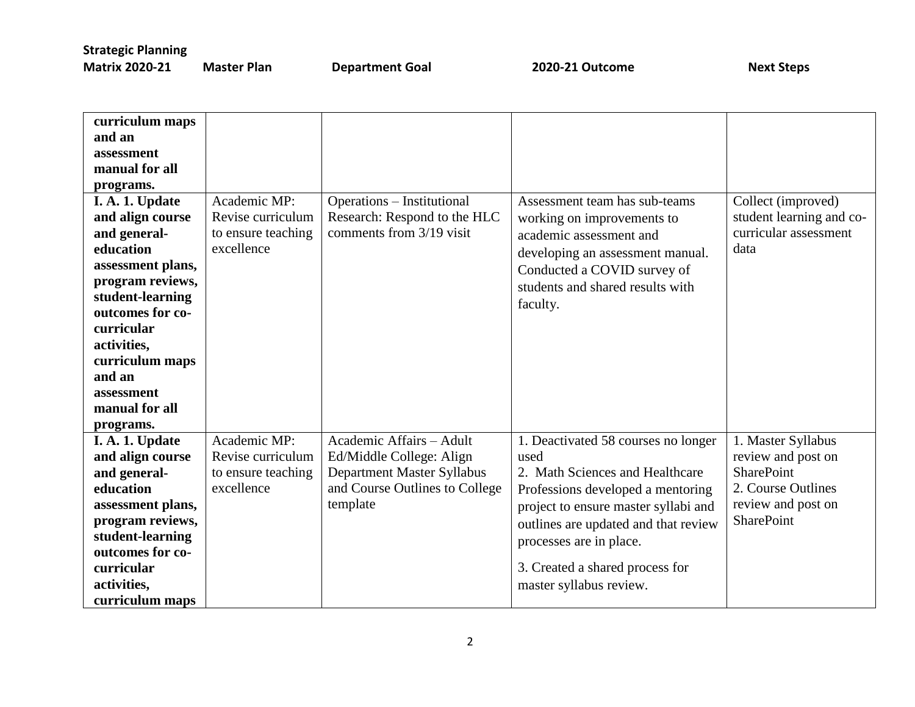| Strategic Planning Matrix 2020-21 | Master Plan | Department Goal | 2020-21 Outcome | Next Steps |
|---|---|---|---|---|
| **curriculum maps and an assessment manual for all programs.** | | | | |
| **I. A. 1. Update and align course and general-education assessment plans, program reviews, student-learning outcomes for co-curricular activities, curriculum maps and an assessment manual for all programs.** | Academic MP: Revise curriculum to ensure teaching excellence | Operations – Institutional Research: Respond to the HLC comments from 3/19 visit | Assessment team has sub-teams working on improvements to academic assessment and developing an assessment manual. Conducted a COVID survey of students and shared results with faculty. | Collect (improved) student learning and co-curricular assessment data |
| **I. A. 1. Update and align course and general-education assessment plans, program reviews, student-learning outcomes for co-curricular activities, curriculum maps** | Academic MP: Revise curriculum to ensure teaching excellence | Academic Affairs – Adult Ed/Middle College: Align Department Master Syllabus and Course Outlines to College template | 1. Deactivated 58 courses no longer used<br>2. Math Sciences and Healthcare Professions developed a mentoring project to ensure master syllabi and outlines are updated and that review processes are in place.<br>3. Created a shared process for master syllabus review. | 1. Master Syllabus review and post on SharePoint<br>2. Course Outlines review and post on SharePoint |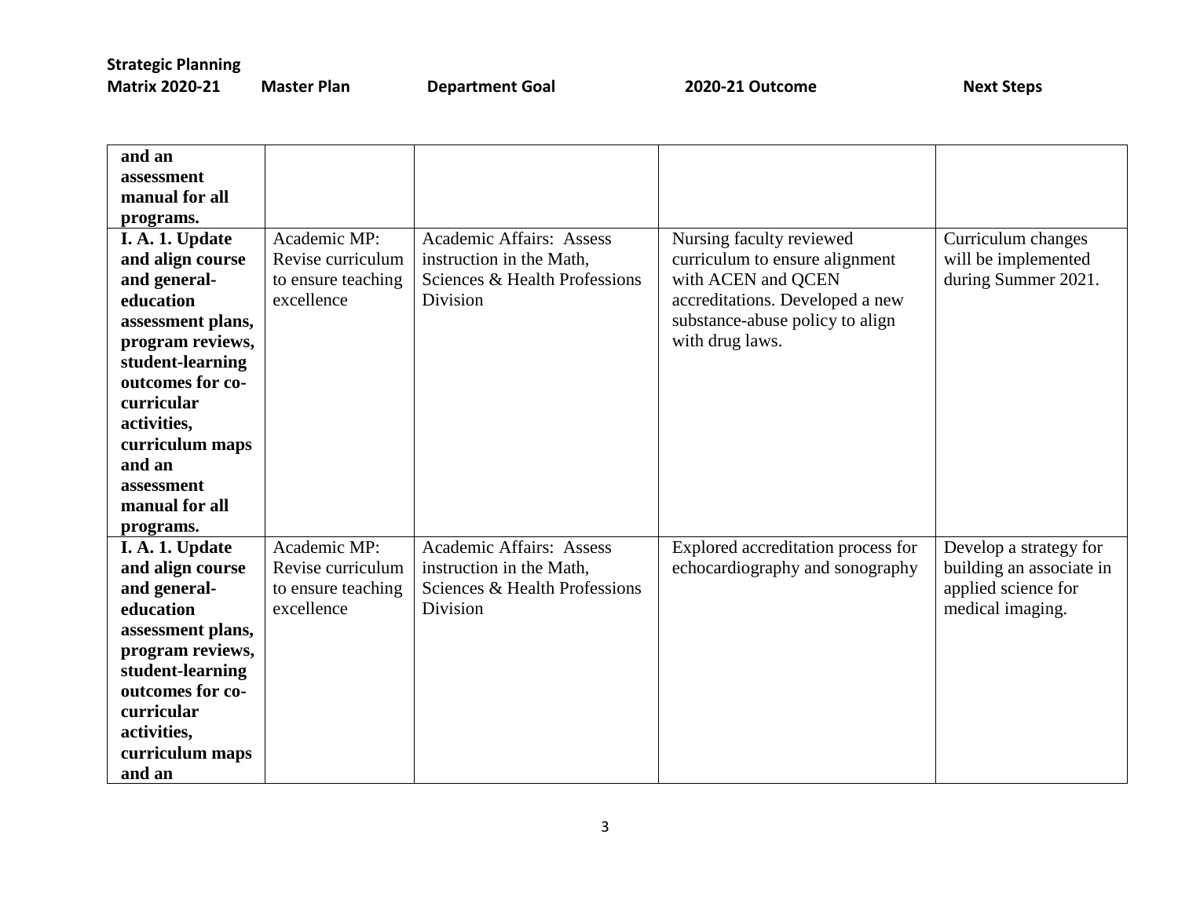| Strategic Planning Matrix 2020-21 | Master Plan | Department Goal | 2020-21 Outcome | Next Steps |
|---|---|---|---|---|
| **and an assessment manual for all programs.** | | | | |
| **I. A. 1. Update and align course and general-education assessment plans, program reviews, student-learning outcomes for co-curricular activities, curriculum maps and an assessment manual for all programs.** | Academic MP: Revise curriculum to ensure teaching excellence | Academic Affairs: Assess instruction in the Math, Sciences & Health Professions Division | Nursing faculty reviewed curriculum to ensure alignment with ACEN and QCEN accreditations. Developed a new substance-abuse policy to align with drug laws. | Curriculum changes will be implemented during Summer 2021. |
| **I. A. 1. Update and align course and general-education assessment plans, program reviews, student-learning outcomes for co-curricular activities, curriculum maps and an** | Academic MP: Revise curriculum to ensure teaching excellence | Academic Affairs: Assess instruction in the Math, Sciences & Health Professions Division | Explored accreditation process for echocardiography and sonography | Develop a strategy for building an associate in applied science for medical imaging. |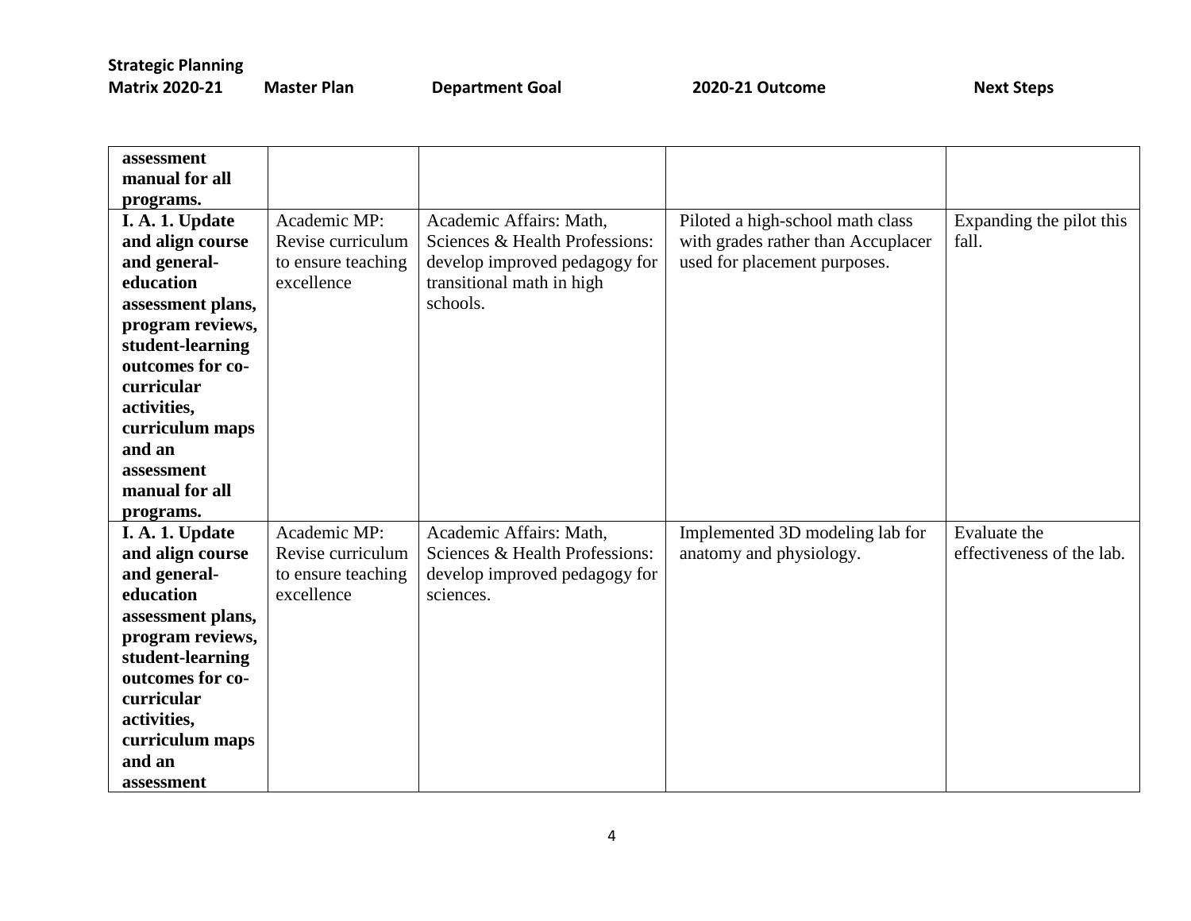| Strategic Planning Matrix 2020-21 | Master Plan | Department Goal | 2020-21 Outcome | Next Steps |
| --- | --- | --- | --- | --- |
| **assessment manual for all programs.** | | | | |
| **I. A. 1. Update and align course and general-education assessment plans, program reviews, student-learning outcomes for co-curricular activities, curriculum maps and an assessment manual for all programs.** | Academic MP: Revise curriculum to ensure teaching excellence | Academic Affairs: Math, Sciences & Health Professions: develop improved pedagogy for transitional math in high schools. | Piloted a high-school math class with grades rather than Accuplacer used for placement purposes. | Expanding the pilot this fall. |
| **I. A. 1. Update and align course and general-education assessment plans, program reviews, student-learning outcomes for co-curricular activities, curriculum maps and an assessment** | Academic MP: Revise curriculum to ensure teaching excellence | Academic Affairs: Math, Sciences & Health Professions: develop improved pedagogy for sciences. | Implemented 3D modeling lab for anatomy and physiology. | Evaluate the effectiveness of the lab. |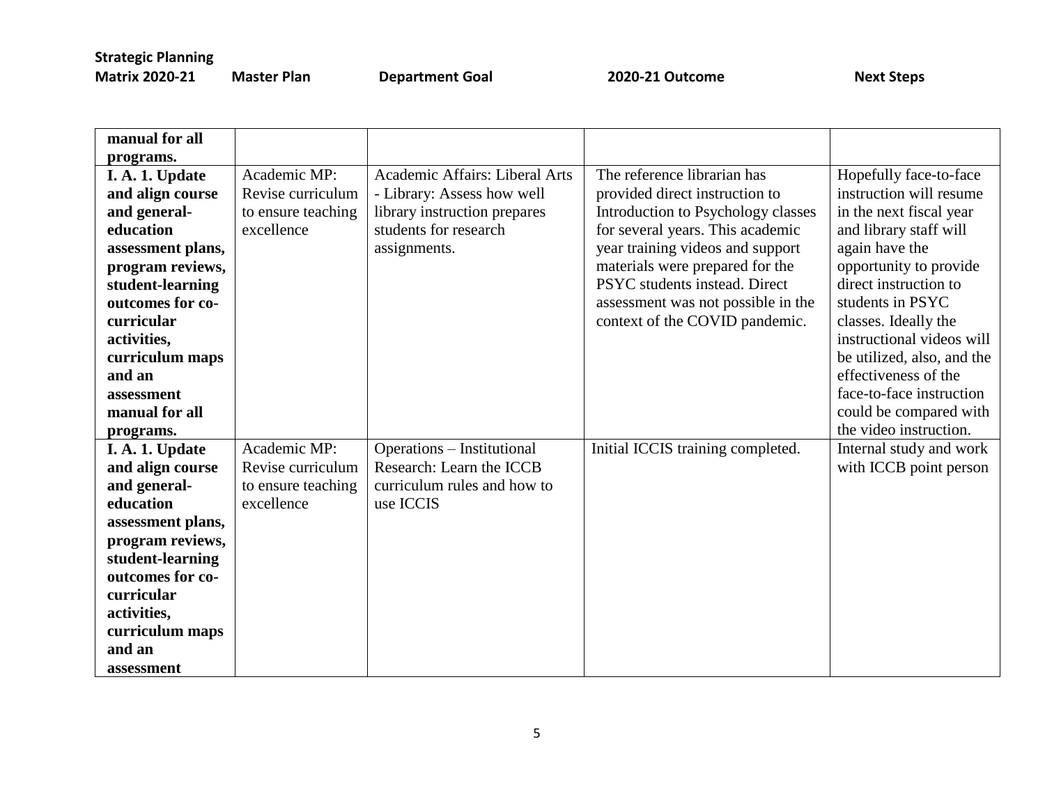| Strategic Planning Matrix 2020-21 | Master Plan | Department Goal | 2020-21 Outcome | Next Steps |
|---|---|---|---|---|
| **manual for all programs.** | | | | |
| **I. A. 1. Update and align course and general-education assessment plans, program reviews, student-learning outcomes for co-curricular activities, curriculum maps and an assessment manual for all programs.** | Academic MP: Revise curriculum to ensure teaching excellence | Academic Affairs: Liberal Arts - Library: Assess how well library instruction prepares students for research assignments. | The reference librarian has provided direct instruction to Introduction to Psychology classes for several years. This academic year training videos and support materials were prepared for the PSYC students instead. Direct assessment was not possible in the context of the COVID pandemic. | Hopefully face-to-face instruction will resume in the next fiscal year and library staff will again have the opportunity to provide direct instruction to students in PSYC classes. Ideally the instructional videos will be utilized, also, and the effectiveness of the face-to-face instruction could be compared with the video instruction. |
| **I. A. 1. Update and align course and general-education assessment plans, program reviews, student-learning outcomes for co-curricular activities, curriculum maps and an assessment** | Academic MP: Revise curriculum to ensure teaching excellence | Operations – Institutional Research: Learn the ICCB curriculum rules and how to use ICCIS | Initial ICCIS training completed. | Internal study and work with ICCB point person |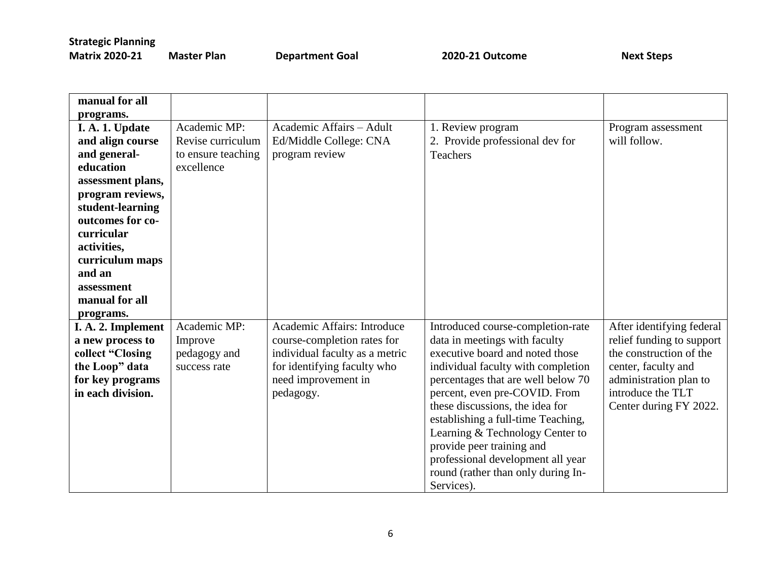| Strategic Planning Matrix 2020-21 | Master Plan | Department Goal | 2020-21 Outcome | Next Steps |
|---|---|---|---|---|
| **manual for all programs.** | | | | |
| **I. A. 1. Update and align course and general-education assessment plans, program reviews, student-learning outcomes for co-curricular activities, curriculum maps and an assessment manual for all programs.** | Academic MP: Revise curriculum to ensure teaching excellence | Academic Affairs – Adult Ed/Middle College: CNA program review | 1. Review program<br>2. Provide professional dev for Teachers | Program assessment will follow. |
| **I. A. 2. Implement a new process to collect "Closing the Loop" data for key programs in each division.** | Academic MP: Improve pedagogy and success rate | Academic Affairs: Introduce course-completion rates for individual faculty as a metric for identifying faculty who need improvement in pedagogy. | Introduced course-completion-rate data in meetings with faculty executive board and noted those individual faculty with completion percentages that are well below 70 percent, even pre-COVID. From these discussions, the idea for establishing a full-time Teaching, Learning & Technology Center to provide peer training and professional development all year round (rather than only during In-Services). | After identifying federal relief funding to support the construction of the center, faculty and administration plan to introduce the TLT Center during FY 2022. |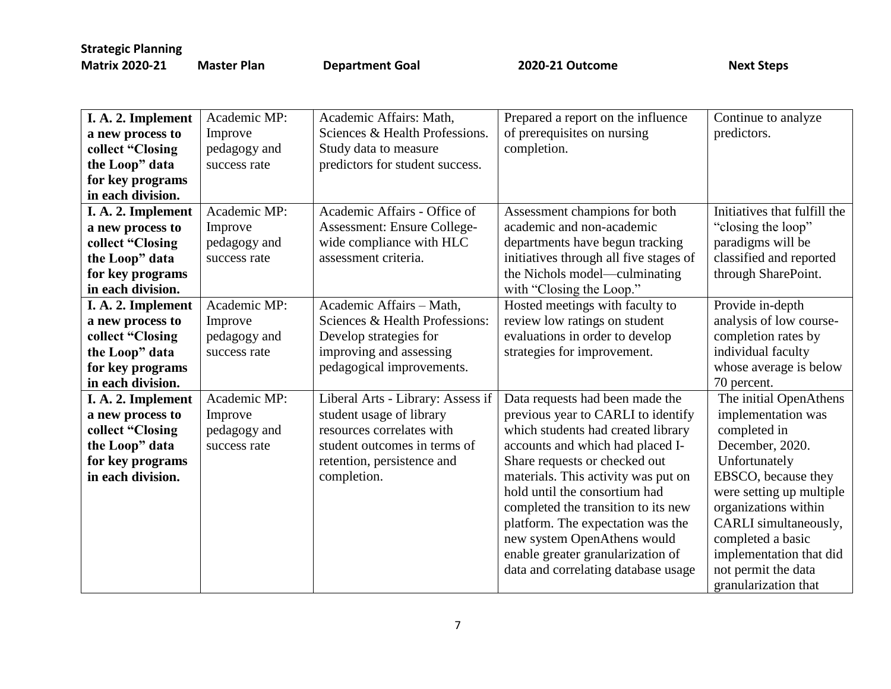| Strategic Planning Matrix 2020-21 | Master Plan | Department Goal | 2020-21 Outcome | Next Steps |
|---|---|---|---|---|
| **I. A. 2. Implement a new process to collect "Closing the Loop" data for key programs in each division.** | Academic MP: Improve pedagogy and success rate | Academic Affairs: Math, Sciences & Health Professions. Study data to measure predictors for student success. | Prepared a report on the influence of prerequisites on nursing completion. | Continue to analyze predictors. |
| **I. A. 2. Implement a new process to collect "Closing the Loop" data for key programs in each division.** | Academic MP: Improve pedagogy and success rate | Academic Affairs - Office of Assessment: Ensure College-wide compliance with HLC assessment criteria. | Assessment champions for both academic and non-academic departments have begun tracking initiatives through all five stages of the Nichols model—culminating with "Closing the Loop." | Initiatives that fulfill the "closing the loop" paradigms will be classified and reported through SharePoint. |
| **I. A. 2. Implement a new process to collect "Closing the Loop" data for key programs in each division.** | Academic MP: Improve pedagogy and success rate | Academic Affairs – Math, Sciences & Health Professions: Develop strategies for improving and assessing pedagogical improvements. | Hosted meetings with faculty to review low ratings on student evaluations in order to develop strategies for improvement. | Provide in-depth analysis of low course-completion rates by individual faculty whose average is below 70 percent. |
| **I. A. 2. Implement a new process to collect "Closing the Loop" data for key programs in each division.** | Academic MP: Improve pedagogy and success rate | Liberal Arts - Library: Assess if student usage of library resources correlates with student outcomes in terms of retention, persistence and completion. | Data requests had been made the previous year to CARLI to identify which students had created library accounts and which had placed I-Share requests or checked out materials. This activity was put on hold until the consortium had completed the transition to its new platform. The expectation was the new system OpenAthens would enable greater granularization of data and correlating database usage | The initial OpenAthens implementation was completed in December, 2020. Unfortunately EBSCO, because they were setting up multiple organizations within CARLI simultaneously, completed a basic implementation that did not permit the data granularization that |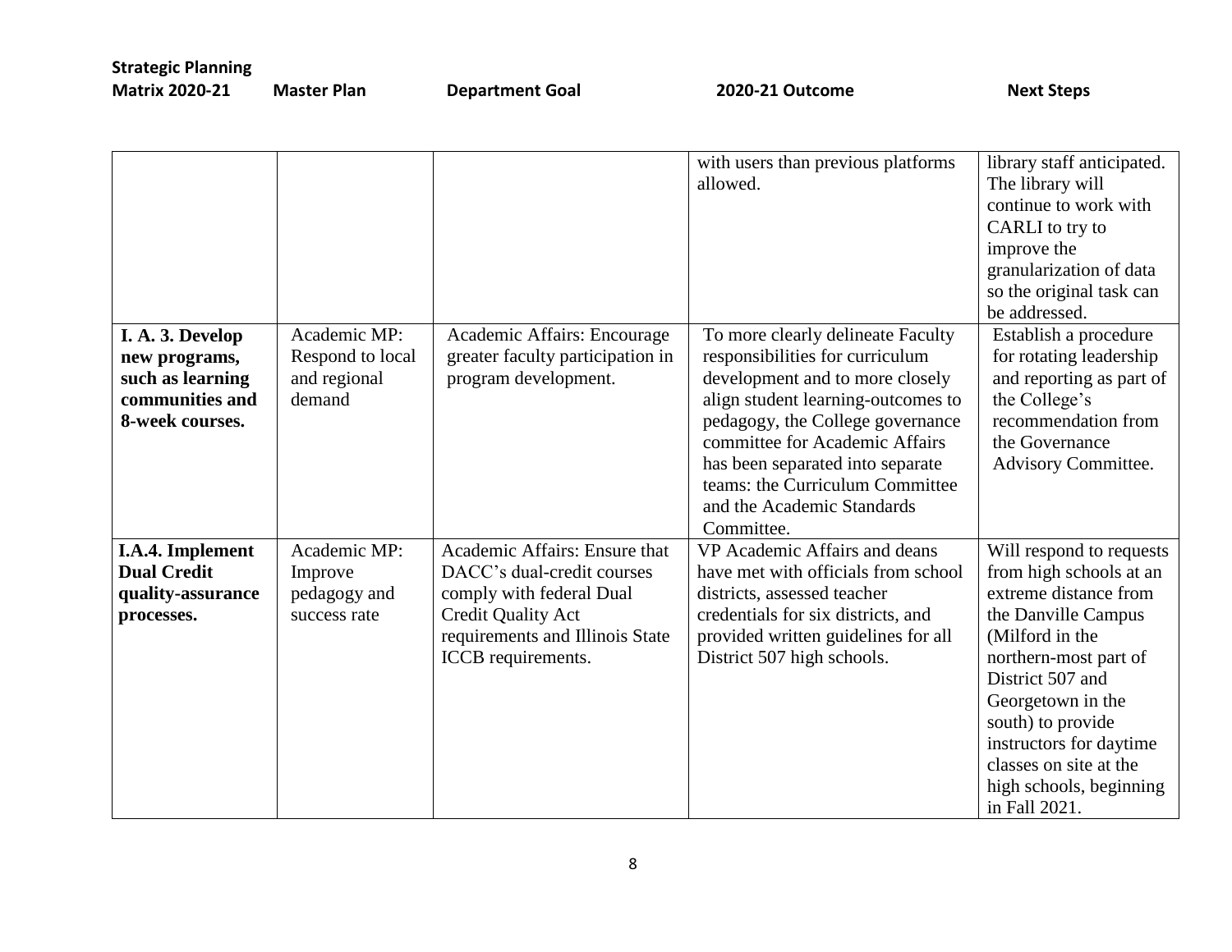| Strategic Planning Matrix 2020-21 | Master Plan | Department Goal | 2020-21 Outcome | Next Steps |
|---|---|---|---|---|
| | | | with users than previous platforms allowed. | library staff anticipated. The library will continue to work with CARLI to try to improve the granularization of data so the original task can be addressed. |
| **I. A. 3. Develop new programs, such as learning communities and 8-week courses.** | Academic MP: Respond to local and regional demand | Academic Affairs: Encourage greater faculty participation in program development. | To more clearly delineate Faculty responsibilities for curriculum development and to more closely align student learning-outcomes to pedagogy, the College governance committee for Academic Affairs has been separated into separate teams: the Curriculum Committee and the Academic Standards Committee. | Establish a procedure for rotating leadership and reporting as part of the College's recommendation from the Governance Advisory Committee. |
| **I.A.4. Implement Dual Credit quality-assurance processes.** | Academic MP: Improve pedagogy and success rate | Academic Affairs: Ensure that DACC's dual-credit courses comply with federal Dual Credit Quality Act requirements and Illinois State ICCB requirements. | VP Academic Affairs and deans have met with officials from school districts, assessed teacher credentials for six districts, and provided written guidelines for all District 507 high schools. | Will respond to requests from high schools at an extreme distance from the Danville Campus (Milford in the northern-most part of District 507 and Georgetown in the south) to provide instructors for daytime classes on site at the high schools, beginning in Fall 2021. |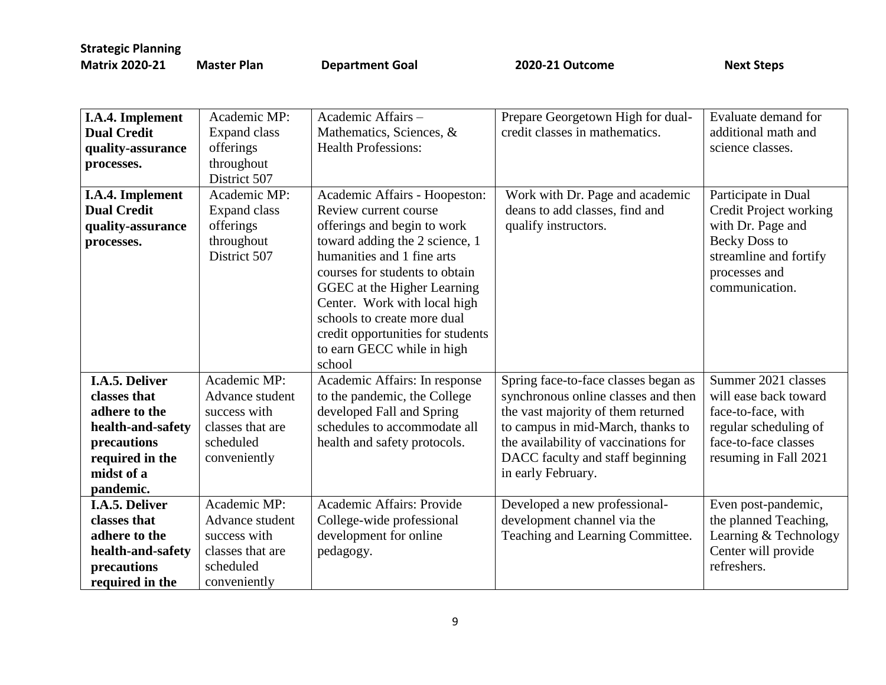| Strategic Planning Matrix 2020-21 | Master Plan | Department Goal | 2020-21 Outcome | Next Steps |
|---|---|---|---|---|
| **I.A.4. Implement Dual Credit quality-assurance processes.** | Academic MP: Expand class offerings throughout District 507 | Academic Affairs – Mathematics, Sciences, & Health Professions: | Prepare Georgetown High for dual-credit classes in mathematics. | Evaluate demand for additional math and science classes. |
| **I.A.4. Implement Dual Credit quality-assurance processes.** | Academic MP: Expand class offerings throughout District 507 | Academic Affairs - Hoopeston: Review current course offerings and begin to work toward adding the 2 science, 1 humanities and 1 fine arts courses for students to obtain GGEC at the Higher Learning Center. Work with local high schools to create more dual credit opportunities for students to earn GECC while in high school | Work with Dr. Page and academic deans to add classes, find and qualify instructors. | Participate in Dual Credit Project working with Dr. Page and Becky Doss to streamline and fortify processes and communication. |
| **I.A.5. Deliver classes that adhere to the health-and-safety precautions required in the midst of a pandemic.** | Academic MP: Advance student success with classes that are scheduled conveniently | Academic Affairs: In response to the pandemic, the College developed Fall and Spring schedules to accommodate all health and safety protocols. | Spring face-to-face classes began as synchronous online classes and then the vast majority of them returned to campus in mid-March, thanks to the availability of vaccinations for DACC faculty and staff beginning in early February. | Summer 2021 classes will ease back toward face-to-face, with regular scheduling of face-to-face classes resuming in Fall 2021 |
| **I.A.5. Deliver classes that adhere to the health-and-safety precautions required in the** | Academic MP: Advance student success with classes that are scheduled conveniently | Academic Affairs: Provide College-wide professional development for online pedagogy. | Developed a new professional-development channel via the Teaching and Learning Committee. | Even post-pandemic, the planned Teaching, Learning & Technology Center will provide refreshers. |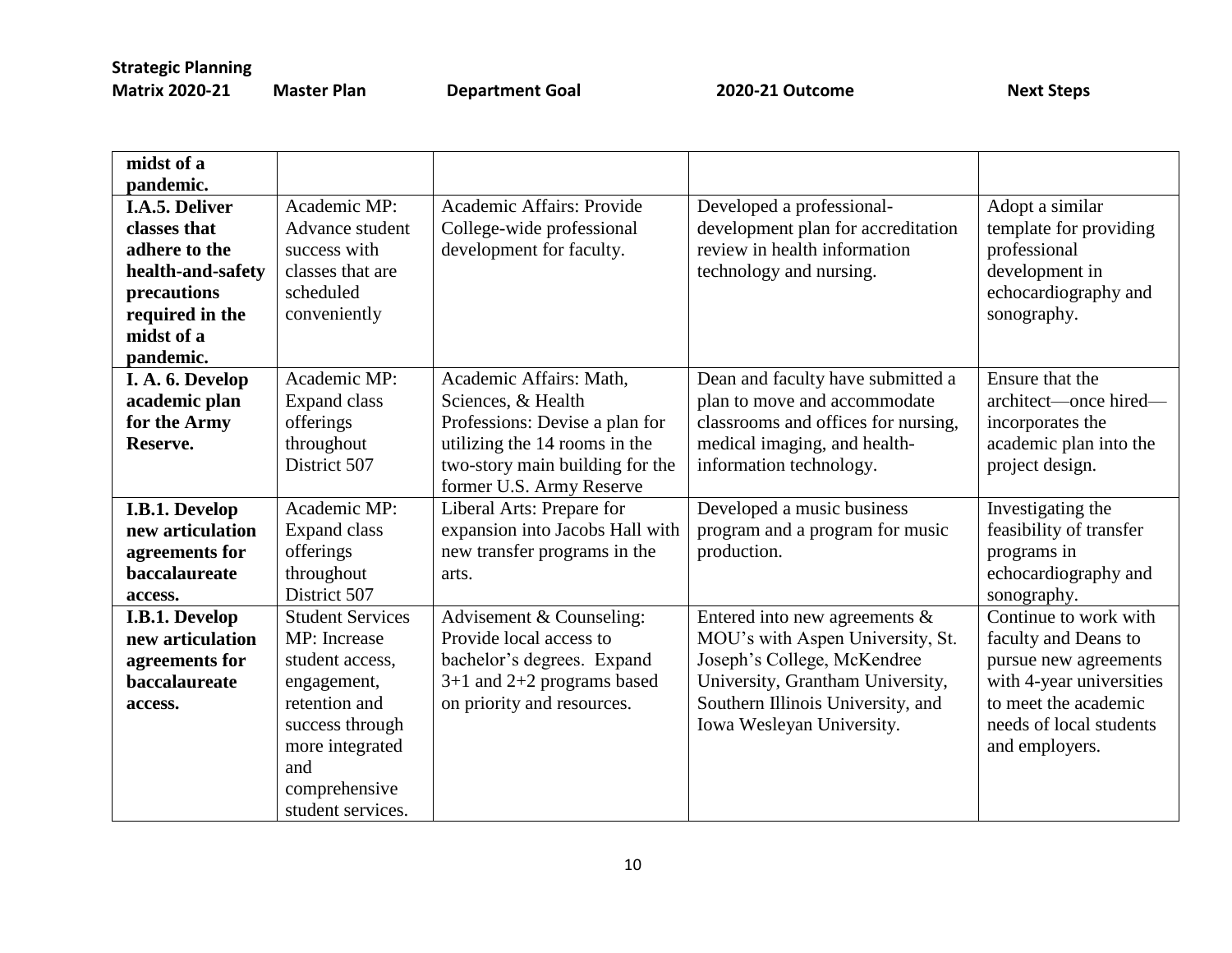| Strategic Planning Matrix 2020-21 | Master Plan | Department Goal | 2020-21 Outcome | Next Steps |
|---|---|---|---|---|
| **midst of a pandemic.** | | | | |
| **I.A.5. Deliver classes that adhere to the health-and-safety precautions required in the midst of a pandemic.** | Academic MP: Advance student success with classes that are scheduled conveniently | Academic Affairs: Provide College-wide professional development for faculty. | Developed a professional-development plan for accreditation review in health information technology and nursing. | Adopt a similar template for providing professional development in echocardiography and sonography. |
| **I. A. 6. Develop academic plan for the Army Reserve.** | Academic MP: Expand class offerings throughout District 507 | Academic Affairs: Math, Sciences, & Health Professions: Devise a plan for utilizing the 14 rooms in the two-story main building for the former U.S. Army Reserve | Dean and faculty have submitted a plan to move and accommodate classrooms and offices for nursing, medical imaging, and health-information technology. | Ensure that the architect—once hired—incorporates the academic plan into the project design. |
| **I.B.1. Develop new articulation agreements for baccalaureate access.** | Academic MP: Expand class offerings throughout District 507 | Liberal Arts: Prepare for expansion into Jacobs Hall with new transfer programs in the arts. | Developed a music business program and a program for music production. | Investigating the feasibility of transfer programs in echocardiography and sonography. |
| **I.B.1. Develop new articulation agreements for baccalaureate access.** | Student Services MP: Increase student access, engagement, retention and success through more integrated and comprehensive student services. | Advisement & Counseling: Provide local access to bachelor's degrees. Expand 3+1 and 2+2 programs based on priority and resources. | Entered into new agreements & MOU's with Aspen University, St. Joseph's College, McKendree University, Grantham University, Southern Illinois University, and Iowa Wesleyan University. | Continue to work with faculty and Deans to pursue new agreements with 4-year universities to meet the academic needs of local students and employers. |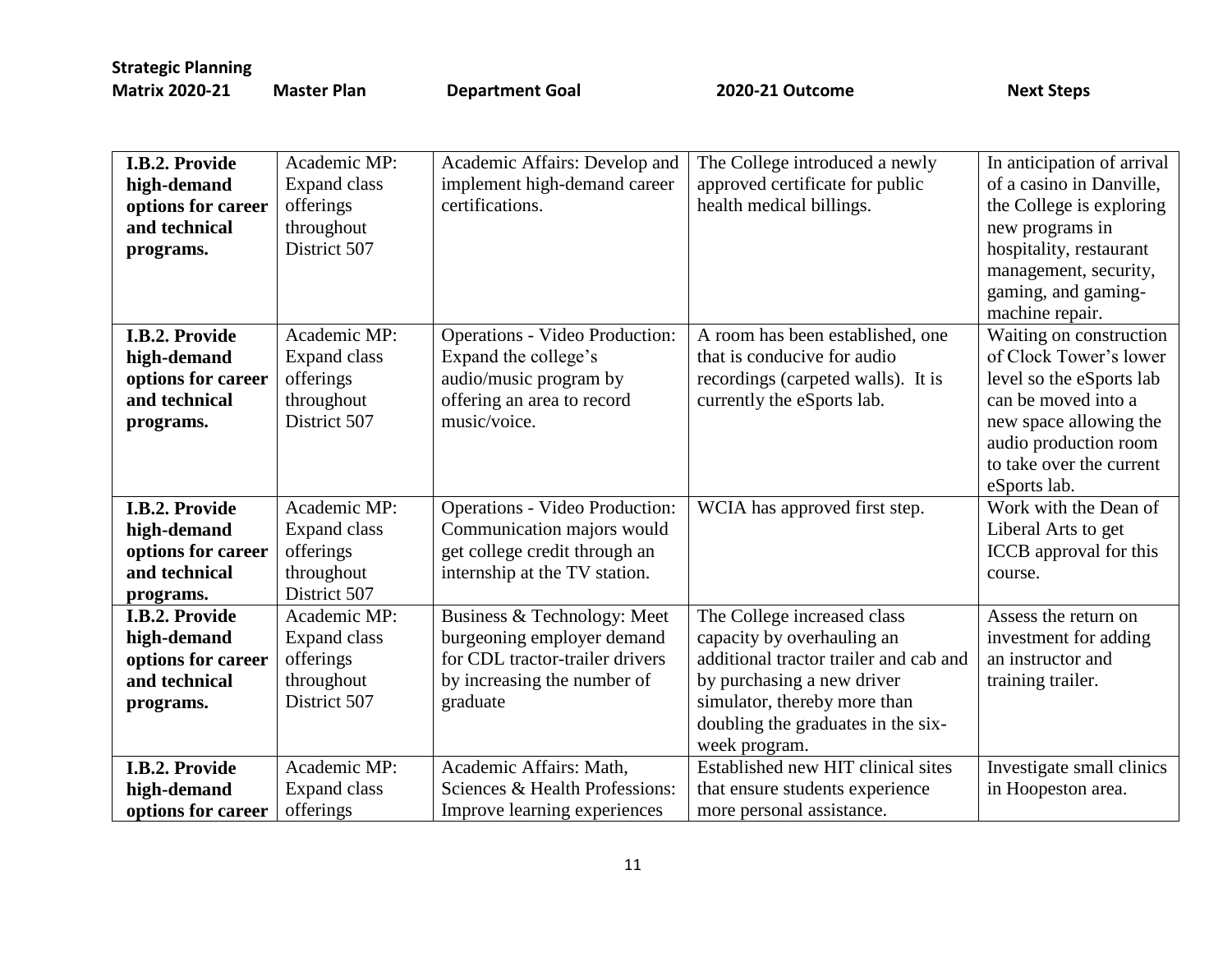| Strategic Planning Matrix 2020-21 | Master Plan | Department Goal | 2020-21 Outcome | Next Steps |
|---|---|---|---|---|
| **I.B.2. Provide high-demand options for career and technical programs.** | Academic MP: Expand class offerings throughout District 507 | Academic Affairs: Develop and implement high-demand career certifications. | The College introduced a newly approved certificate for public health medical billings. | In anticipation of arrival of a casino in Danville, the College is exploring new programs in hospitality, restaurant management, security, gaming, and gaming-machine repair. |
| **I.B.2. Provide high-demand options for career and technical programs.** | Academic MP: Expand class offerings throughout District 507 | Operations - Video Production: Expand the college's audio/music program by offering an area to record music/voice. | A room has been established, one that is conducive for audio recordings (carpeted walls). It is currently the eSports lab. | Waiting on construction of Clock Tower's lower level so the eSports lab can be moved into a new space allowing the audio production room to take over the current eSports lab. |
| **I.B.2. Provide high-demand options for career and technical programs.** | Academic MP: Expand class offerings throughout District 507 | Operations - Video Production: Communication majors would get college credit through an internship at the TV station. | WCIA has approved first step. | Work with the Dean of Liberal Arts to get ICCB approval for this course. |
| **I.B.2. Provide high-demand options for career and technical programs.** | Academic MP: Expand class offerings throughout District 507 | Business & Technology: Meet burgeoning employer demand for CDL tractor-trailer drivers by increasing the number of graduate | The College increased class capacity by overhauling an additional tractor trailer and cab and by purchasing a new driver simulator, thereby more than doubling the graduates in the six-week program. | Assess the return on investment for adding an instructor and training trailer. |
| **I.B.2. Provide high-demand options for career** | Academic MP: Expand class offerings | Academic Affairs: Math, Sciences & Health Professions: Improve learning experiences | Established new HIT clinical sites that ensure students experience more personal assistance. | Investigate small clinics in Hoopeston area. |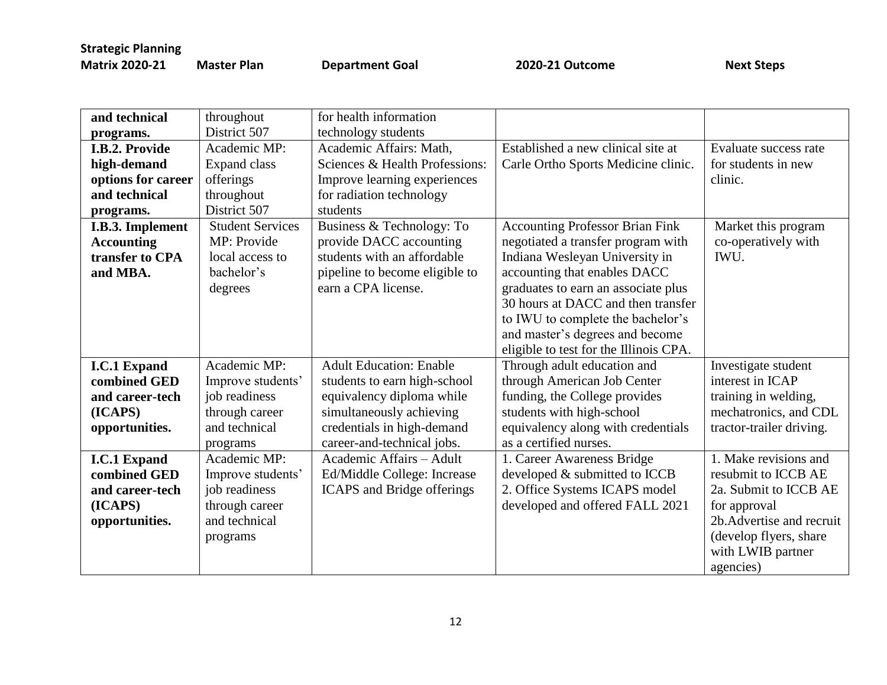| Strategic Planning Matrix 2020-21 | Master Plan | Department Goal | 2020-21 Outcome | Next Steps |
|---|---|---|---|---|
| **and technical programs.** | throughout District 507 | for health information technology students | | |
| **I.B.2. Provide high-demand options for career and technical programs.** | Academic MP: Expand class offerings throughout District 507 | Academic Affairs: Math, Sciences & Health Professions: Improve learning experiences for radiation technology students | Established a new clinical site at Carle Ortho Sports Medicine clinic. | Evaluate success rate for students in new clinic. |
| **I.B.3. Implement Accounting transfer to CPA and MBA.** | Student Services MP: Provide local access to bachelor's degrees | Business & Technology: To provide DACC accounting students with an affordable pipeline to become eligible to earn a CPA license. | Accounting Professor Brian Fink negotiated a transfer program with Indiana Wesleyan University in accounting that enables DACC graduates to earn an associate plus 30 hours at DACC and then transfer to IWU to complete the bachelor's and master's degrees and become eligible to test for the Illinois CPA. | Market this program co-operatively with IWU. |
| **I.C.1 Expand combined GED and career-tech (ICAPS) opportunities.** | Academic MP: Improve students' job readiness through career and technical programs | Adult Education: Enable students to earn high-school equivalency diploma while simultaneously achieving credentials in high-demand career-and-technical jobs. | Through adult education and through American Job Center funding, the College provides students with high-school equivalency along with credentials as a certified nurses. | Investigate student interest in ICAP training in welding, mechatronics, and CDL tractor-trailer driving. |
| **I.C.1 Expand combined GED and career-tech (ICAPS) opportunities.** | Academic MP: Improve students' job readiness through career and technical programs | Academic Affairs – Adult Ed/Middle College: Increase ICAPS and Bridge offerings | 1. Career Awareness Bridge developed & submitted to ICCB<br>2. Office Systems ICAPS model developed and offered FALL 2021 | 1. Make revisions and resubmit to ICCB AE<br>2a. Submit to ICCB AE for approval<br>2b.Advertise and recruit (develop flyers, share with LWIB partner agencies) |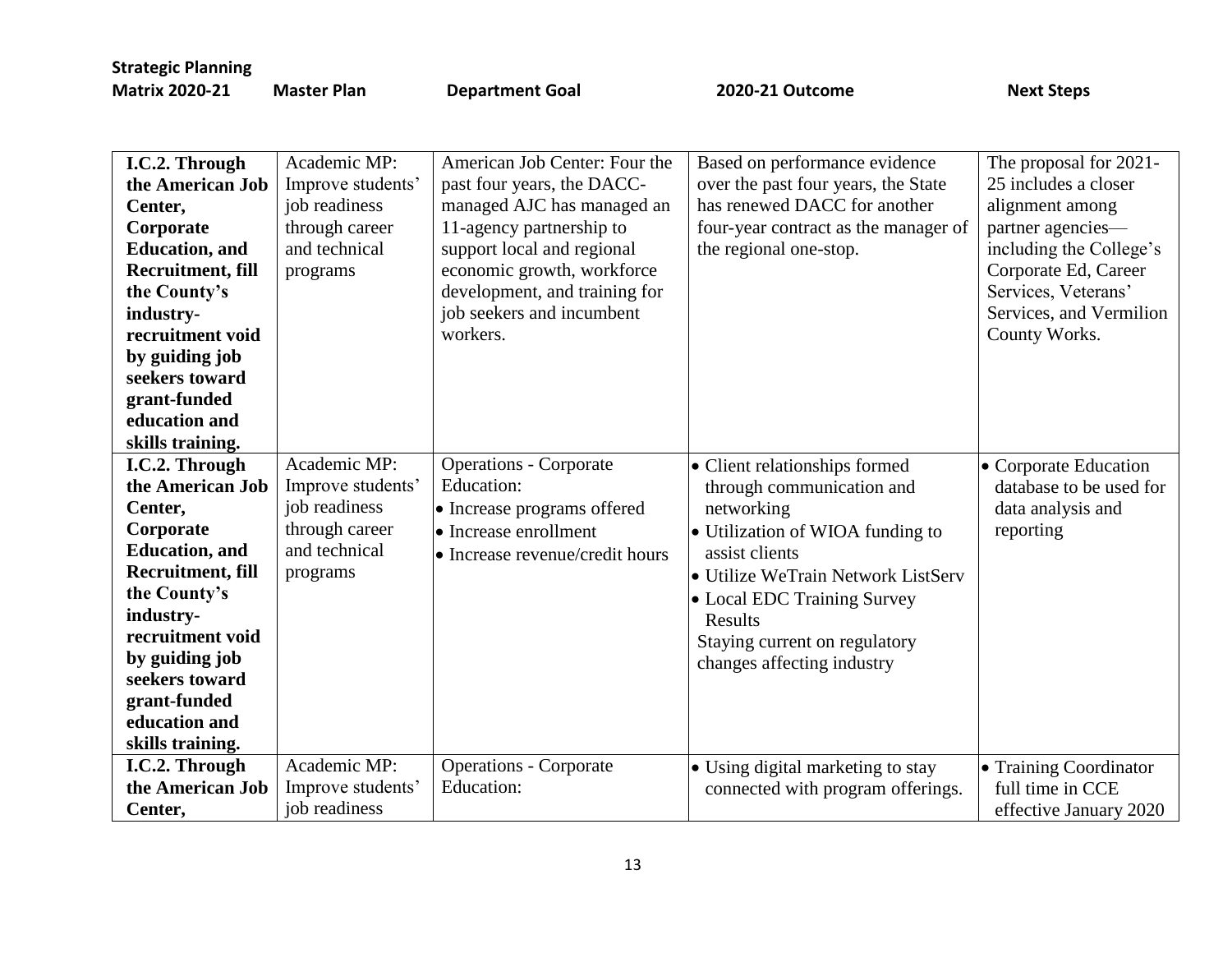| Strategic Planning Matrix 2020-21 | Master Plan | Department Goal | 2020-21 Outcome | Next Steps |
|---|---|---|---|---|
| **I.C.2. Through the American Job Center, Corporate Education, and Recruitment, fill the County's industry-recruitment void by guiding job seekers toward grant-funded education and skills training.** | Academic MP: Improve students' job readiness through career and technical programs | American Job Center: Four the past four years, the DACC-managed AJC has managed an 11-agency partnership to support local and regional economic growth, workforce development, and training for job seekers and incumbent workers. | Based on performance evidence over the past four years, the State has renewed DACC for another four-year contract as the manager of the regional one-stop. | The proposal for 2021-25 includes a closer alignment among partner agencies—including the College's Corporate Ed, Career Services, Veterans' Services, and Vermilion County Works. |
| **I.C.2. Through the American Job Center, Corporate Education, and Recruitment, fill the County's industry-recruitment void by guiding job seekers toward grant-funded education and skills training.** | Academic MP: Improve students' job readiness through career and technical programs | Operations - Corporate Education:<br>• Increase programs offered<br>• Increase enrollment<br>• Increase revenue/credit hours | • Client relationships formed through communication and networking<br>• Utilization of WIOA funding to assist clients<br>• Utilize WeTrain Network ListServ<br>• Local EDC Training Survey Results<br>Staying current on regulatory changes affecting industry | • Corporate Education database to be used for data analysis and reporting |
| **I.C.2. Through the American Job Center,** | Academic MP: Improve students' job readiness | Operations - Corporate Education: | • Using digital marketing to stay connected with program offerings. | • Training Coordinator full time in CCE effective January 2020 |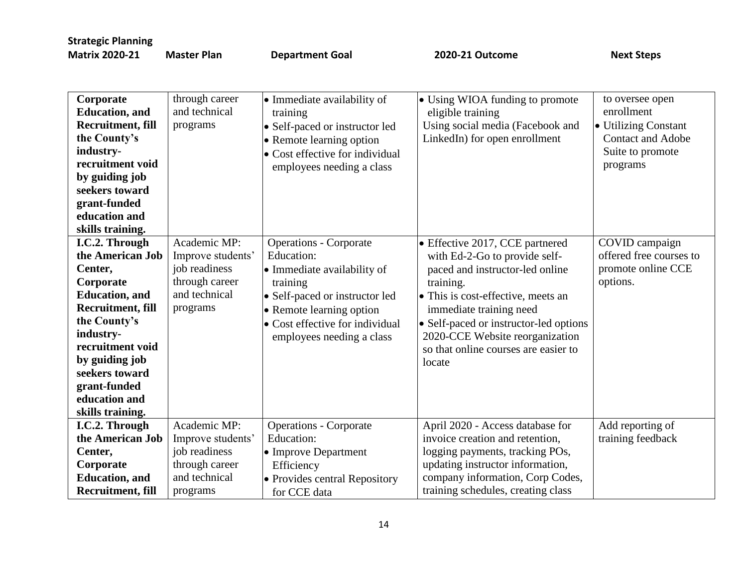| Strategic Planning Matrix 2020-21 | Master Plan | Department Goal | 2020-21 Outcome | Next Steps |
|---|---|---|---|---|
| **Corporate Education, and Recruitment, fill the County's industry-recruitment void by guiding job seekers toward grant-funded education and skills training.** | through career and technical programs | • Immediate availability of training<br>• Self-paced or instructor led<br>• Remote learning option<br>• Cost effective for individual employees needing a class | • Using WIOA funding to promote eligible training<br>Using social media (Facebook and LinkedIn) for open enrollment | to oversee open enrollment<br>• Utilizing Constant Contact and Adobe Suite to promote programs |
| **I.C.2. Through the American Job Center, Corporate Education, and Recruitment, fill the County's industry-recruitment void by guiding job seekers toward grant-funded education and skills training.** | Academic MP: Improve students' job readiness through career and technical programs | Operations - Corporate Education:<br>• Immediate availability of training<br>• Self-paced or instructor led<br>• Remote learning option<br>• Cost effective for individual employees needing a class | • Effective 2017, CCE partnered with Ed-2-Go to provide self-paced and instructor-led online training.<br>• This is cost-effective, meets an immediate training need<br>• Self-paced or instructor-led options<br>2020-CCE Website reorganization so that online courses are easier to locate | COVID campaign offered free courses to promote online CCE options. |
| **I.C.2. Through the American Job Center, Corporate Education, and Recruitment, fill** | Academic MP: Improve students' job readiness through career and technical programs | Operations - Corporate Education:<br>• Improve Department Efficiency<br>• Provides central Repository for CCE data | April 2020 - Access database for invoice creation and retention, logging payments, tracking POs, updating instructor information, company information, Corp Codes, training schedules, creating class | Add reporting of training feedback |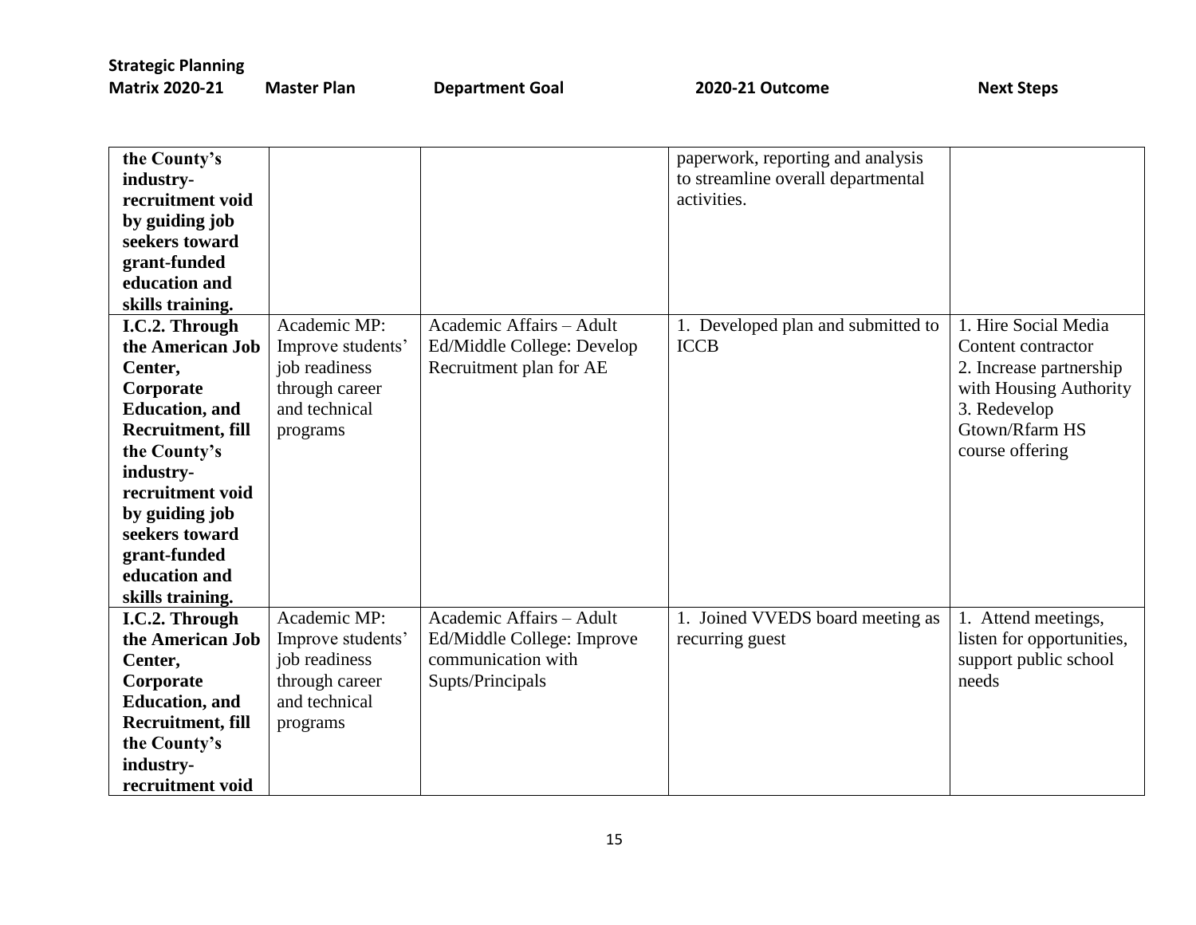| Strategic Planning Matrix 2020-21 | Master Plan | Department Goal | 2020-21 Outcome | Next Steps |
|---|---|---|---|---|
| **the County's industry-recruitment void by guiding job seekers toward grant-funded education and skills training.** | | | paperwork, reporting and analysis to streamline overall departmental activities. | |
| **I.C.2. Through the American Job Center, Corporate Education, and Recruitment, fill the County's industry-recruitment void by guiding job seekers toward grant-funded education and skills training.** | Academic MP: Improve students' job readiness through career and technical programs | Academic Affairs – Adult Ed/Middle College: Develop Recruitment plan for AE | 1. Developed plan and submitted to ICCB | 1. Hire Social Media Content contractor<br>2. Increase partnership with Housing Authority<br>3. Redevelop Gtown/Rfarm HS course offering |
| **I.C.2. Through the American Job Center, Corporate Education, and Recruitment, fill the County's industry-recruitment void** | Academic MP: Improve students' job readiness through career and technical programs | Academic Affairs – Adult Ed/Middle College: Improve communication with Supts/Principals | 1. Joined VVEDS board meeting as recurring guest | 1. Attend meetings, listen for opportunities, support public school needs |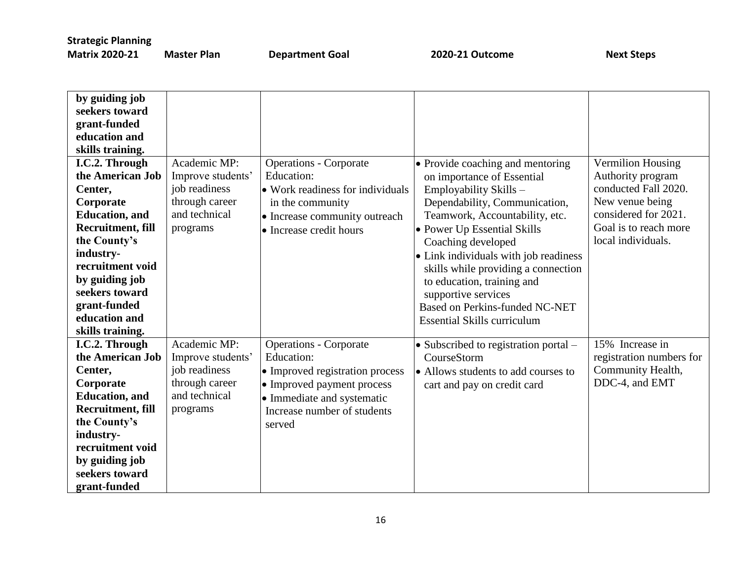| Strategic Planning Matrix 2020-21 | Master Plan | Department Goal | 2020-21 Outcome | Next Steps |
|---|---|---|---|---|
| **by guiding job seekers toward grant-funded education and skills training.** | | | | |
| **I.C.2. Through the American Job Center, Corporate Education, and Recruitment, fill the County's industry-recruitment void by guiding job seekers toward grant-funded education and skills training.** | Academic MP: Improve students' job readiness through career and technical programs | Operations - Corporate Education:<br>• Work readiness for individuals in the community<br>• Increase community outreach<br>• Increase credit hours | • Provide coaching and mentoring on importance of Essential Employability Skills – Dependability, Communication, Teamwork, Accountability, etc.<br>• Power Up Essential Skills Coaching developed<br>• Link individuals with job readiness skills while providing a connection to education, training and supportive services<br>Based on Perkins-funded NC-NET Essential Skills curriculum | Vermilion Housing Authority program conducted Fall 2020. New venue being considered for 2021. Goal is to reach more local individuals. |
| **I.C.2. Through the American Job Center, Corporate Education, and Recruitment, fill the County's industry-recruitment void by guiding job seekers toward grant-funded** | Academic MP: Improve students' job readiness through career and technical programs | Operations - Corporate Education:<br>• Improved registration process<br>• Improved payment process<br>• Immediate and systematic Increase number of students served | • Subscribed to registration portal – CourseStorm<br>• Allows students to add courses to cart and pay on credit card | 15% Increase in registration numbers for Community Health, DDC-4, and EMT |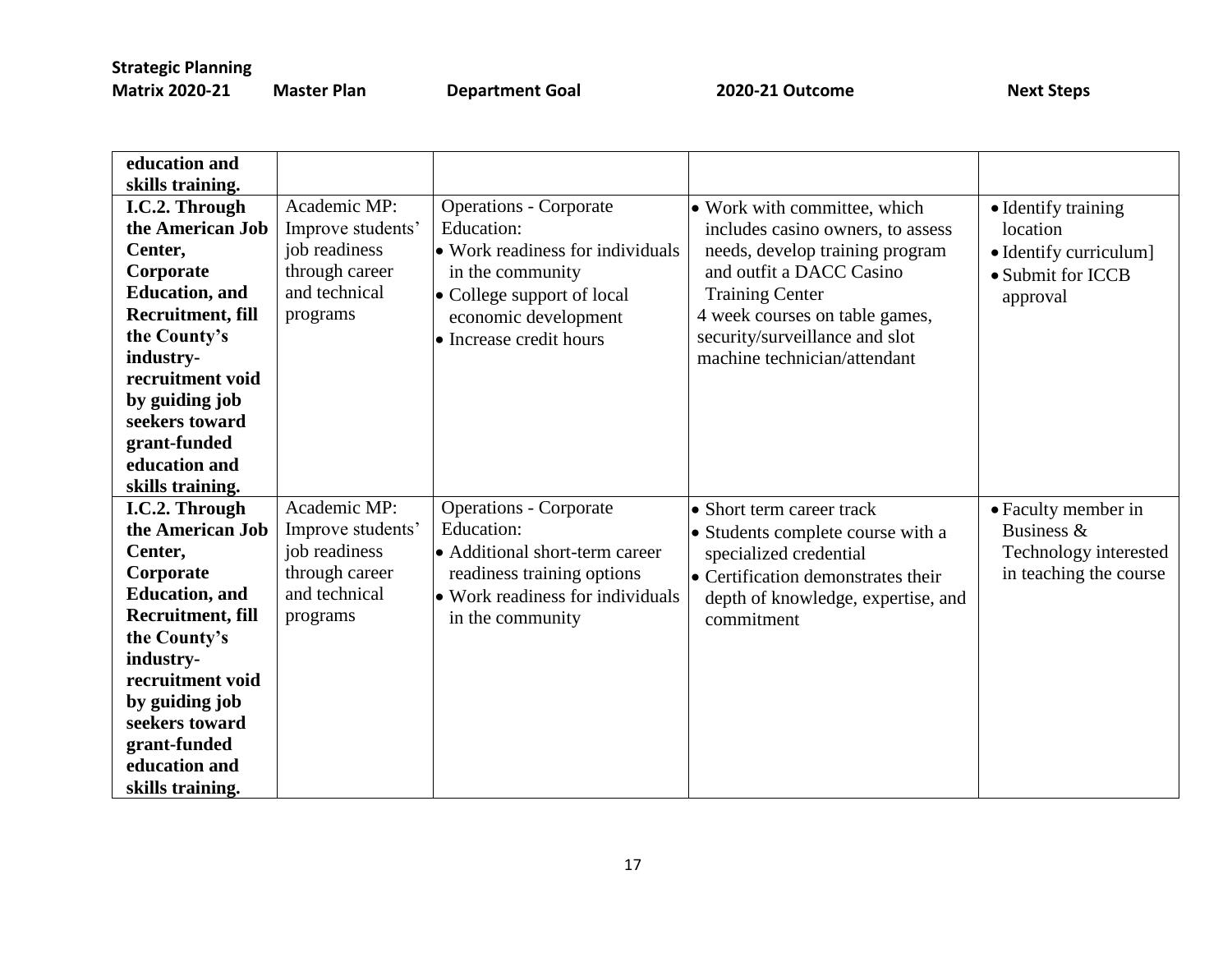| Strategic Planning Matrix 2020-21 | Master Plan | Department Goal | 2020-21 Outcome | Next Steps |
|---|---|---|---|---|
| **education and skills training.** | | | | |
| **I.C.2. Through the American Job Center, Corporate Education, and Recruitment, fill the County's industry-recruitment void by guiding job seekers toward grant-funded education and skills training.** | Academic MP: Improve students' job readiness through career and technical programs | Operations - Corporate Education:<br>• Work readiness for individuals in the community<br>• College support of local economic development<br>• Increase credit hours | • Work with committee, which includes casino owners, to assess needs, develop training program and outfit a DACC Casino Training Center<br>4 week courses on table games, security/surveillance and slot machine technician/attendant | • Identify training location<br>• Identify curriculum]<br>• Submit for ICCB approval |
| **I.C.2. Through the American Job Center, Corporate Education, and Recruitment, fill the County's industry-recruitment void by guiding job seekers toward grant-funded education and skills training.** | Academic MP: Improve students' job readiness through career and technical programs | Operations - Corporate Education:<br>• Additional short-term career readiness training options<br>• Work readiness for individuals in the community | • Short term career track<br>• Students complete course with a specialized credential<br>• Certification demonstrates their depth of knowledge, expertise, and commitment | • Faculty member in Business & Technology interested in teaching the course |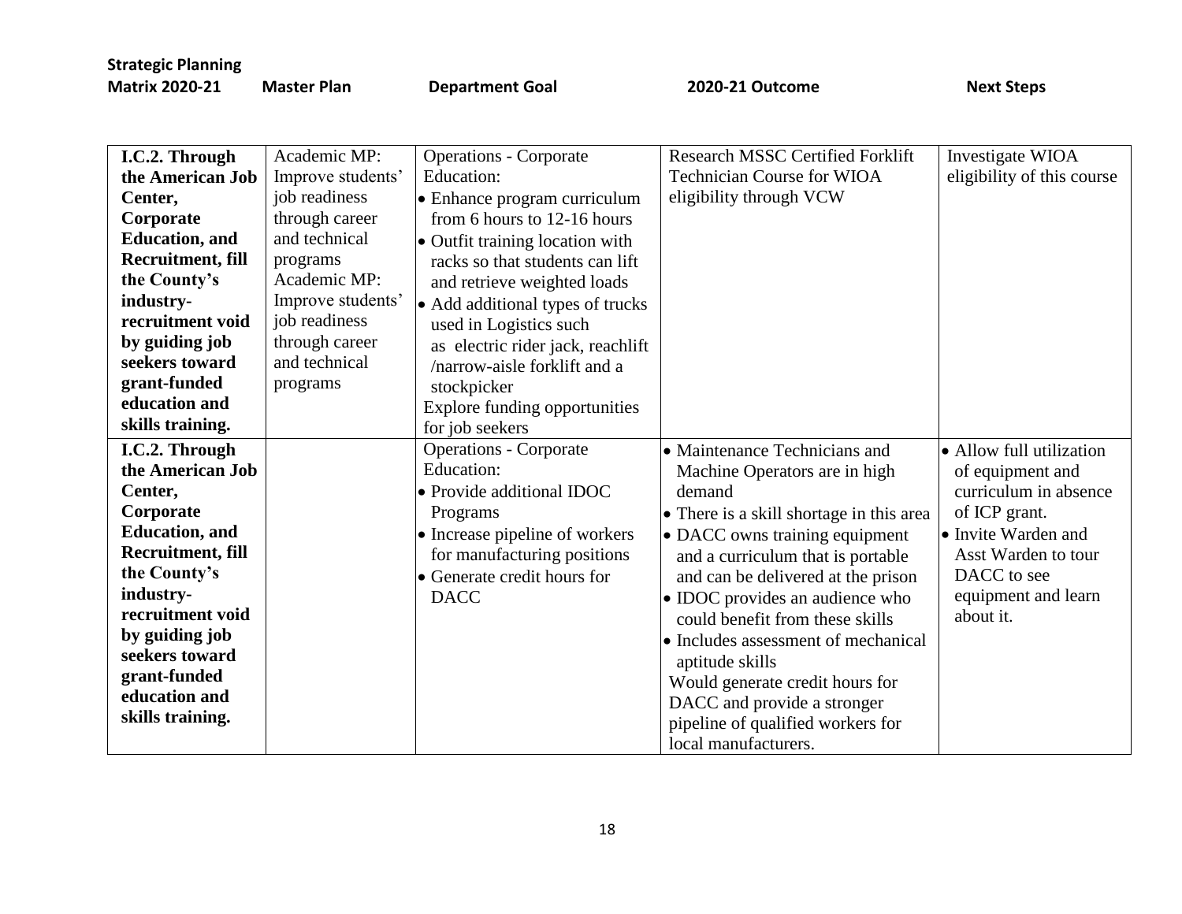| Strategic Planning Matrix 2020-21 | Master Plan | Department Goal | 2020-21 Outcome | Next Steps |
|---|---|---|---|---|
| **I.C.2. Through the American Job Center, Corporate Education, and Recruitment, fill the County's industry-recruitment void by guiding job seekers toward grant-funded education and skills training.** | Academic MP: Improve students' job readiness through career and technical programs<br>Academic MP: Improve students' job readiness through career and technical programs | Operations - Corporate Education:<br>• Enhance program curriculum from 6 hours to 12-16 hours<br>• Outfit training location with racks so that students can lift and retrieve weighted loads<br>• Add additional types of trucks used in Logistics such as electric rider jack, reachlift /narrow-aisle forklift and a stockpicker<br>Explore funding opportunities for job seekers | Research MSSC Certified Forklift Technician Course for WIOA eligibility through VCW | Investigate WIOA eligibility of this course |
| **I.C.2. Through the American Job Center, Corporate Education, and Recruitment, fill the County's industry-recruitment void by guiding job seekers toward grant-funded education and skills training.** | | Operations - Corporate Education:<br>• Provide additional IDOC Programs<br>• Increase pipeline of workers for manufacturing positions<br>• Generate credit hours for DACC | • Maintenance Technicians and Machine Operators are in high demand<br>• There is a skill shortage in this area<br>• DACC owns training equipment and a curriculum that is portable and can be delivered at the prison<br>• IDOC provides an audience who could benefit from these skills<br>• Includes assessment of mechanical aptitude skills<br>Would generate credit hours for DACC and provide a stronger pipeline of qualified workers for local manufacturers. | • Allow full utilization of equipment and curriculum in absence of ICP grant.<br>• Invite Warden and Asst Warden to tour DACC to see equipment and learn about it. |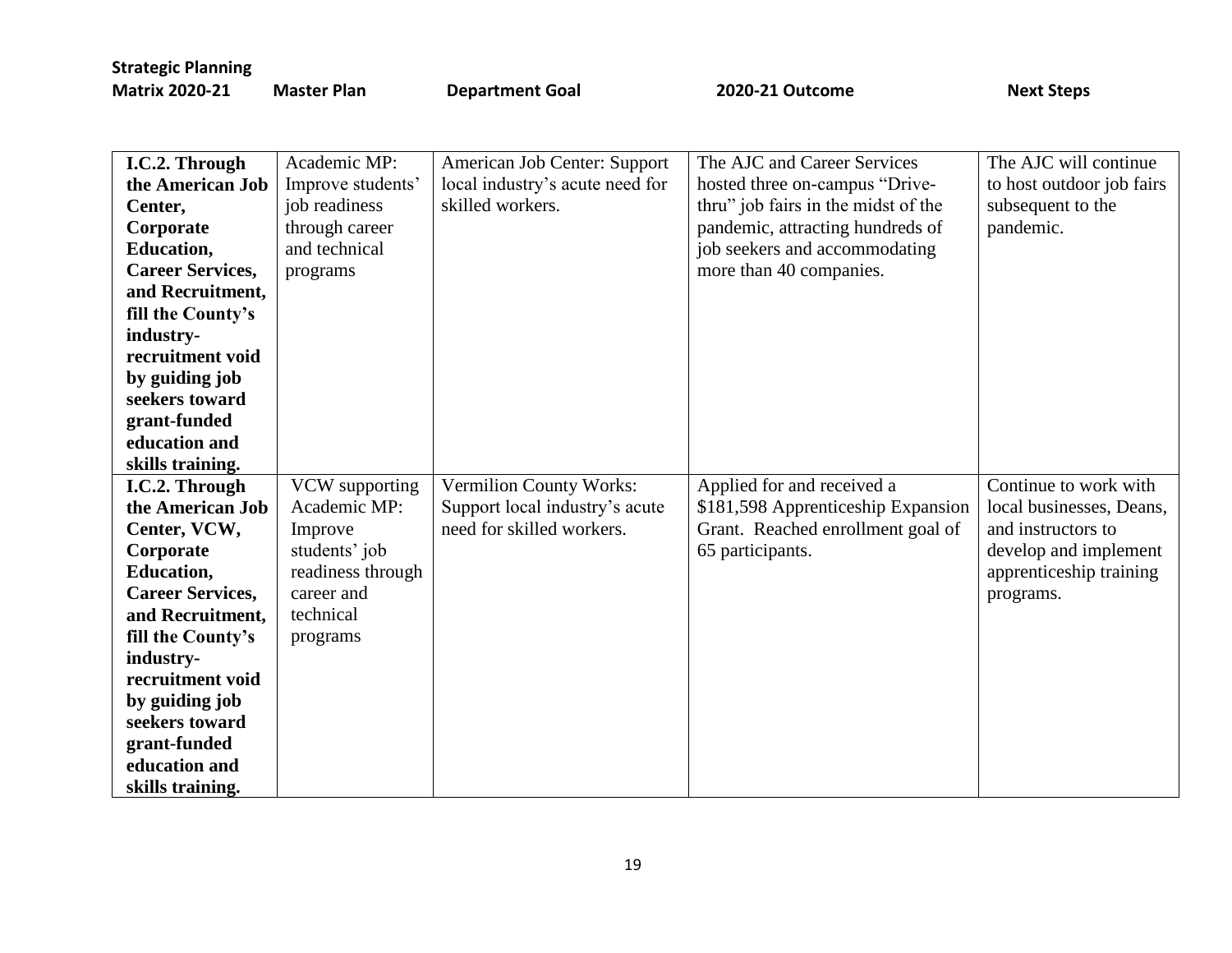| Strategic Planning Matrix 2020-21 | Master Plan | Department Goal | 2020-21 Outcome | Next Steps |
|---|---|---|---|---|
| **I.C.2. Through the American Job Center, Corporate Education, Career Services, and Recruitment, fill the County's industry-recruitment void by guiding job seekers toward grant-funded education and skills training.** | Academic MP: Improve students' job readiness through career and technical programs | American Job Center: Support local industry's acute need for skilled workers. | The AJC and Career Services hosted three on-campus "Drive-thru" job fairs in the midst of the pandemic, attracting hundreds of job seekers and accommodating more than 40 companies. | The AJC will continue to host outdoor job fairs subsequent to the pandemic. |
| **I.C.2. Through the American Job Center, VCW, Corporate Education, Career Services, and Recruitment, fill the County's industry-recruitment void by guiding job seekers toward grant-funded education and skills training.** | VCW supporting Academic MP: Improve students' job readiness through career and technical programs | Vermilion County Works: Support local industry's acute need for skilled workers. | Applied for and received a $181,598 Apprenticeship Expansion Grant. Reached enrollment goal of 65 participants. | Continue to work with local businesses, Deans, and instructors to develop and implement apprenticeship training programs. |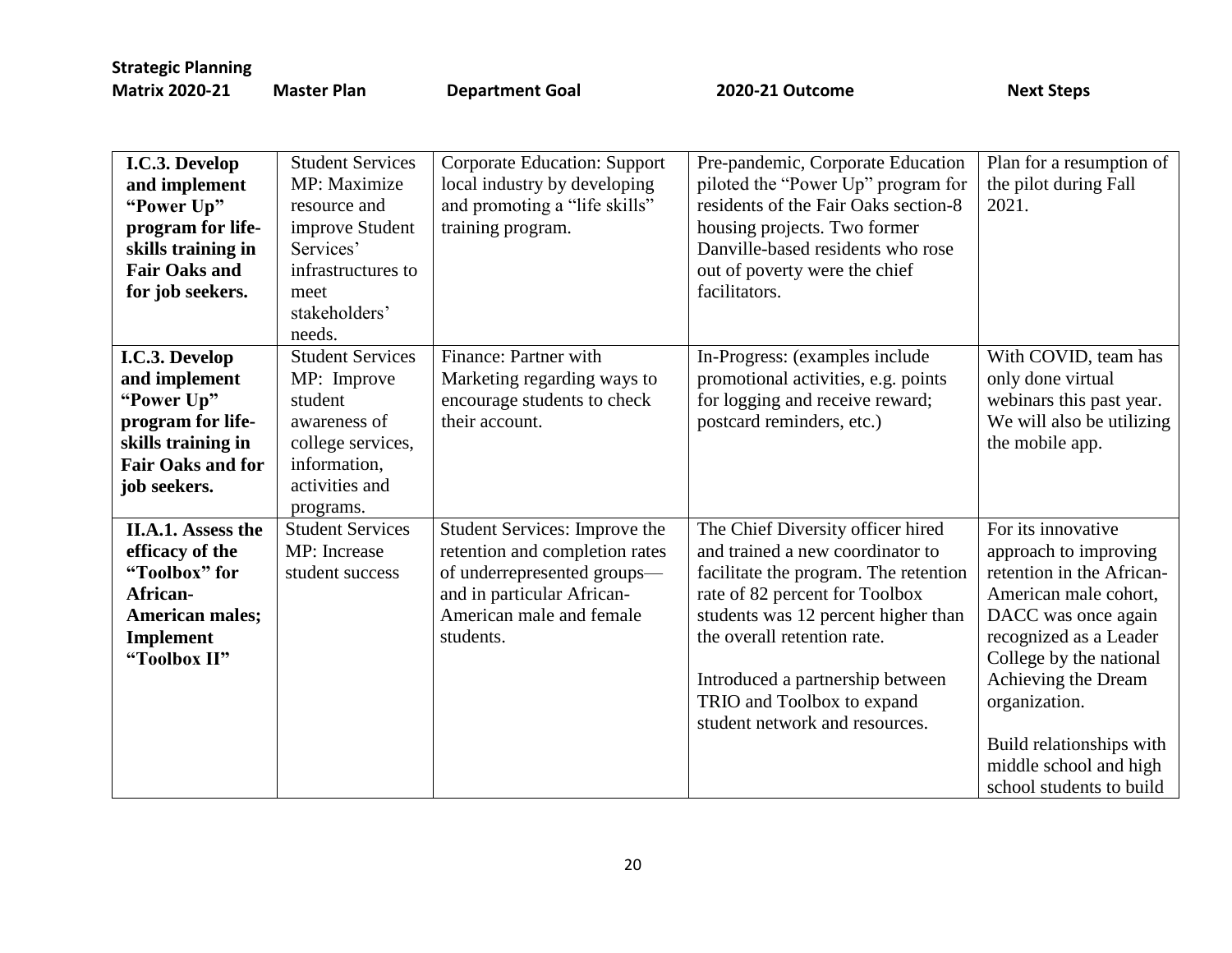| Strategic Planning Matrix 2020-21 | Master Plan | Department Goal | 2020-21 Outcome | Next Steps |
|---|---|---|---|---|
| **I.C.3. Develop and implement "Power Up" program for life-skills training in Fair Oaks and for job seekers.** | Student Services MP: Maximize resource and improve Student Services' infrastructures to meet stakeholders' needs. | Corporate Education: Support local industry by developing and promoting a "life skills" training program. | Pre-pandemic, Corporate Education piloted the "Power Up" program for residents of the Fair Oaks section-8 housing projects. Two former Danville-based residents who rose out of poverty were the chief facilitators. | Plan for a resumption of the pilot during Fall 2021. |
| **I.C.3. Develop and implement "Power Up" program for life-skills training in Fair Oaks and for job seekers.** | Student Services MP: Improve student awareness of college services, information, activities and programs. | Finance: Partner with Marketing regarding ways to encourage students to check their account. | In-Progress: (examples include promotional activities, e.g. points for logging and receive reward; postcard reminders, etc.) | With COVID, team has only done virtual webinars this past year. We will also be utilizing the mobile app. |
| **II.A.1. Assess the efficacy of the "Toolbox" for African-American males; Implement "Toolbox II"** | Student Services MP: Increase student success | Student Services: Improve the retention and completion rates of underrepresented groups—and in particular African-American male and female students. | The Chief Diversity officer hired and trained a new coordinator to facilitate the program. The retention rate of 82 percent for Toolbox students was 12 percent higher than the overall retention rate.<br><br>Introduced a partnership between TRIO and Toolbox to expand student network and resources. | For its innovative approach to improving retention in the African-American male cohort, DACC was once again recognized as a Leader College by the national Achieving the Dream organization.<br><br>Build relationships with middle school and high school students to build |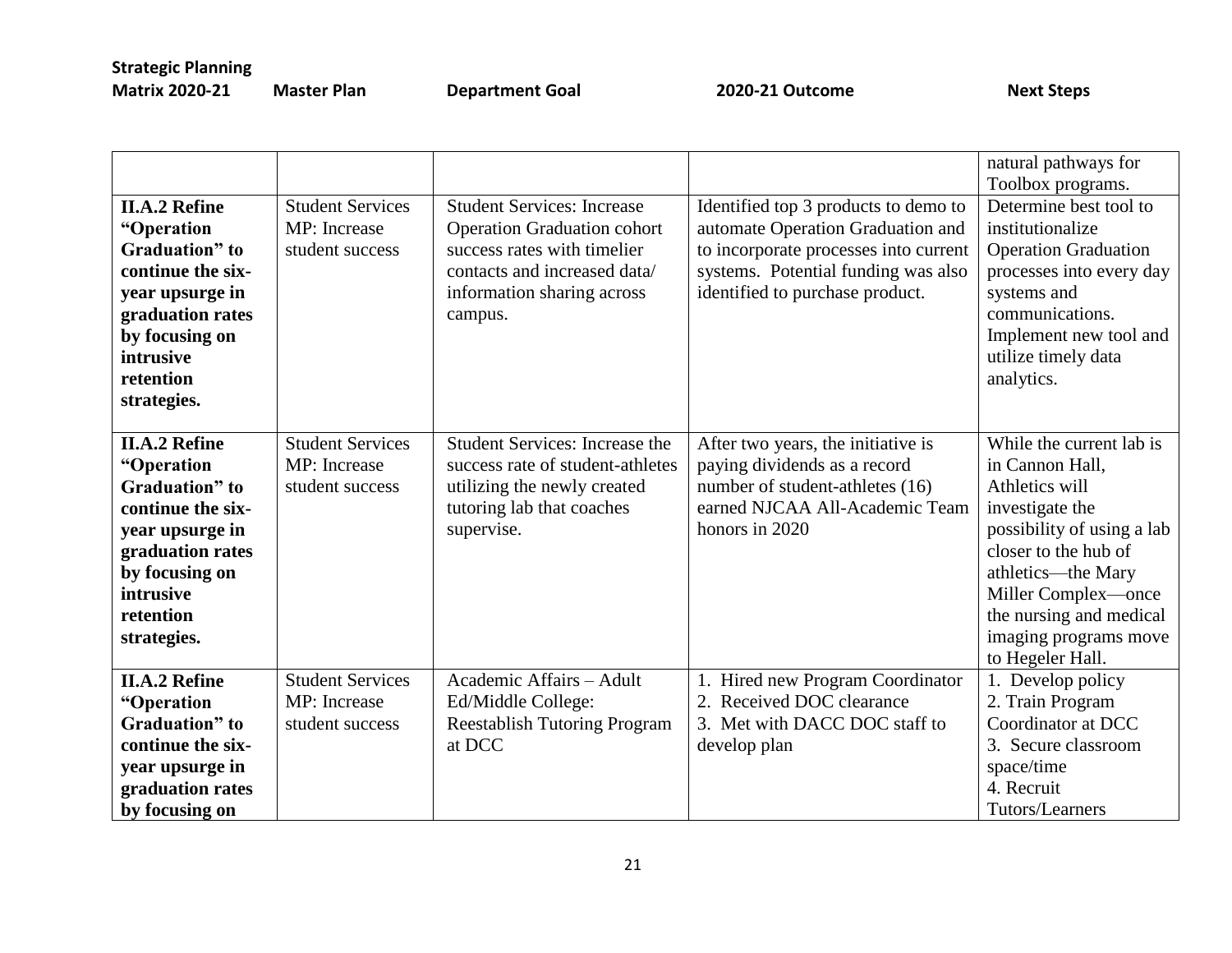| Strategic Planning Matrix 2020-21 | Master Plan | Department Goal | 2020-21 Outcome | Next Steps |
|---|---|---|---|---|
| | | | | natural pathways for Toolbox programs. |
| **II.A.2 Refine "Operation Graduation" to continue the six-year upsurge in graduation rates by focusing on intrusive retention strategies.** | Student Services MP: Increase student success | Student Services: Increase Operation Graduation cohort success rates with timelier contacts and increased data/ information sharing across campus. | Identified top 3 products to demo to automate Operation Graduation and to incorporate processes into current systems. Potential funding was also identified to purchase product. | Determine best tool to institutionalize Operation Graduation processes into every day systems and communications. Implement new tool and utilize timely data analytics. |
| **II.A.2 Refine "Operation Graduation" to continue the six-year upsurge in graduation rates by focusing on intrusive retention strategies.** | Student Services MP: Increase student success | Student Services: Increase the success rate of student-athletes utilizing the newly created tutoring lab that coaches supervise. | After two years, the initiative is paying dividends as a record number of student-athletes (16) earned NJCAA All-Academic Team honors in 2020 | While the current lab is in Cannon Hall, Athletics will investigate the possibility of using a lab closer to the hub of athletics—the Mary Miller Complex—once the nursing and medical imaging programs move to Hegeler Hall. |
| **II.A.2 Refine "Operation Graduation" to continue the six-year upsurge in graduation rates by focusing on** | Student Services MP: Increase student success | Academic Affairs – Adult Ed/Middle College: Reestablish Tutoring Program at DCC | 1. Hired new Program Coordinator<br>2. Received DOC clearance<br>3. Met with DACC DOC staff to develop plan | 1. Develop policy<br>2. Train Program Coordinator at DCC<br>3. Secure classroom space/time<br>4. Recruit Tutors/Learners |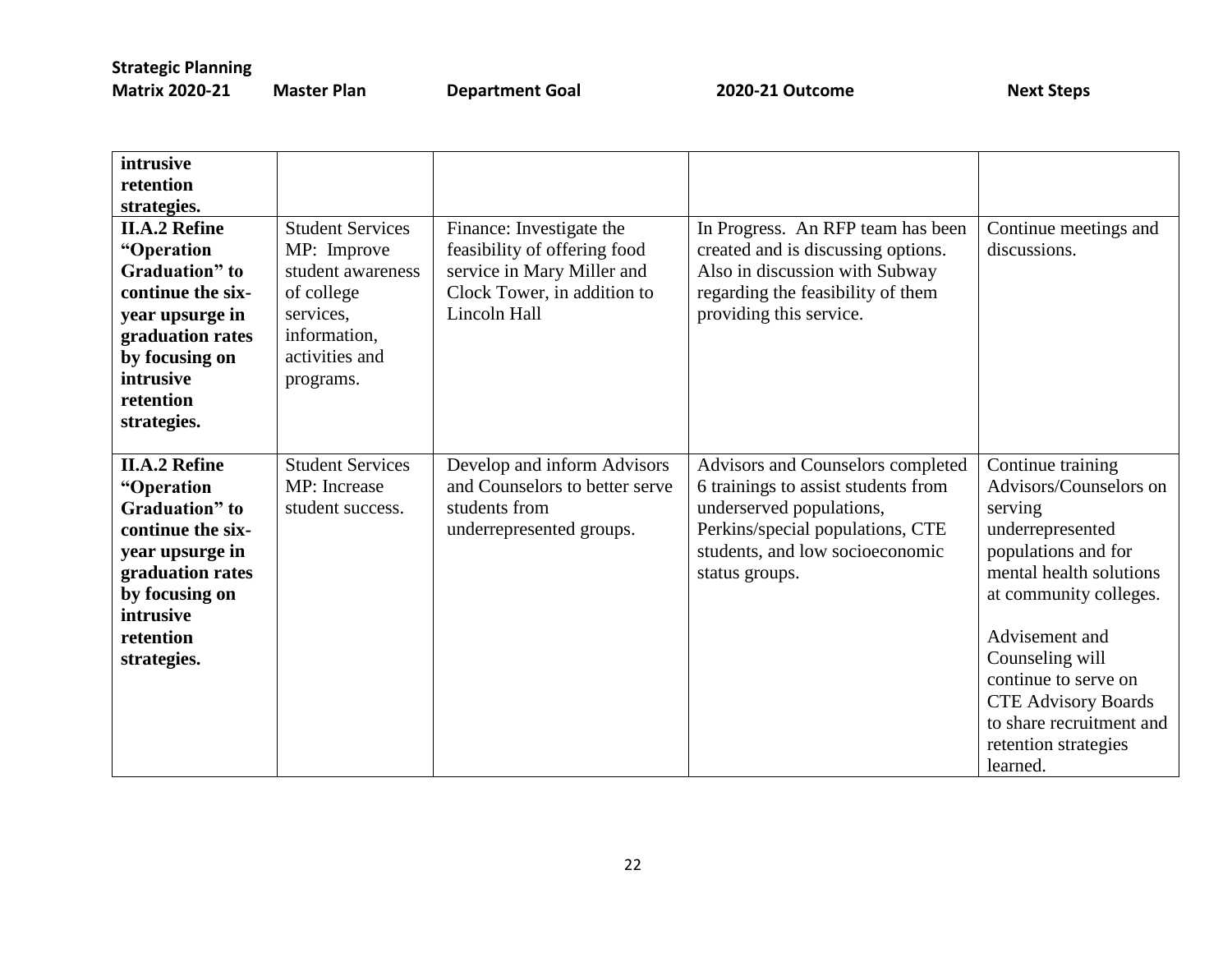| Strategic Planning Matrix 2020-21 | Master Plan | Department Goal | 2020-21 Outcome | Next Steps |
|---|---|---|---|---|
| **intrusive retention strategies.** | | | | |
| **II.A.2 Refine "Operation Graduation" to continue the six-year upsurge in graduation rates by focusing on intrusive retention strategies.** | Student Services MP: Improve student awareness of college services, information, activities and programs. | Finance: Investigate the feasibility of offering food service in Mary Miller and Clock Tower, in addition to Lincoln Hall | In Progress. An RFP team has been created and is discussing options. Also in discussion with Subway regarding the feasibility of them providing this service. | Continue meetings and discussions. |
| **II.A.2 Refine "Operation Graduation" to continue the six-year upsurge in graduation rates by focusing on intrusive retention strategies.** | Student Services MP: Increase student success. | Develop and inform Advisors and Counselors to better serve students from underrepresented groups. | Advisors and Counselors completed 6 trainings to assist students from underserved populations, Perkins/special populations, CTE students, and low socioeconomic status groups. | Continue training Advisors/Counselors on serving underrepresented populations and for mental health solutions at community colleges.<br><br>Advisement and Counseling will continue to serve on CTE Advisory Boards to share recruitment and retention strategies learned. |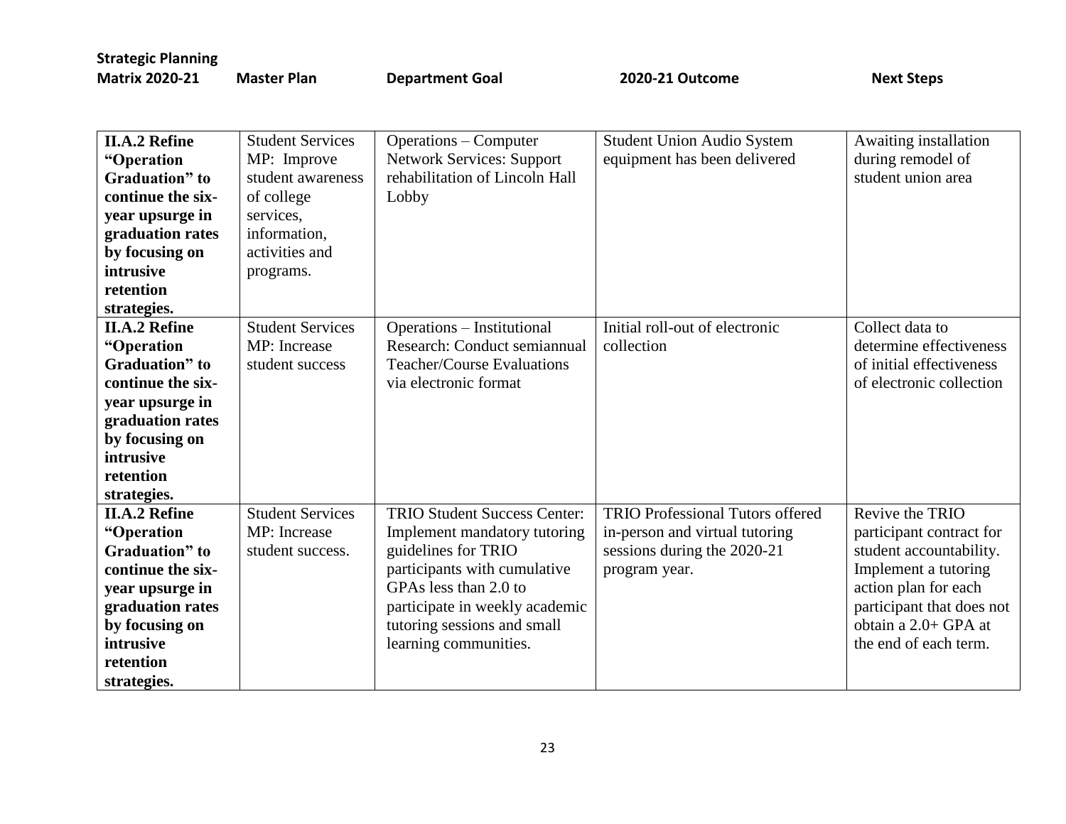| Strategic Planning Matrix 2020-21 | Master Plan | Department Goal | 2020-21 Outcome | Next Steps |
|---|---|---|---|---|
| **II.A.2 Refine "Operation Graduation" to continue the six-year upsurge in graduation rates by focusing on intrusive retention strategies.** | Student Services MP: Improve student awareness of college services, information, activities and programs. | Operations – Computer Network Services: Support rehabilitation of Lincoln Hall Lobby | Student Union Audio System equipment has been delivered | Awaiting installation during remodel of student union area |
| **II.A.2 Refine "Operation Graduation" to continue the six-year upsurge in graduation rates by focusing on intrusive retention strategies.** | Student Services MP: Increase student success | Operations – Institutional Research: Conduct semiannual Teacher/Course Evaluations via electronic format | Initial roll-out of electronic collection | Collect data to determine effectiveness of initial effectiveness of electronic collection |
| **II.A.2 Refine "Operation Graduation" to continue the six-year upsurge in graduation rates by focusing on intrusive retention strategies.** | Student Services MP: Increase student success. | TRIO Student Success Center: Implement mandatory tutoring guidelines for TRIO participants with cumulative GPAs less than 2.0 to participate in weekly academic tutoring sessions and small learning communities. | TRIO Professional Tutors offered in-person and virtual tutoring sessions during the 2020-21 program year. | Revive the TRIO participant contract for student accountability. Implement a tutoring action plan for each participant that does not obtain a 2.0+ GPA at the end of each term. |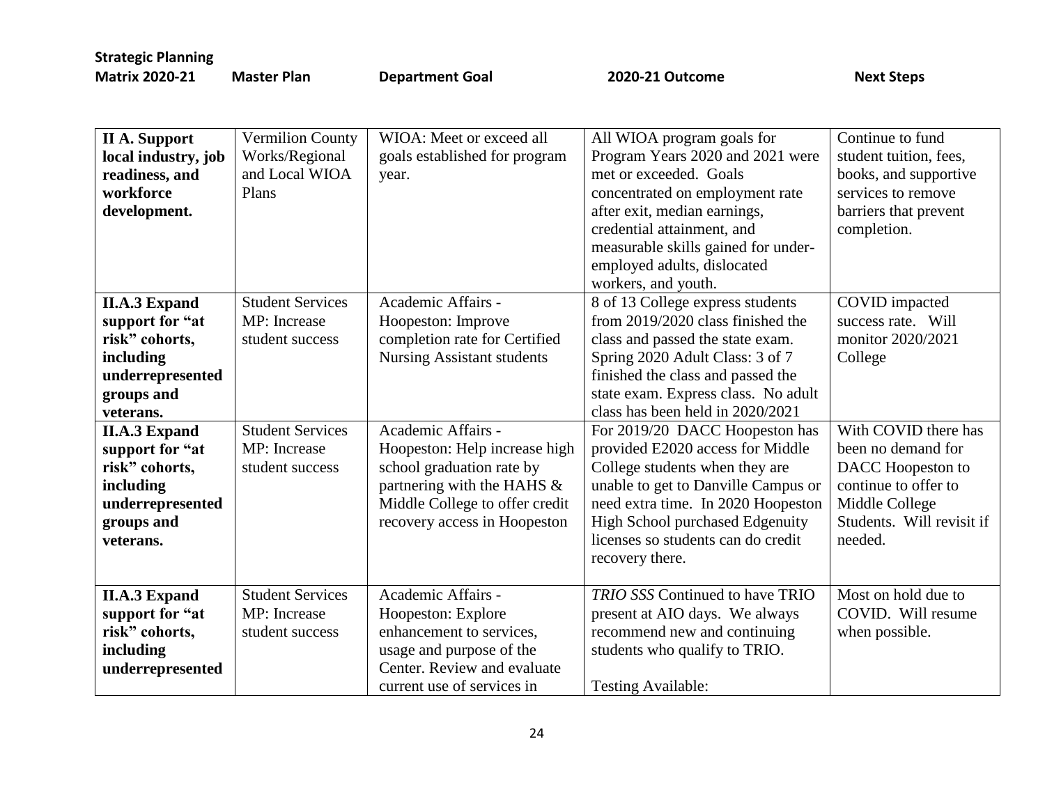| Strategic Planning Matrix 2020-21 | Master Plan | Department Goal | 2020-21 Outcome | Next Steps |
|---|---|---|---|---|
| **II A. Support local industry, job readiness, and workforce development.** | Vermilion County Works/Regional and Local WIOA Plans | WIOA: Meet or exceed all goals established for program year. | All WIOA program goals for Program Years 2020 and 2021 were met or exceeded. Goals concentrated on employment rate after exit, median earnings, credential attainment, and measurable skills gained for under-employed adults, dislocated workers, and youth. | Continue to fund student tuition, fees, books, and supportive services to remove barriers that prevent completion. |
| **II.A.3 Expand support for "at risk" cohorts, including underrepresented groups and veterans.** | Student Services MP: Increase student success | Academic Affairs - Hoopeston: Improve completion rate for Certified Nursing Assistant students | 8 of 13 College express students from 2019/2020 class finished the class and passed the state exam. Spring 2020 Adult Class: 3 of 7 finished the class and passed the state exam. Express class. No adult class has been held in 2020/2021 | COVID impacted success rate. Will monitor 2020/2021 College |
| **II.A.3 Expand support for "at risk" cohorts, including underrepresented groups and veterans.** | Student Services MP: Increase student success | Academic Affairs - Hoopeston: Help increase high school graduation rate by partnering with the HAHS & Middle College to offer credit recovery access in Hoopeston | For 2019/20 DACC Hoopeston has provided E2020 access for Middle College students when they are unable to get to Danville Campus or need extra time. In 2020 Hoopeston High School purchased Edgenuity licenses so students can do credit recovery there. | With COVID there has been no demand for DACC Hoopeston to continue to offer to Middle College Students. Will revisit if needed. |
| **II.A.3 Expand support for "at risk" cohorts, including underrepresented** | Student Services MP: Increase student success | Academic Affairs - Hoopeston: Explore enhancement to services, usage and purpose of the Center. Review and evaluate current use of services in | *TRIO SSS* Continued to have TRIO present at AIO days. We always recommend new and continuing students who qualify to TRIO.<br><br>Testing Available: | Most on hold due to COVID. Will resume when possible. |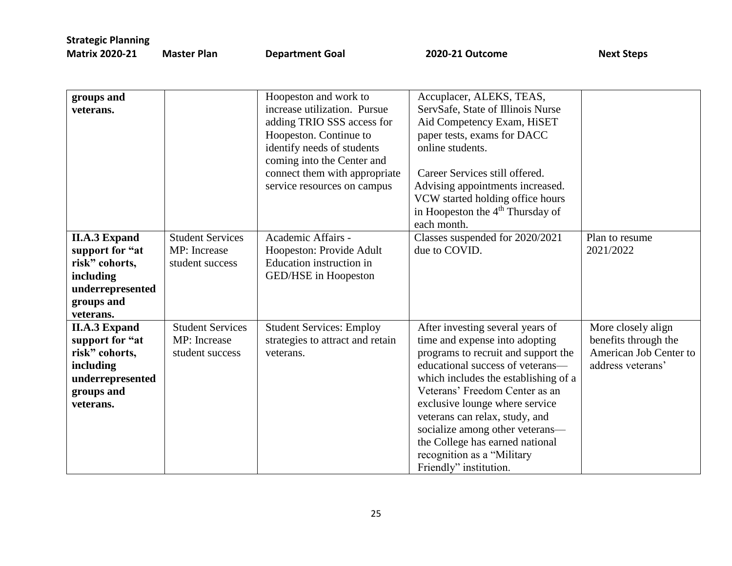| Strategic Planning Matrix 2020-21 | Master Plan | Department Goal | 2020-21 Outcome | Next Steps |
|---|---|---|---|---|
| **groups and veterans.** | | Hoopeston and work to increase utilization. Pursue adding TRIO SSS access for Hoopeston. Continue to identify needs of students coming into the Center and connect them with appropriate service resources on campus | Accuplacer, ALEKS, TEAS, ServSafe, State of Illinois Nurse Aid Competency Exam, HiSET paper tests, exams for DACC online students.<br><br>Career Services still offered. Advising appointments increased. VCW started holding office hours in Hoopeston the 4th Thursday of each month. | |
| **II.A.3 Expand support for "at risk" cohorts, including underrepresented groups and veterans.** | Student Services MP: Increase student success | Academic Affairs - Hoopeston: Provide Adult Education instruction in GED/HSE in Hoopeston | Classes suspended for 2020/2021 due to COVID. | Plan to resume 2021/2022 |
| **II.A.3 Expand support for "at risk" cohorts, including underrepresented groups and veterans.** | Student Services MP: Increase student success | Student Services: Employ strategies to attract and retain veterans. | After investing several years of time and expense into adopting programs to recruit and support the educational success of veterans—which includes the establishing of a Veterans' Freedom Center as an exclusive lounge where service veterans can relax, study, and socialize among other veterans—the College has earned national recognition as a "Military Friendly" institution. | More closely align benefits through the American Job Center to address veterans' |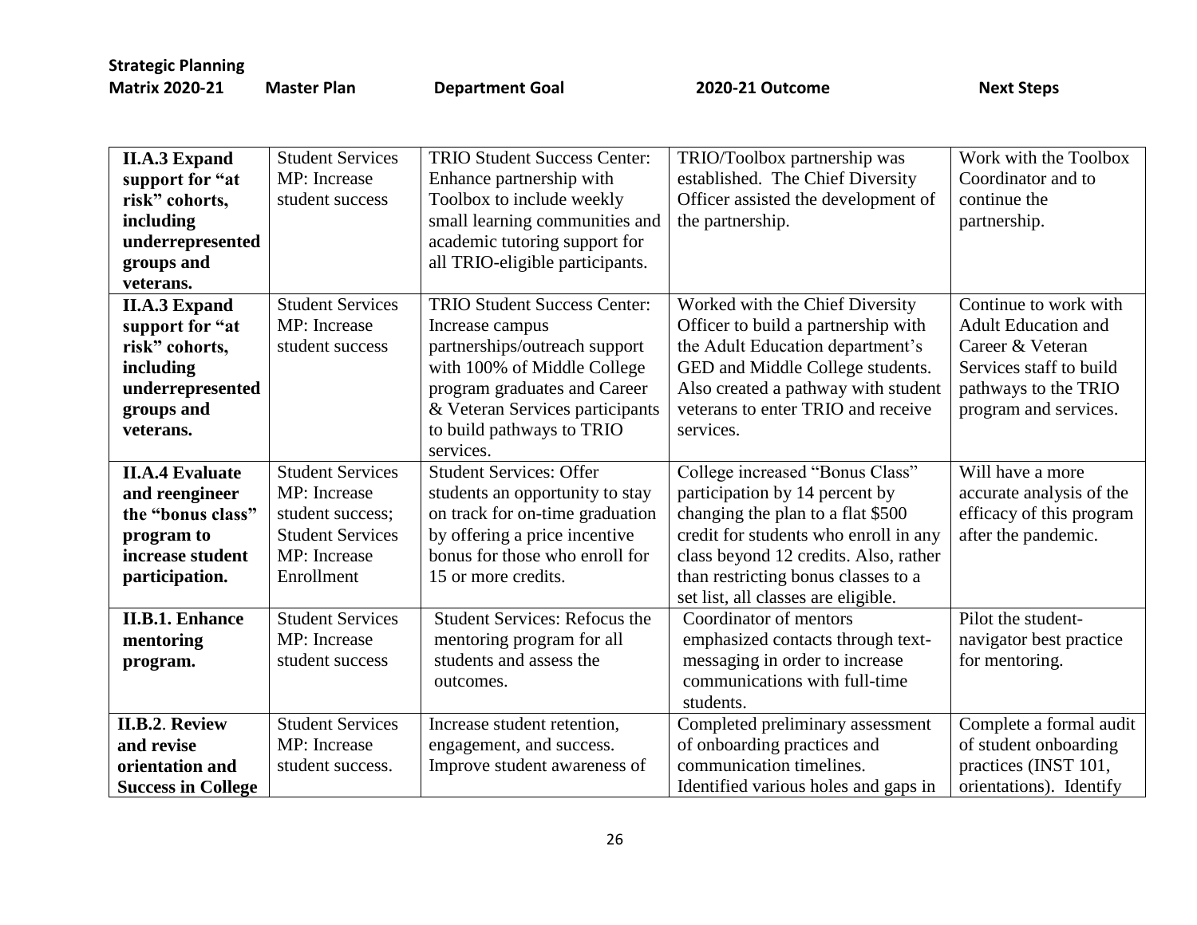| Strategic Planning Matrix 2020-21 | Master Plan | Department Goal | 2020-21 Outcome | Next Steps |
|---|---|---|---|---|
| **II.A.3 Expand support for "at risk" cohorts, including underrepresented groups and veterans.** | Student Services MP: Increase student success | TRIO Student Success Center: Enhance partnership with Toolbox to include weekly small learning communities and academic tutoring support for all TRIO-eligible participants. | TRIO/Toolbox partnership was established. The Chief Diversity Officer assisted the development of the partnership. | Work with the Toolbox Coordinator and to continue the partnership. |
| **II.A.3 Expand support for "at risk" cohorts, including underrepresented groups and veterans.** | Student Services MP: Increase student success | TRIO Student Success Center: Increase campus partnerships/outreach support with 100% of Middle College program graduates and Career & Veteran Services participants to build pathways to TRIO services. | Worked with the Chief Diversity Officer to build a partnership with the Adult Education department's GED and Middle College students. Also created a pathway with student veterans to enter TRIO and receive services. | Continue to work with Adult Education and Career & Veteran Services staff to build pathways to the TRIO program and services. |
| **II.A.4 Evaluate and reengineer the "bonus class" program to increase student participation.** | Student Services MP: Increase student success; Student Services MP: Increase Enrollment | Student Services: Offer students an opportunity to stay on track for on-time graduation by offering a price incentive bonus for those who enroll for 15 or more credits. | College increased "Bonus Class" participation by 14 percent by changing the plan to a flat $500 credit for students who enroll in any class beyond 12 credits. Also, rather than restricting bonus classes to a set list, all classes are eligible. | Will have a more accurate analysis of the efficacy of this program after the pandemic. |
| **II.B.1. Enhance mentoring program.** | Student Services MP: Increase student success | Student Services: Refocus the mentoring program for all students and assess the outcomes. | Coordinator of mentors emphasized contacts through text-messaging in order to increase communications with full-time students. | Pilot the student-navigator best practice for mentoring. |
| **II.B.2. Review and revise orientation and Success in College** | Student Services MP: Increase student success. | Increase student retention, engagement, and success. Improve student awareness of | Completed preliminary assessment of onboarding practices and communication timelines. Identified various holes and gaps in | Complete a formal audit of student onboarding practices (INST 101, orientations). Identify |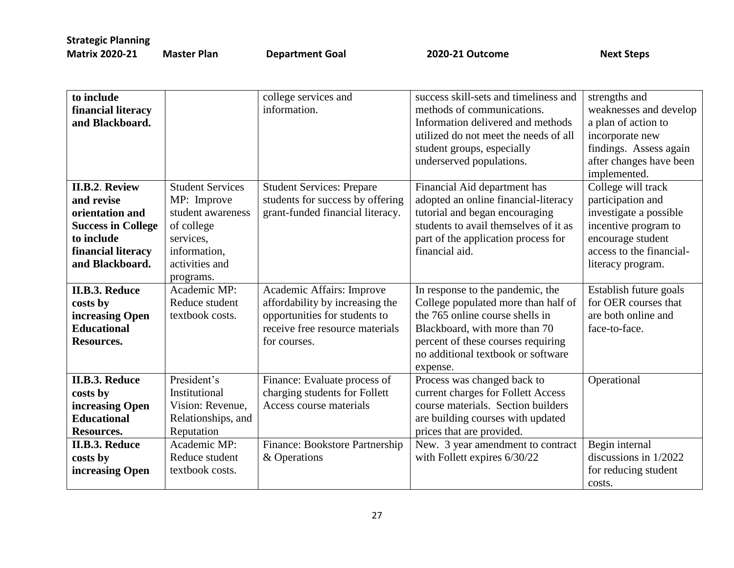| Strategic Planning Matrix 2020-21 | Master Plan | Department Goal | 2020-21 Outcome | Next Steps |
|---|---|---|---|---|
| **to include financial literacy and Blackboard.** | | college services and information. | success skill-sets and timeliness and methods of communications. Information delivered and methods utilized do not meet the needs of all student groups, especially underserved populations. | strengths and weaknesses and develop a plan of action to incorporate new findings. Assess again after changes have been implemented. |
| **II.B.2. Review and revise orientation and Success in College to include financial literacy and Blackboard.** | Student Services MP: Improve student awareness of college services, information, activities and programs. | Student Services: Prepare students for success by offering grant-funded financial literacy. | Financial Aid department has adopted an online financial-literacy tutorial and began encouraging students to avail themselves of it as part of the application process for financial aid. | College will track participation and investigate a possible incentive program to encourage student access to the financial-literacy program. |
| **II.B.3. Reduce costs by increasing Open Educational Resources.** | Academic MP: Reduce student textbook costs. | Academic Affairs: Improve affordability by increasing the opportunities for students to receive free resource materials for courses. | In response to the pandemic, the College populated more than half of the 765 online course shells in Blackboard, with more than 70 percent of these courses requiring no additional textbook or software expense. | Establish future goals for OER courses that are both online and face-to-face. |
| **II.B.3. Reduce costs by increasing Open Educational Resources.** | President's Institutional Vision: Revenue, Relationships, and Reputation | Finance: Evaluate process of charging students for Follett Access course materials | Process was changed back to current charges for Follett Access course materials. Section builders are building courses with updated prices that are provided. | Operational |
| **II.B.3. Reduce costs by increasing Open** | Academic MP: Reduce student textbook costs. | Finance: Bookstore Partnership & Operations | New. 3 year amendment to contract with Follett expires 6/30/22 | Begin internal discussions in 1/2022 for reducing student costs. |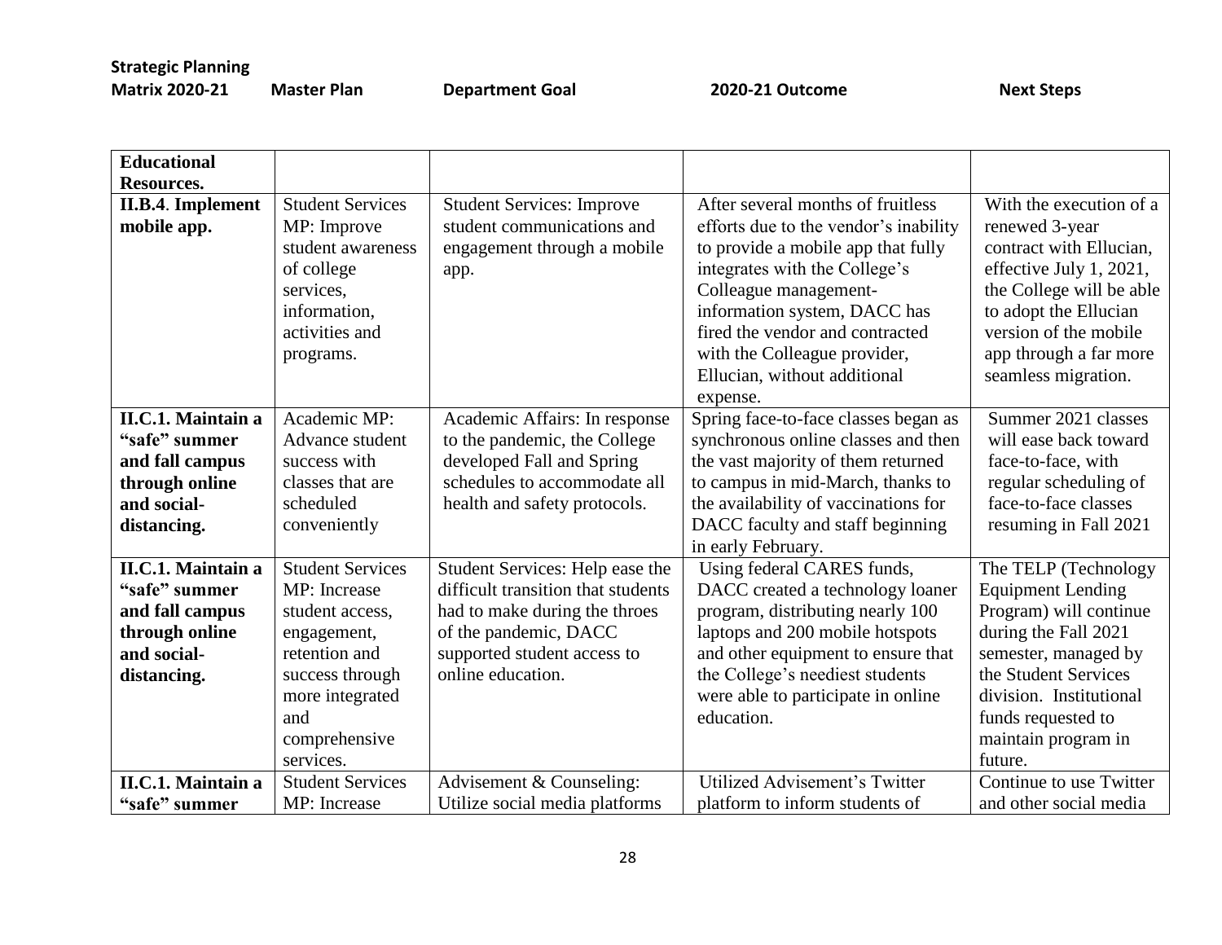| Strategic Planning Matrix 2020-21 | Master Plan | Department Goal | 2020-21 Outcome | Next Steps |
|---|---|---|---|---|
| **Educational Resources.** | | | | |
| **II.B.4. Implement mobile app.** | Student Services MP: Improve student awareness of college services, information, activities and programs. | Student Services: Improve student communications and engagement through a mobile app. | After several months of fruitless efforts due to the vendor's inability to provide a mobile app that fully integrates with the College's Colleague management-information system, DACC has fired the vendor and contracted with the Colleague provider, Ellucian, without additional expense. | With the execution of a renewed 3-year contract with Ellucian, effective July 1, 2021, the College will be able to adopt the Ellucian version of the mobile app through a far more seamless migration. |
| **II.C.1. Maintain a "safe" summer and fall campus through online and social-distancing.** | Academic MP: Advance student success with classes that are scheduled conveniently | Academic Affairs: In response to the pandemic, the College developed Fall and Spring schedules to accommodate all health and safety protocols. | Spring face-to-face classes began as synchronous online classes and then the vast majority of them returned to campus in mid-March, thanks to the availability of vaccinations for DACC faculty and staff beginning in early February. | Summer 2021 classes will ease back toward face-to-face, with regular scheduling of face-to-face classes resuming in Fall 2021 |
| **II.C.1. Maintain a "safe" summer and fall campus through online and social-distancing.** | Student Services MP: Increase student access, engagement, retention and success through more integrated and comprehensive services. | Student Services: Help ease the difficult transition that students had to make during the throes of the pandemic, DACC supported student access to online education. | Using federal CARES funds, DACC created a technology loaner program, distributing nearly 100 laptops and 200 mobile hotspots and other equipment to ensure that the College's neediest students were able to participate in online education. | The TELP (Technology Equipment Lending Program) will continue during the Fall 2021 semester, managed by the Student Services division. Institutional funds requested to maintain program in future. |
| **II.C.1. Maintain a "safe" summer** | Student Services MP: Increase | Advisement & Counseling: Utilize social media platforms | Utilized Advisement's Twitter platform to inform students of | Continue to use Twitter and other social media |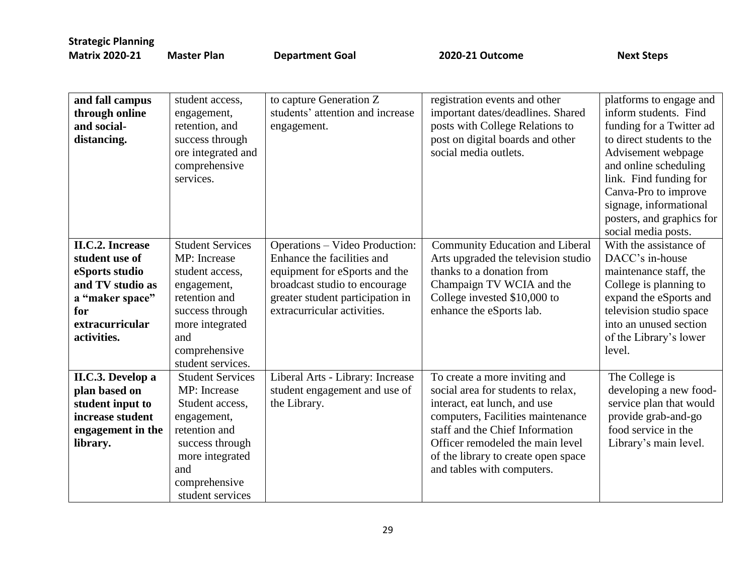| Strategic Planning Matrix 2020-21 | Master Plan | Department Goal | 2020-21 Outcome | Next Steps |
|---|---|---|---|---|
| **and fall campus through online and social-distancing.** | student access, engagement, retention, and success through ore integrated and comprehensive services. | to capture Generation Z students' attention and increase engagement. | registration events and other important dates/deadlines. Shared posts with College Relations to post on digital boards and other social media outlets. | platforms to engage and inform students. Find funding for a Twitter ad to direct students to the Advisement webpage and online scheduling link. Find funding for Canva-Pro to improve signage, informational posters, and graphics for social media posts. |
| **II.C.2. Increase student use of eSports studio and TV studio as a "maker space" for extracurricular activities.** | Student Services MP: Increase student access, engagement, retention and success through more integrated and comprehensive student services. | Operations – Video Production: Enhance the facilities and equipment for eSports and the broadcast studio to encourage greater student participation in extracurricular activities. | Community Education and Liberal Arts upgraded the television studio thanks to a donation from Champaign TV WCIA and the College invested $10,000 to enhance the eSports lab. | With the assistance of DACC's in-house maintenance staff, the College is planning to expand the eSports and television studio space into an unused section of the Library's lower level. |
| **II.C.3. Develop a plan based on student input to increase student engagement in the library.** | Student Services MP: Increase Student access, engagement, retention and success through more integrated and comprehensive student services | Liberal Arts - Library: Increase student engagement and use of the Library. | To create a more inviting and social area for students to relax, interact, eat lunch, and use computers, Facilities maintenance staff and the Chief Information Officer remodeled the main level of the library to create open space and tables with computers. | The College is developing a new food-service plan that would provide grab-and-go food service in the Library's main level. |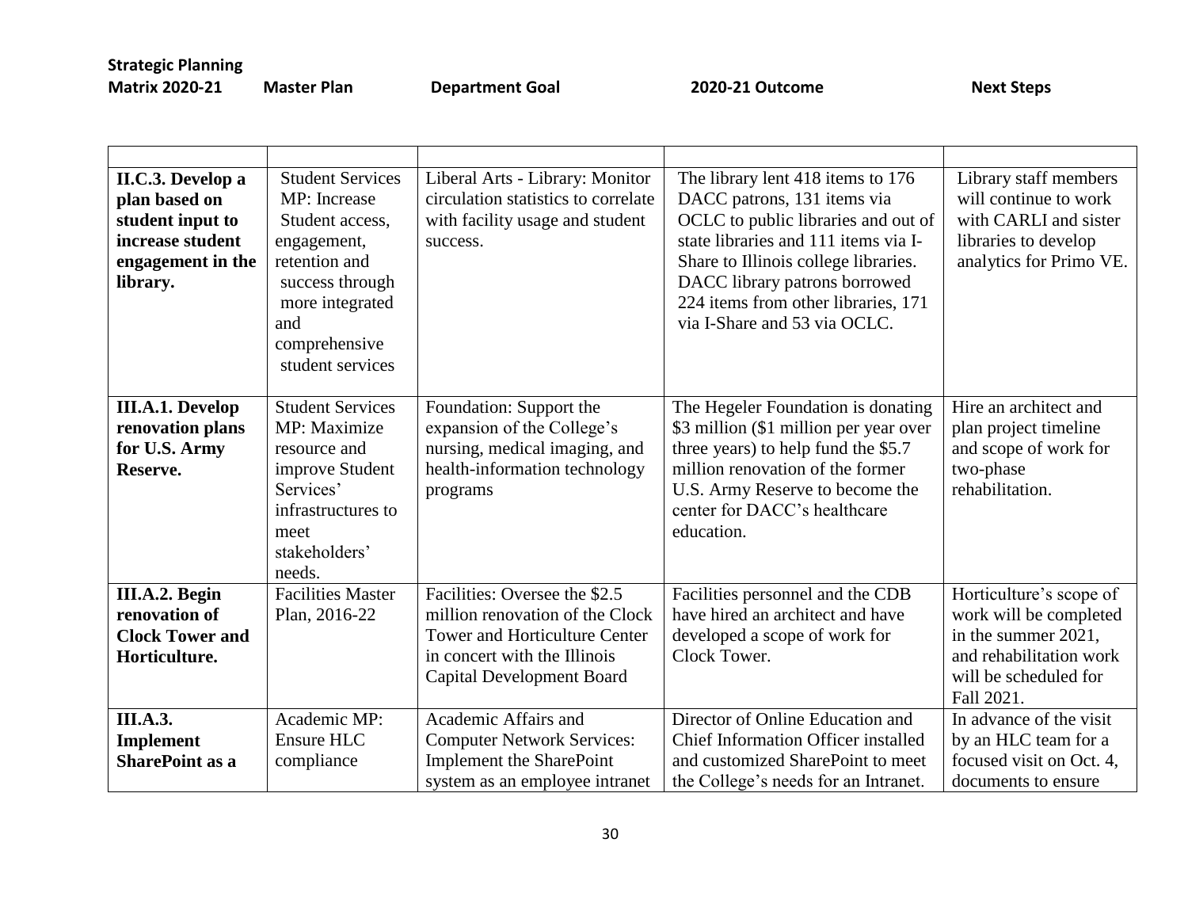| Strategic Planning Matrix 2020-21 | Master Plan | Department Goal | 2020-21 Outcome | Next Steps |
|---|---|---|---|---|
| | | | | |
| **II.C.3. Develop a plan based on student input to increase student engagement in the library.** | Student Services MP: Increase Student access, engagement, retention and success through more integrated and comprehensive student services | Liberal Arts - Library: Monitor circulation statistics to correlate with facility usage and student success. | The library lent 418 items to 176 DACC patrons, 131 items via OCLC to public libraries and out of state libraries and 111 items via I-Share to Illinois college libraries. DACC library patrons borrowed 224 items from other libraries, 171 via I-Share and 53 via OCLC. | Library staff members will continue to work with CARLI and sister libraries to develop analytics for Primo VE. |
| **III.A.1. Develop renovation plans for U.S. Army Reserve.** | Student Services MP: Maximize resource and improve Student Services' infrastructures to meet stakeholders' needs. | Foundation: Support the expansion of the College's nursing, medical imaging, and health-information technology programs | The Hegeler Foundation is donating \$3 million (\$1 million per year over three years) to help fund the \$5.7 million renovation of the former U.S. Army Reserve to become the center for DACC's healthcare education. | Hire an architect and plan project timeline and scope of work for two-phase rehabilitation. |
| **III.A.2. Begin renovation of Clock Tower and Horticulture.** | Facilities Master Plan, 2016-22 | Facilities: Oversee the \$2.5 million renovation of the Clock Tower and Horticulture Center in concert with the Illinois Capital Development Board | Facilities personnel and the CDB have hired an architect and have developed a scope of work for Clock Tower. | Horticulture's scope of work will be completed in the summer 2021, and rehabilitation work will be scheduled for Fall 2021. |
| **III.A.3. Implement SharePoint as a** | Academic MP: Ensure HLC compliance | Academic Affairs and Computer Network Services: Implement the SharePoint system as an employee intranet | Director of Online Education and Chief Information Officer installed and customized SharePoint to meet the College's needs for an Intranet. | In advance of the visit by an HLC team for a focused visit on Oct. 4, documents to ensure |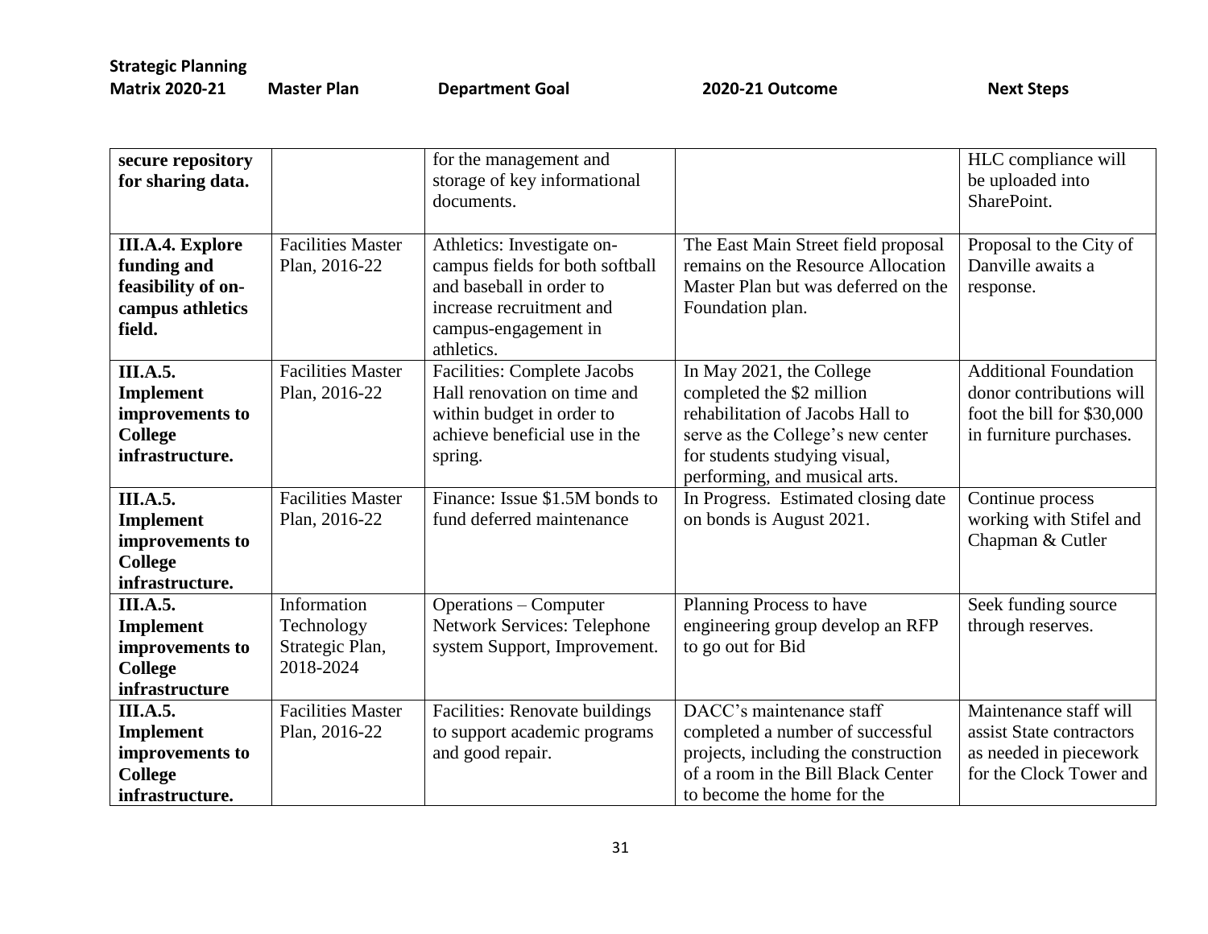| Strategic Planning Matrix 2020-21 | Master Plan | Department Goal | 2020-21 Outcome | Next Steps |
|---|---|---|---|---|
| **secure repository for sharing data.** | | for the management and storage of key informational documents. | | HLC compliance will be uploaded into SharePoint. |
| **III.A.4. Explore funding and feasibility of on-campus athletics field.** | Facilities Master Plan, 2016-22 | Athletics: Investigate on-campus fields for both softball and baseball in order to increase recruitment and campus-engagement in athletics. | The East Main Street field proposal remains on the Resource Allocation Master Plan but was deferred on the Foundation plan. | Proposal to the City of Danville awaits a response. |
| **III.A.5. Implement improvements to College infrastructure.** | Facilities Master Plan, 2016-22 | Facilities: Complete Jacobs Hall renovation on time and within budget in order to achieve beneficial use in the spring. | In May 2021, the College completed the $2 million rehabilitation of Jacobs Hall to serve as the College's new center for students studying visual, performing, and musical arts. | Additional Foundation donor contributions will foot the bill for $30,000 in furniture purchases. |
| **III.A.5. Implement improvements to College infrastructure.** | Facilities Master Plan, 2016-22 | Finance: Issue $1.5M bonds to fund deferred maintenance | In Progress. Estimated closing date on bonds is August 2021. | Continue process working with Stifel and Chapman & Cutler |
| **III.A.5. Implement improvements to College infrastructure** | Information Technology Strategic Plan, 2018-2024 | Operations – Computer Network Services: Telephone system Support, Improvement. | Planning Process to have engineering group develop an RFP to go out for Bid | Seek funding source through reserves. |
| **III.A.5. Implement improvements to College infrastructure.** | Facilities Master Plan, 2016-22 | Facilities: Renovate buildings to support academic programs and good repair. | DACC's maintenance staff completed a number of successful projects, including the construction of a room in the Bill Black Center to become the home for the | Maintenance staff will assist State contractors as needed in piecework for the Clock Tower and |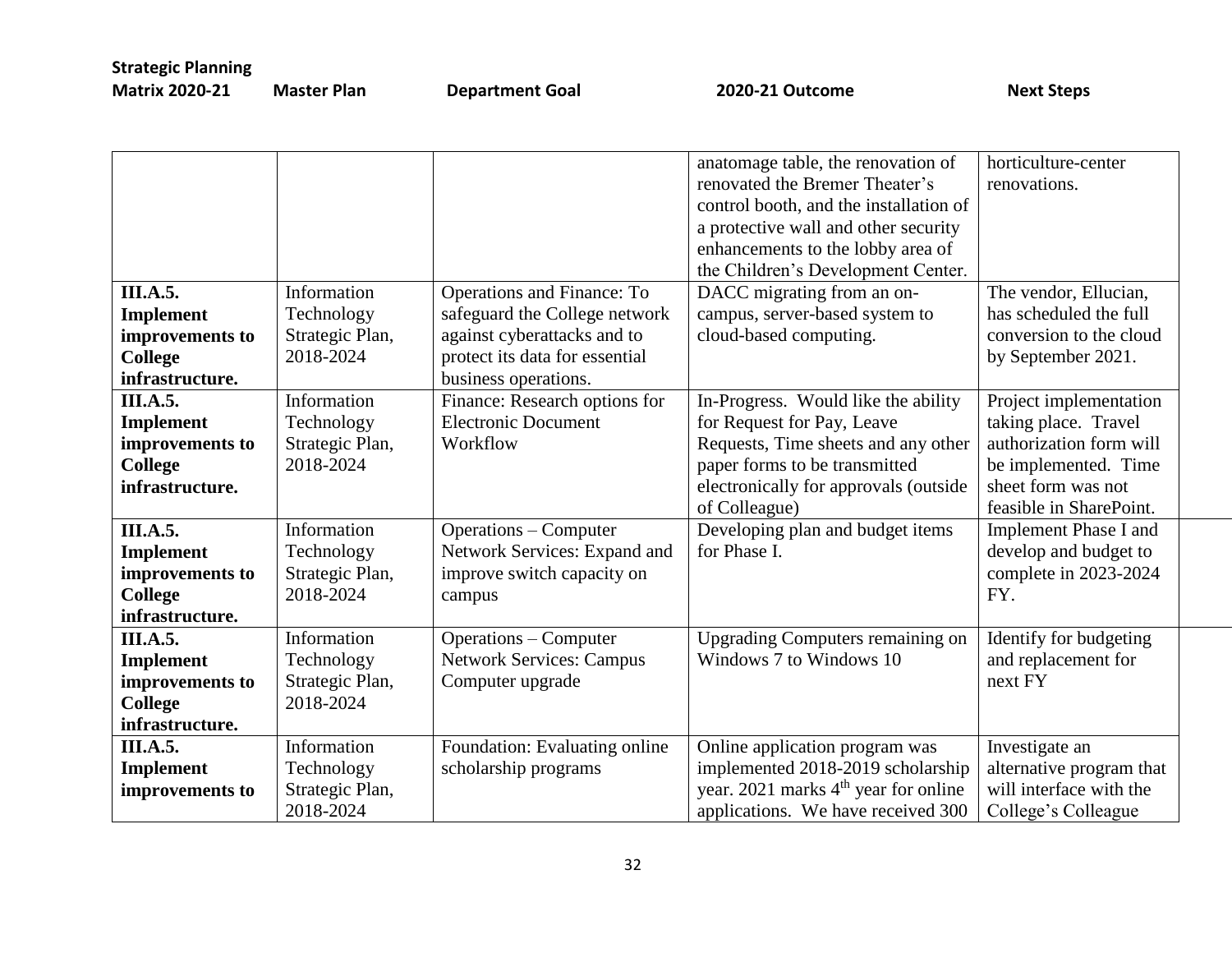| Strategic Planning Matrix 2020-21 | Master Plan | Department Goal | 2020-21 Outcome | Next Steps |
|---|---|---|---|---|
| | | | anatomage table, the renovation of renovated the Bremer Theater's control booth, and the installation of a protective wall and other security enhancements to the lobby area of the Children's Development Center. | horticulture-center renovations. |
| **III.A.5. Implement improvements to College infrastructure.** | Information Technology Strategic Plan, 2018-2024 | Operations and Finance: To safeguard the College network against cyberattacks and to protect its data for essential business operations. | DACC migrating from an on-campus, server-based system to cloud-based computing. | The vendor, Ellucian, has scheduled the full conversion to the cloud by September 2021. |
| **III.A.5. Implement improvements to College infrastructure.** | Information Technology Strategic Plan, 2018-2024 | Finance: Research options for Electronic Document Workflow | In-Progress. Would like the ability for Request for Pay, Leave Requests, Time sheets and any other paper forms to be transmitted electronically for approvals (outside of Colleague) | Project implementation taking place. Travel authorization form will be implemented. Time sheet form was not feasible in SharePoint. |
| **III.A.5. Implement improvements to College infrastructure.** | Information Technology Strategic Plan, 2018-2024 | Operations – Computer Network Services: Expand and improve switch capacity on campus | Developing plan and budget items for Phase I. | Implement Phase I and develop and budget to complete in 2023-2024 FY. |
| **III.A.5. Implement improvements to College infrastructure.** | Information Technology Strategic Plan, 2018-2024 | Operations – Computer Network Services: Campus Computer upgrade | Upgrading Computers remaining on Windows 7 to Windows 10 | Identify for budgeting and replacement for next FY |
| **III.A.5. Implement improvements to** | Information Technology Strategic Plan, 2018-2024 | Foundation: Evaluating online scholarship programs | Online application program was implemented 2018-2019 scholarship year. 2021 marks 4th year for online applications. We have received 300 | Investigate an alternative program that will interface with the College's Colleague |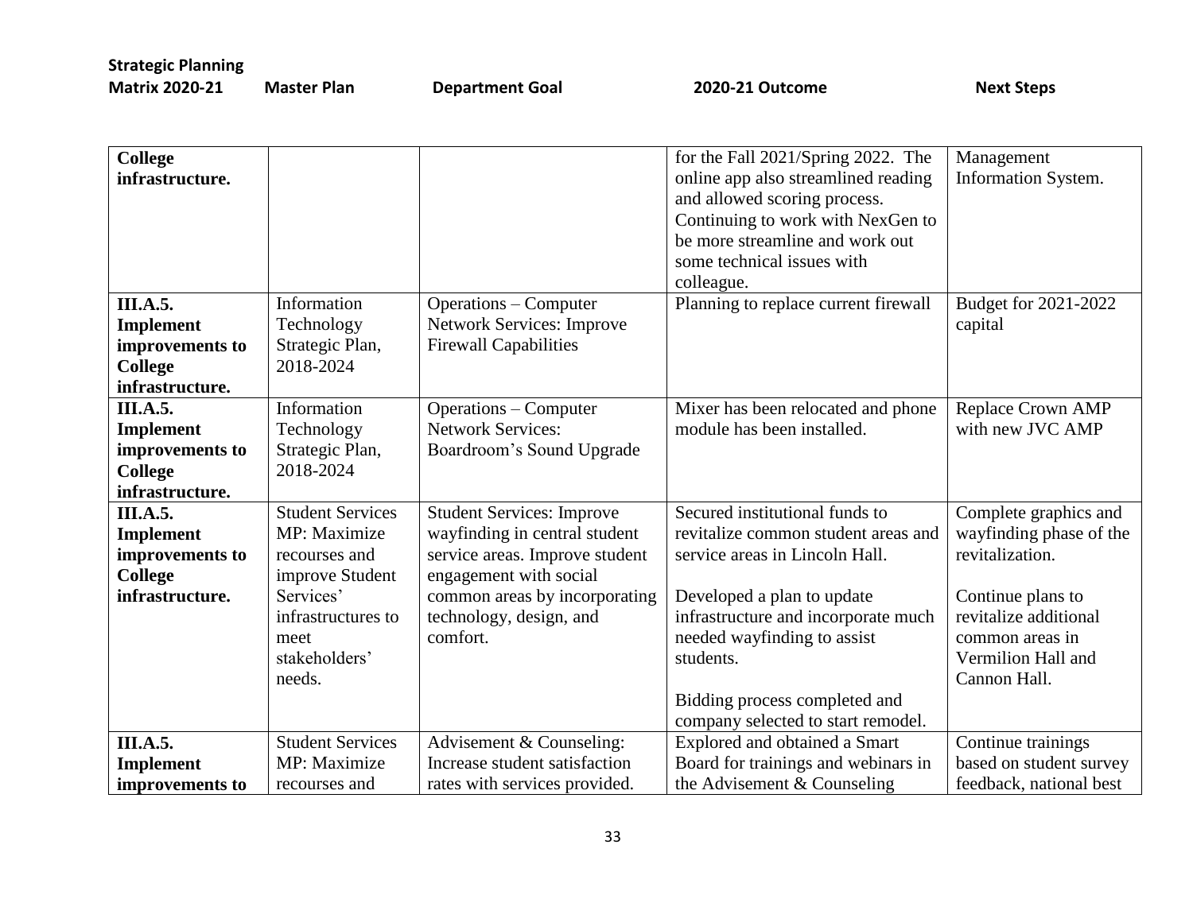| Strategic Planning Matrix 2020-21 | Master Plan | Department Goal | 2020-21 Outcome | Next Steps |
|---|---|---|---|---|
| **College infrastructure.** | | | for the Fall 2021/Spring 2022. The online app also streamlined reading and allowed scoring process. Continuing to work with NexGen to be more streamline and work out some technical issues with colleague. | Management Information System. |
| **III.A.5. Implement improvements to College infrastructure.** | Information Technology Strategic Plan, 2018-2024 | Operations – Computer Network Services: Improve Firewall Capabilities | Planning to replace current firewall | Budget for 2021-2022 capital |
| **III.A.5. Implement improvements to College infrastructure.** | Information Technology Strategic Plan, 2018-2024 | Operations – Computer Network Services: Boardroom's Sound Upgrade | Mixer has been relocated and phone module has been installed. | Replace Crown AMP with new JVC AMP |
| **III.A.5. Implement improvements to College infrastructure.** | Student Services MP: Maximize recourses and improve Student Services' infrastructures to meet stakeholders' needs. | Student Services: Improve wayfinding in central student service areas. Improve student engagement with social common areas by incorporating technology, design, and comfort. | Secured institutional funds to revitalize common student areas and service areas in Lincoln Hall.<br><br>Developed a plan to update infrastructure and incorporate much needed wayfinding to assist students.<br><br>Bidding process completed and company selected to start remodel. | Complete graphics and wayfinding phase of the revitalization.<br><br>Continue plans to revitalize additional common areas in Vermilion Hall and Cannon Hall. |
| **III.A.5. Implement improvements to** | Student Services MP: Maximize recourses and | Advisement & Counseling: Increase student satisfaction rates with services provided. | Explored and obtained a Smart Board for trainings and webinars in the Advisement & Counseling | Continue trainings based on student survey feedback, national best |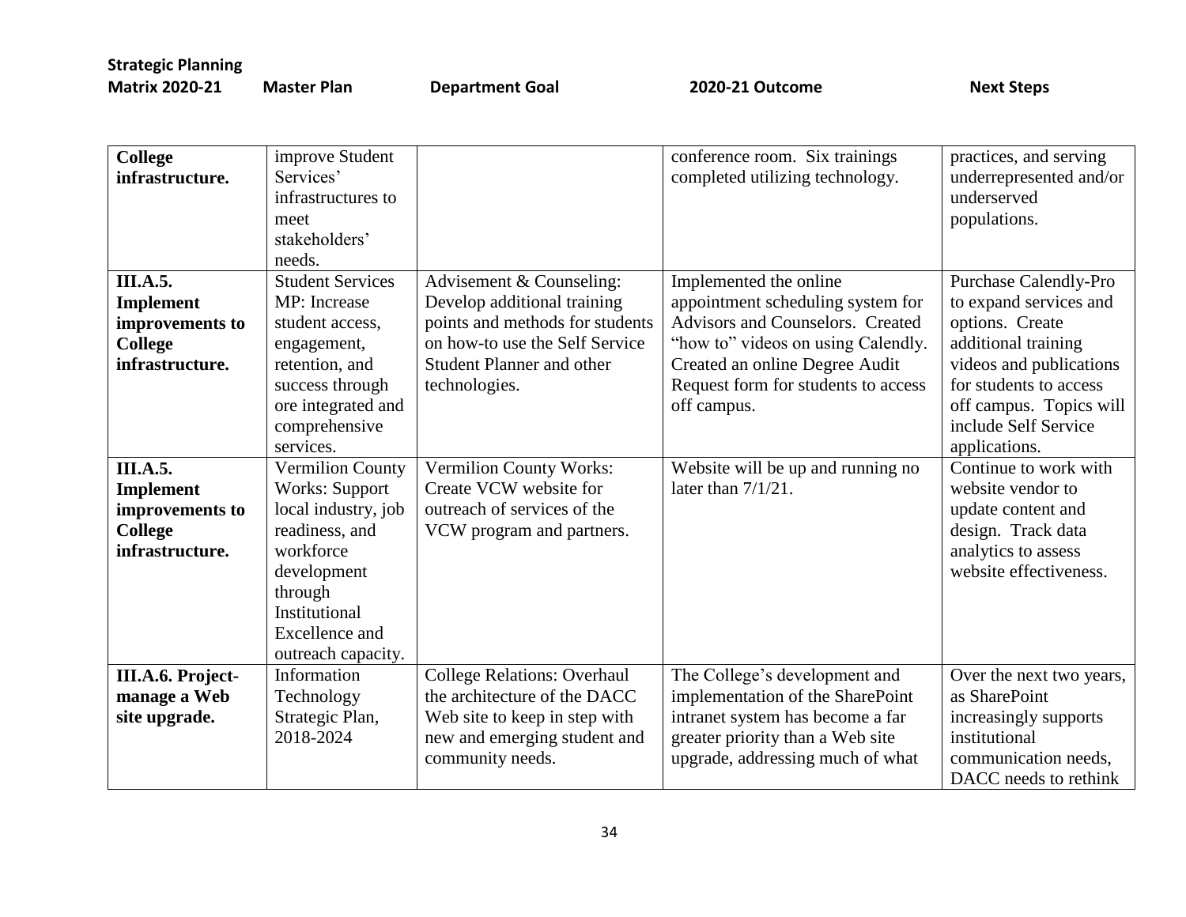| Strategic Planning Matrix 2020-21 | Master Plan | Department Goal | 2020-21 Outcome | Next Steps |
|---|---|---|---|---|
| **College infrastructure.** | improve Student Services' infrastructures to meet stakeholders' needs. | | conference room. Six trainings completed utilizing technology. | practices, and serving underrepresented and/or underserved populations. |
| **III.A.5. Implement improvements to College infrastructure.** | Student Services MP: Increase student access, engagement, retention, and success through ore integrated and comprehensive services. | Advisement & Counseling: Develop additional training points and methods for students on how-to use the Self Service Student Planner and other technologies. | Implemented the online appointment scheduling system for Advisors and Counselors. Created "how to" videos on using Calendly. Created an online Degree Audit Request form for students to access off campus. | Purchase Calendly-Pro to expand services and options. Create additional training videos and publications for students to access off campus. Topics will include Self Service applications. |
| **III.A.5. Implement improvements to College infrastructure.** | Vermilion County Works: Support local industry, job readiness, and workforce development through Institutional Excellence and outreach capacity. | Vermilion County Works: Create VCW website for outreach of services of the VCW program and partners. | Website will be up and running no later than 7/1/21. | Continue to work with website vendor to update content and design. Track data analytics to assess website effectiveness. |
| **III.A.6. Project-manage a Web site upgrade.** | Information Technology Strategic Plan, 2018-2024 | College Relations: Overhaul the architecture of the DACC Web site to keep in step with new and emerging student and community needs. | The College's development and implementation of the SharePoint intranet system has become a far greater priority than a Web site upgrade, addressing much of what | Over the next two years, as SharePoint increasingly supports institutional communication needs, DACC needs to rethink |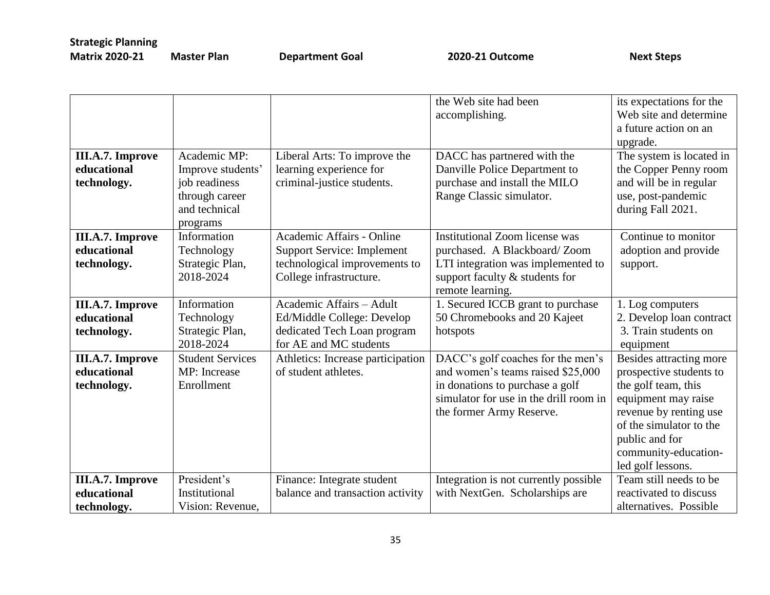| Strategic Planning Matrix 2020-21 | Master Plan | Department Goal | 2020-21 Outcome | Next Steps |
|---|---|---|---|---|
| | | | the Web site had been accomplishing. | its expectations for the Web site and determine a future action on an upgrade. |
| **III.A.7. Improve educational technology.** | Academic MP: Improve students' job readiness through career and technical programs | Liberal Arts: To improve the learning experience for criminal-justice students. | DACC has partnered with the Danville Police Department to purchase and install the MILO Range Classic simulator. | The system is located in the Copper Penny room and will be in regular use, post-pandemic during Fall 2021. |
| **III.A.7. Improve educational technology.** | Information Technology Strategic Plan, 2018-2024 | Academic Affairs - Online Support Service: Implement technological improvements to College infrastructure. | Institutional Zoom license was purchased. A Blackboard/ Zoom LTI integration was implemented to support faculty & students for remote learning. | Continue to monitor adoption and provide support. |
| **III.A.7. Improve educational technology.** | Information Technology Strategic Plan, 2018-2024 | Academic Affairs – Adult Ed/Middle College: Develop dedicated Tech Loan program for AE and MC students | 1. Secured ICCB grant to purchase 50 Chromebooks and 20 Kajeet hotspots | 1. Log computers<br>2. Develop loan contract<br>3. Train students on equipment |
| **III.A.7. Improve educational technology.** | Student Services MP: Increase Enrollment | Athletics: Increase participation of student athletes. | DACC's golf coaches for the men's and women's teams raised $25,000 in donations to purchase a golf simulator for use in the drill room in the former Army Reserve. | Besides attracting more prospective students to the golf team, this equipment may raise revenue by renting use of the simulator to the public and for community-education-led golf lessons. |
| **III.A.7. Improve educational technology.** | President's Institutional Vision: Revenue, | Finance: Integrate student balance and transaction activity | Integration is not currently possible with NextGen. Scholarships are | Team still needs to be reactivated to discuss alternatives. Possible |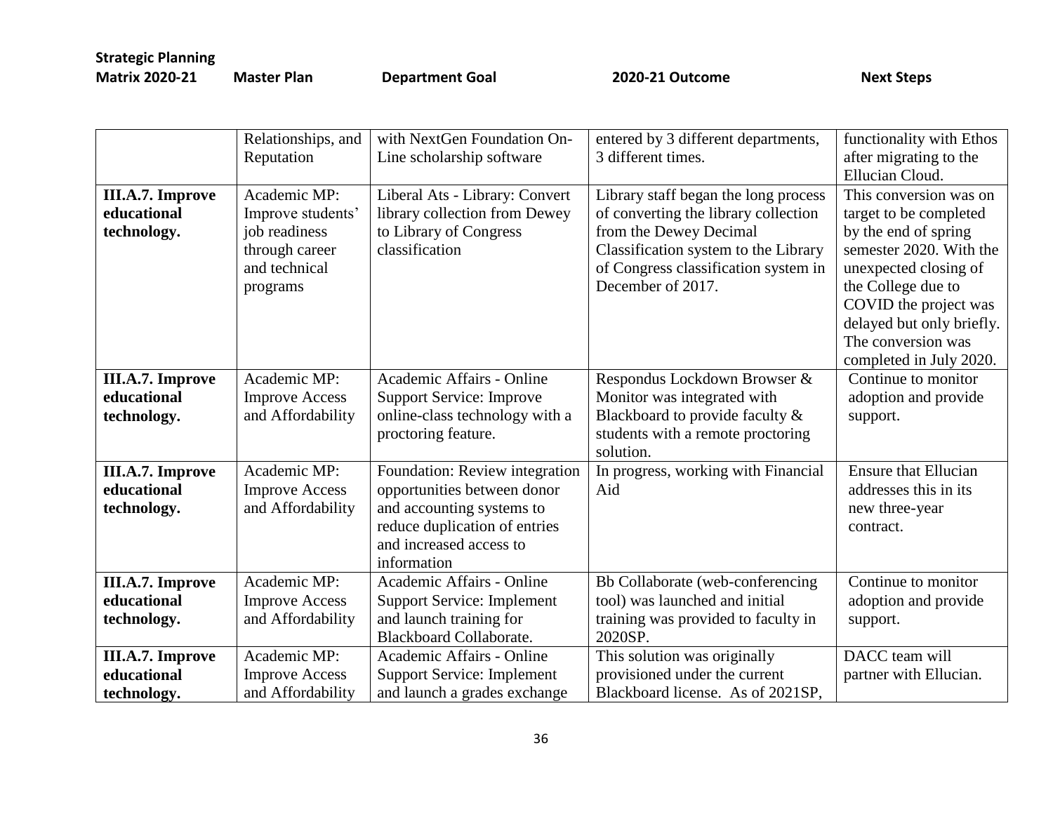| Strategic Planning Matrix 2020-21 | Master Plan | Department Goal | 2020-21 Outcome | Next Steps |
|---|---|---|---|---|
| | Relationships, and Reputation | with NextGen Foundation On-Line scholarship software | entered by 3 different departments, 3 different times. | functionality with Ethos after migrating to the Ellucian Cloud. |
| **III.A.7. Improve educational technology.** | Academic MP: Improve students' job readiness through career and technical programs | Liberal Ats - Library: Convert library collection from Dewey to Library of Congress classification | Library staff began the long process of converting the library collection from the Dewey Decimal Classification system to the Library of Congress classification system in December of 2017. | This conversion was on target to be completed by the end of spring semester 2020. With the unexpected closing of the College due to COVID the project was delayed but only briefly. The conversion was completed in July 2020. |
| **III.A.7. Improve educational technology.** | Academic MP: Improve Access and Affordability | Academic Affairs - Online Support Service: Improve online-class technology with a proctoring feature. | Respondus Lockdown Browser & Monitor was integrated with Blackboard to provide faculty & students with a remote proctoring solution. | Continue to monitor adoption and provide support. |
| **III.A.7. Improve educational technology.** | Academic MP: Improve Access and Affordability | Foundation: Review integration opportunities between donor and accounting systems to reduce duplication of entries and increased access to information | In progress, working with Financial Aid | Ensure that Ellucian addresses this in its new three-year contract. |
| **III.A.7. Improve educational technology.** | Academic MP: Improve Access and Affordability | Academic Affairs - Online Support Service: Implement and launch training for Blackboard Collaborate. | Bb Collaborate (web-conferencing tool) was launched and initial training was provided to faculty in 2020SP. | Continue to monitor adoption and provide support. |
| **III.A.7. Improve educational technology.** | Academic MP: Improve Access and Affordability | Academic Affairs - Online Support Service: Implement and launch a grades exchange | This solution was originally provisioned under the current Blackboard license. As of 2021SP, | DACC team will partner with Ellucian. |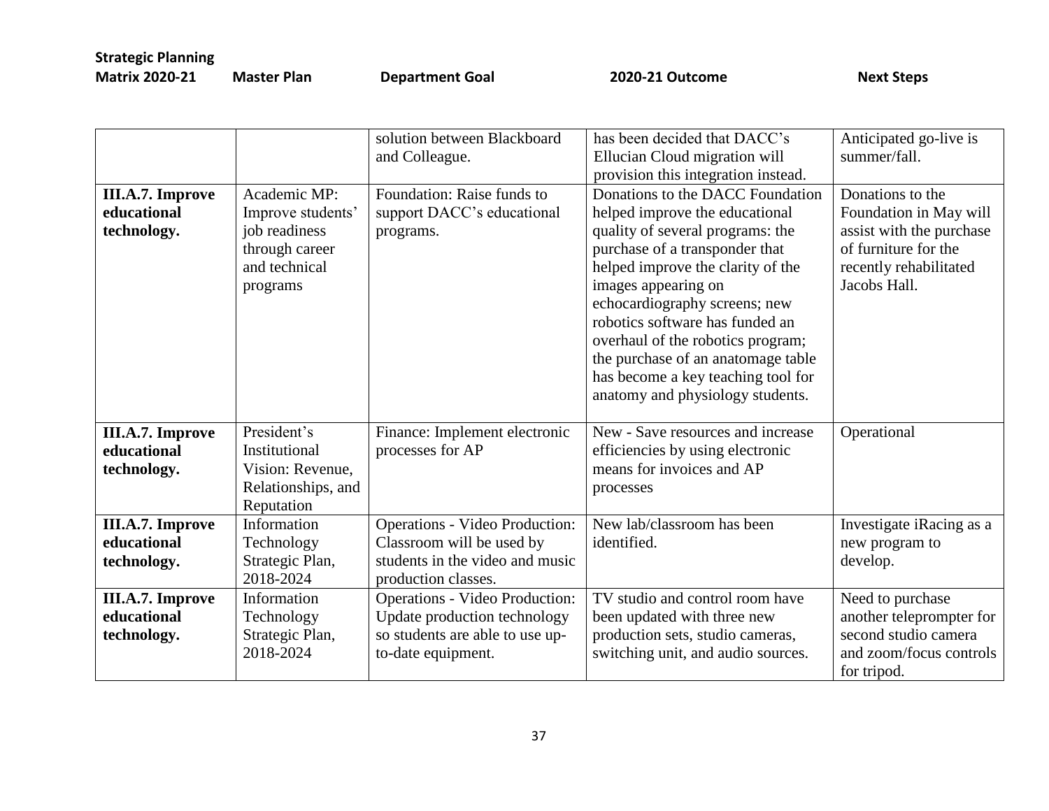| Strategic Planning Matrix 2020-21 | Master Plan | Department Goal | 2020-21 Outcome | Next Steps |
|---|---|---|---|---|
| | | solution between Blackboard and Colleague. | has been decided that DACC's Ellucian Cloud migration will provision this integration instead. | Anticipated go-live is summer/fall. |
| **III.A.7. Improve educational technology.** | Academic MP: Improve students' job readiness through career and technical programs | Foundation: Raise funds to support DACC's educational programs. | Donations to the DACC Foundation helped improve the educational quality of several programs: the purchase of a transponder that helped improve the clarity of the images appearing on echocardiography screens; new robotics software has funded an overhaul of the robotics program; the purchase of an anatomage table has become a key teaching tool for anatomy and physiology students. | Donations to the Foundation in May will assist with the purchase of furniture for the recently rehabilitated Jacobs Hall. |
| **III.A.7. Improve educational technology.** | President's Institutional Vision: Revenue, Relationships, and Reputation | Finance: Implement electronic processes for AP | New - Save resources and increase efficiencies by using electronic means for invoices and AP processes | Operational |
| **III.A.7. Improve educational technology.** | Information Technology Strategic Plan, 2018-2024 | Operations - Video Production: Classroom will be used by students in the video and music production classes. | New lab/classroom has been identified. | Investigate iRacing as a new program to develop. |
| **III.A.7. Improve educational technology.** | Information Technology Strategic Plan, 2018-2024 | Operations - Video Production: Update production technology so students are able to use up-to-date equipment. | TV studio and control room have been updated with three new production sets, studio cameras, switching unit, and audio sources. | Need to purchase another teleprompter for second studio camera and zoom/focus controls for tripod. |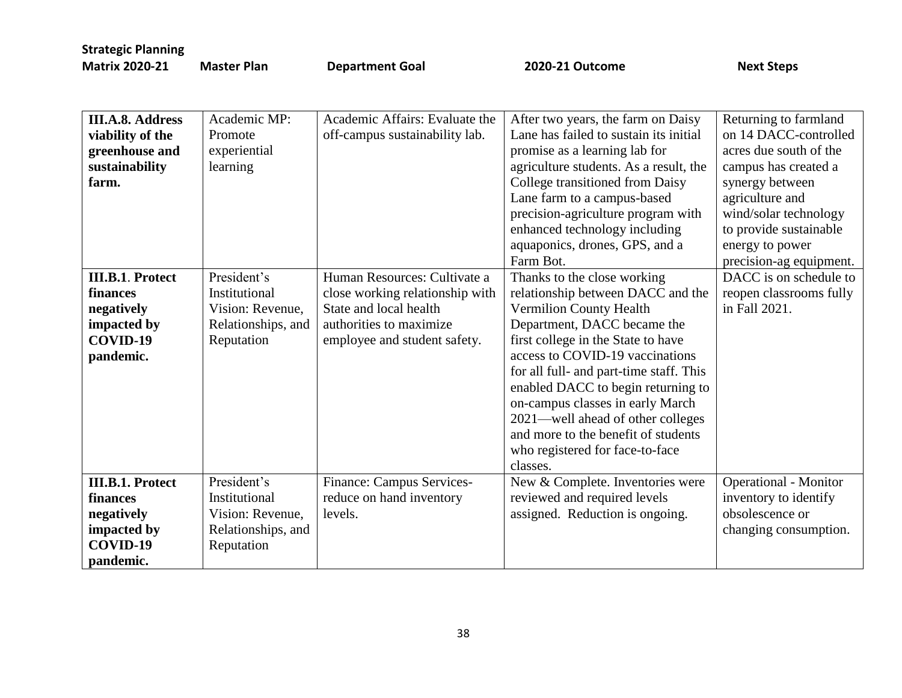| Strategic Planning Matrix 2020-21 | Master Plan | Department Goal | 2020-21 Outcome | Next Steps |
| --- | --- | --- | --- | --- |
| **III.A.8. Address viability of the greenhouse and sustainability farm.** | Academic MP: Promote experiential learning | Academic Affairs: Evaluate the off-campus sustainability lab. | After two years, the farm on Daisy Lane has failed to sustain its initial promise as a learning lab for agriculture students. As a result, the College transitioned from Daisy Lane farm to a campus-based precision-agriculture program with enhanced technology including aquaponics, drones, GPS, and a Farm Bot. | Returning to farmland on 14 DACC-controlled acres due south of the campus has created a synergy between agriculture and wind/solar technology to provide sustainable energy to power precision-ag equipment. |
| **III.B.1. Protect finances negatively impacted by COVID-19 pandemic.** | President's Institutional Vision: Revenue, Relationships, and Reputation | Human Resources: Cultivate a close working relationship with State and local health authorities to maximize employee and student safety. | Thanks to the close working relationship between DACC and the Vermilion County Health Department, DACC became the first college in the State to have access to COVID-19 vaccinations for all full- and part-time staff. This enabled DACC to begin returning to on-campus classes in early March 2021—well ahead of other colleges and more to the benefit of students who registered for face-to-face classes. | DACC is on schedule to reopen classrooms fully in Fall 2021. |
| **III.B.1. Protect finances negatively impacted by COVID-19 pandemic.** | President's Institutional Vision: Revenue, Relationships, and Reputation | Finance: Campus Services-reduce on hand inventory levels. | New & Complete. Inventories were reviewed and required levels assigned. Reduction is ongoing. | Operational - Monitor inventory to identify obsolescence or changing consumption. |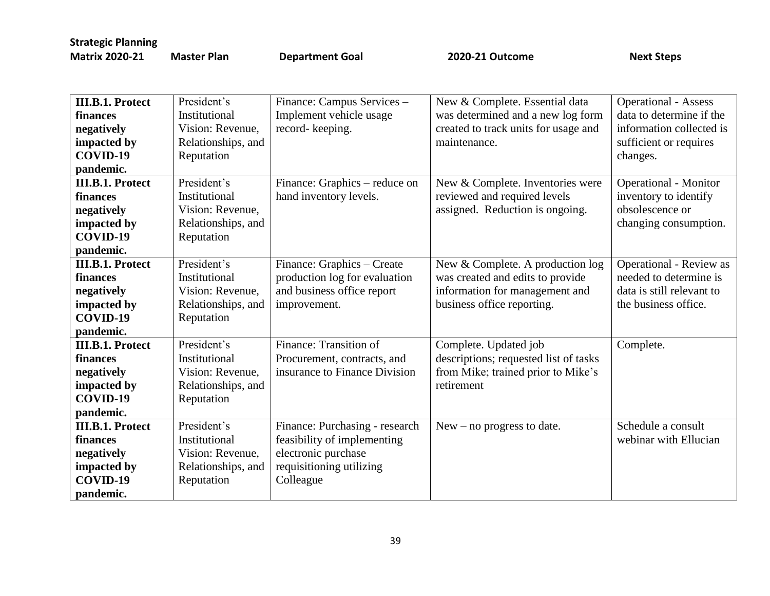| Strategic Planning Matrix 2020-21 | Master Plan | Department Goal | 2020-21 Outcome | Next Steps |
|---|---|---|---|---|
| **III.B.1. Protect finances negatively impacted by COVID-19 pandemic.** | President's Institutional Vision: Revenue, Relationships, and Reputation | Finance: Campus Services – Implement vehicle usage record- keeping. | New & Complete. Essential data was determined and a new log form created to track units for usage and maintenance. | Operational - Assess data to determine if the information collected is sufficient or requires changes. |
| **III.B.1. Protect finances negatively impacted by COVID-19 pandemic.** | President's Institutional Vision: Revenue, Relationships, and Reputation | Finance: Graphics – reduce on hand inventory levels. | New & Complete. Inventories were reviewed and required levels assigned. Reduction is ongoing. | Operational - Monitor inventory to identify obsolescence or changing consumption. |
| **III.B.1. Protect finances negatively impacted by COVID-19 pandemic.** | President's Institutional Vision: Revenue, Relationships, and Reputation | Finance: Graphics – Create production log for evaluation and business office report improvement. | New & Complete. A production log was created and edits to provide information for management and business office reporting. | Operational - Review as needed to determine is data is still relevant to the business office. |
| **III.B.1. Protect finances negatively impacted by COVID-19 pandemic.** | President's Institutional Vision: Revenue, Relationships, and Reputation | Finance: Transition of Procurement, contracts, and insurance to Finance Division | Complete. Updated job descriptions; requested list of tasks from Mike; trained prior to Mike's retirement | Complete. |
| **III.B.1. Protect finances negatively impacted by COVID-19 pandemic.** | President's Institutional Vision: Revenue, Relationships, and Reputation | Finance: Purchasing - research feasibility of implementing electronic purchase requisitioning utilizing Colleague | New – no progress to date. | Schedule a consult webinar with Ellucian |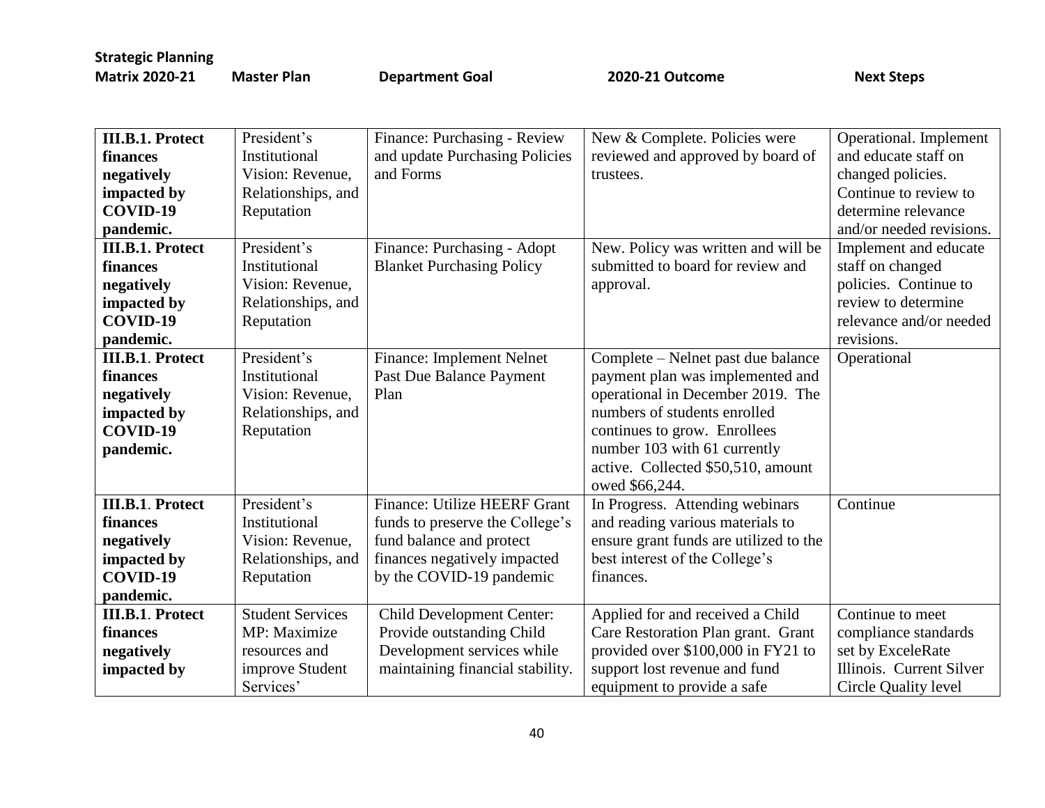| Strategic Planning Matrix 2020-21 | Master Plan | Department Goal | 2020-21 Outcome | Next Steps |
|---|---|---|---|---|
| **III.B.1. Protect finances negatively impacted by COVID-19 pandemic.** | President's Institutional Vision: Revenue, Relationships, and Reputation | Finance: Purchasing - Review and update Purchasing Policies and Forms | New & Complete. Policies were reviewed and approved by board of trustees. | Operational. Implement and educate staff on changed policies. Continue to review to determine relevance and/or needed revisions. |
| **III.B.1. Protect finances negatively impacted by COVID-19 pandemic.** | President's Institutional Vision: Revenue, Relationships, and Reputation | Finance: Purchasing - Adopt Blanket Purchasing Policy | New. Policy was written and will be submitted to board for review and approval. | Implement and educate staff on changed policies. Continue to review to determine relevance and/or needed revisions. |
| **III.B.1. Protect finances negatively impacted by COVID-19 pandemic.** | President's Institutional Vision: Revenue, Relationships, and Reputation | Finance: Implement Nelnet Past Due Balance Payment Plan | Complete – Nelnet past due balance payment plan was implemented and operational in December 2019. The numbers of students enrolled continues to grow. Enrollees number 103 with 61 currently active. Collected $50,510, amount owed $66,244. | Operational |
| **III.B.1. Protect finances negatively impacted by COVID-19 pandemic.** | President's Institutional Vision: Revenue, Relationships, and Reputation | Finance: Utilize HEERF Grant funds to preserve the College's fund balance and protect finances negatively impacted by the COVID-19 pandemic | In Progress. Attending webinars and reading various materials to ensure grant funds are utilized to the best interest of the College's finances. | Continue |
| **III.B.1. Protect finances negatively impacted by** | Student Services MP: Maximize resources and improve Student Services' | Child Development Center: Provide outstanding Child Development services while maintaining financial stability. | Applied for and received a Child Care Restoration Plan grant. Grant provided over $100,000 in FY21 to support lost revenue and fund equipment to provide a safe | Continue to meet compliance standards set by ExceleRate Illinois. Current Silver Circle Quality level |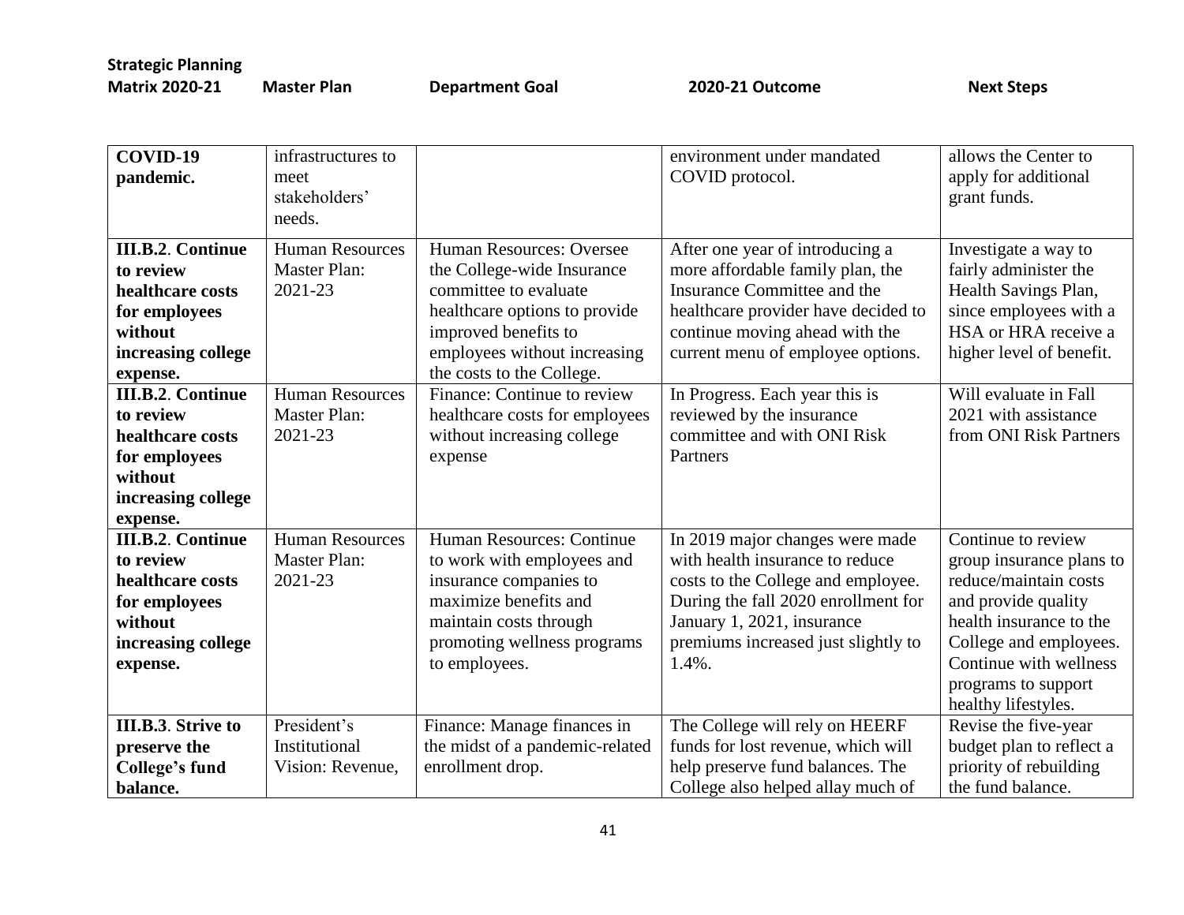| Strategic Planning Matrix 2020-21 | Master Plan | Department Goal | 2020-21 Outcome | Next Steps |
|---|---|---|---|---|
| **COVID-19 pandemic.** | infrastructures to meet stakeholders' needs. | | environment under mandated COVID protocol. | allows the Center to apply for additional grant funds. |
| **III.B.2**. **Continue to review healthcare costs for employees without increasing college expense.** | Human Resources Master Plan: 2021-23 | Human Resources: Oversee the College-wide Insurance committee to evaluate healthcare options to provide improved benefits to employees without increasing the costs to the College. | After one year of introducing a more affordable family plan, the Insurance Committee and the healthcare provider have decided to continue moving ahead with the current menu of employee options. | Investigate a way to fairly administer the Health Savings Plan, since employees with a HSA or HRA receive a higher level of benefit. |
| **III.B.2**. **Continue to review healthcare costs for employees without increasing college expense.** | Human Resources Master Plan: 2021-23 | Finance: Continue to review healthcare costs for employees without increasing college expense | In Progress. Each year this is reviewed by the insurance committee and with ONI Risk Partners | Will evaluate in Fall 2021 with assistance from ONI Risk Partners |
| **III.B.2**. **Continue to review healthcare costs for employees without increasing college expense.** | Human Resources Master Plan: 2021-23 | Human Resources: Continue to work with employees and insurance companies to maximize benefits and maintain costs through promoting wellness programs to employees. | In 2019 major changes were made with health insurance to reduce costs to the College and employee. During the fall 2020 enrollment for January 1, 2021, insurance premiums increased just slightly to 1.4%. | Continue to review group insurance plans to reduce/maintain costs and provide quality health insurance to the College and employees. Continue with wellness programs to support healthy lifestyles. |
| **III.B.3**. **Strive to preserve the College's fund balance.** | President's Institutional Vision: Revenue, | Finance: Manage finances in the midst of a pandemic-related enrollment drop. | The College will rely on HEERF funds for lost revenue, which will help preserve fund balances. The College also helped allay much of | Revise the five-year budget plan to reflect a priority of rebuilding the fund balance. |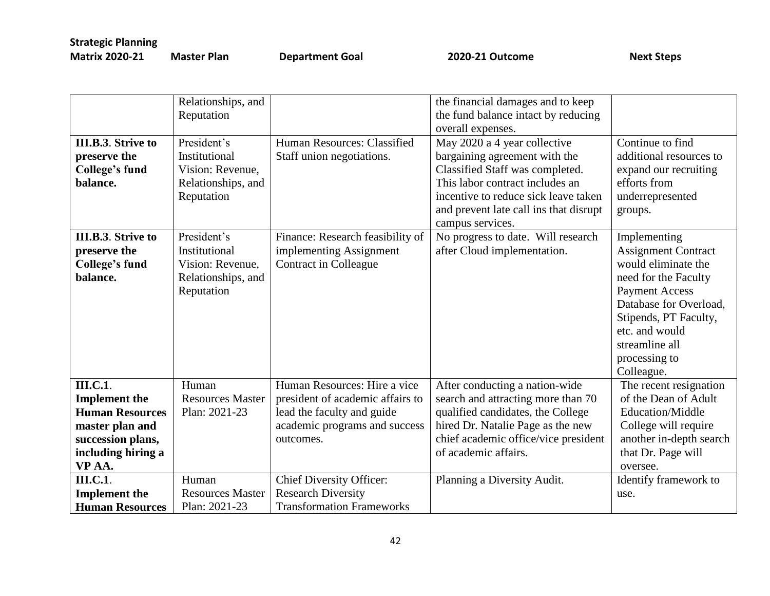| Strategic Planning Matrix 2020-21 | Master Plan | Department Goal | 2020-21 Outcome | Next Steps |
|---|---|---|---|---|
| | Relationships, and Reputation | | the financial damages and to keep the fund balance intact by reducing overall expenses. | |
| **III.B.3. Strive to preserve the College's fund balance.** | President's Institutional Vision: Revenue, Relationships, and Reputation | Human Resources: Classified Staff union negotiations. | May 2020 a 4 year collective bargaining agreement with the Classified Staff was completed. This labor contract includes an incentive to reduce sick leave taken and prevent late call ins that disrupt campus services. | Continue to find additional resources to expand our recruiting efforts from underrepresented groups. |
| **III.B.3. Strive to preserve the College's fund balance.** | President's Institutional Vision: Revenue, Relationships, and Reputation | Finance: Research feasibility of implementing Assignment Contract in Colleague | No progress to date. Will research after Cloud implementation. | Implementing Assignment Contract would eliminate the need for the Faculty Payment Access Database for Overload, Stipends, PT Faculty, etc. and would streamline all processing to Colleague. |
| **III.C.1. Implement the Human Resources master plan and succession plans, including hiring a VP AA.** | Human Resources Master Plan: 2021-23 | Human Resources: Hire a vice president of academic affairs to lead the faculty and guide academic programs and success outcomes. | After conducting a nation-wide search and attracting more than 70 qualified candidates, the College hired Dr. Natalie Page as the new chief academic office/vice president of academic affairs. | The recent resignation of the Dean of Adult Education/Middle College will require another in-depth search that Dr. Page will oversee. |
| **III.C.1. Implement the Human Resources** | Human Resources Master Plan: 2021-23 | Chief Diversity Officer: Research Diversity Transformation Frameworks | Planning a Diversity Audit. | Identify framework to use. |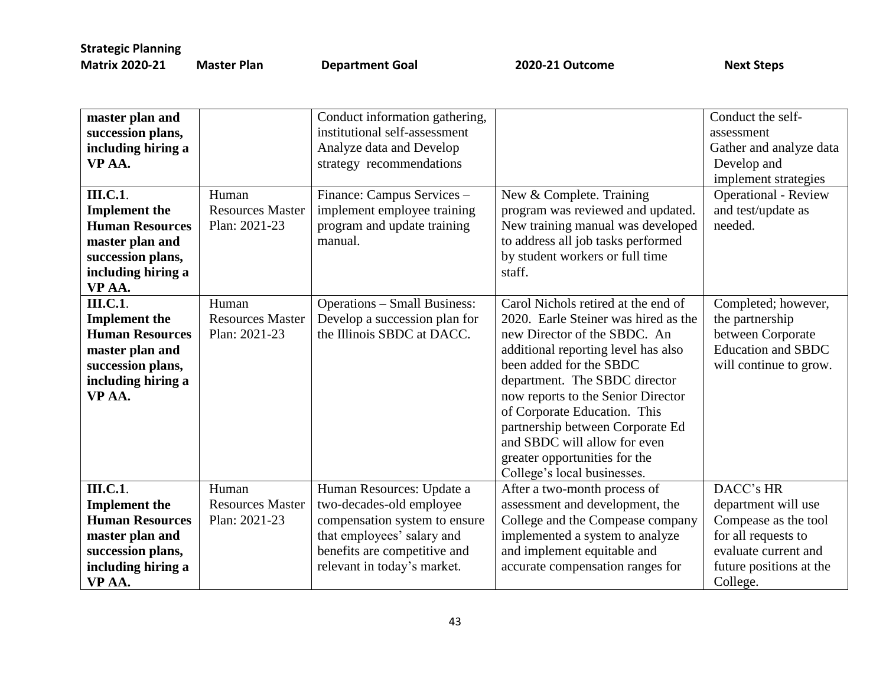| Strategic Planning Matrix 2020-21 | Master Plan | Department Goal | 2020-21 Outcome | Next Steps |
|---|---|---|---|---|
| **master plan and succession plans, including hiring a VP AA.** | | Conduct information gathering, institutional self-assessment Analyze data and Develop strategy recommendations | | Conduct the self-assessment Gather and analyze data Develop and implement strategies |
| **III.C.1. Implement the Human Resources master plan and succession plans, including hiring a VP AA.** | Human Resources Master Plan: 2021-23 | Finance: Campus Services – implement employee training program and update training manual. | New & Complete. Training program was reviewed and updated. New training manual was developed to address all job tasks performed by student workers or full time staff. | Operational - Review and test/update as needed. |
| **III.C.1. Implement the Human Resources master plan and succession plans, including hiring a VP AA.** | Human Resources Master Plan: 2021-23 | Operations – Small Business: Develop a succession plan for the Illinois SBDC at DACC. | Carol Nichols retired at the end of 2020. Earle Steiner was hired as the new Director of the SBDC. An additional reporting level has also been added for the SBDC department. The SBDC director now reports to the Senior Director of Corporate Education. This partnership between Corporate Ed and SBDC will allow for even greater opportunities for the College's local businesses. | Completed; however, the partnership between Corporate Education and SBDC will continue to grow. |
| **III.C.1. Implement the Human Resources master plan and succession plans, including hiring a VP AA.** | Human Resources Master Plan: 2021-23 | Human Resources: Update a two-decades-old employee compensation system to ensure that employees' salary and benefits are competitive and relevant in today's market. | After a two-month process of assessment and development, the College and the Compease company implemented a system to analyze and implement equitable and accurate compensation ranges for | DACC's HR department will use Compease as the tool for all requests to evaluate current and future positions at the College. |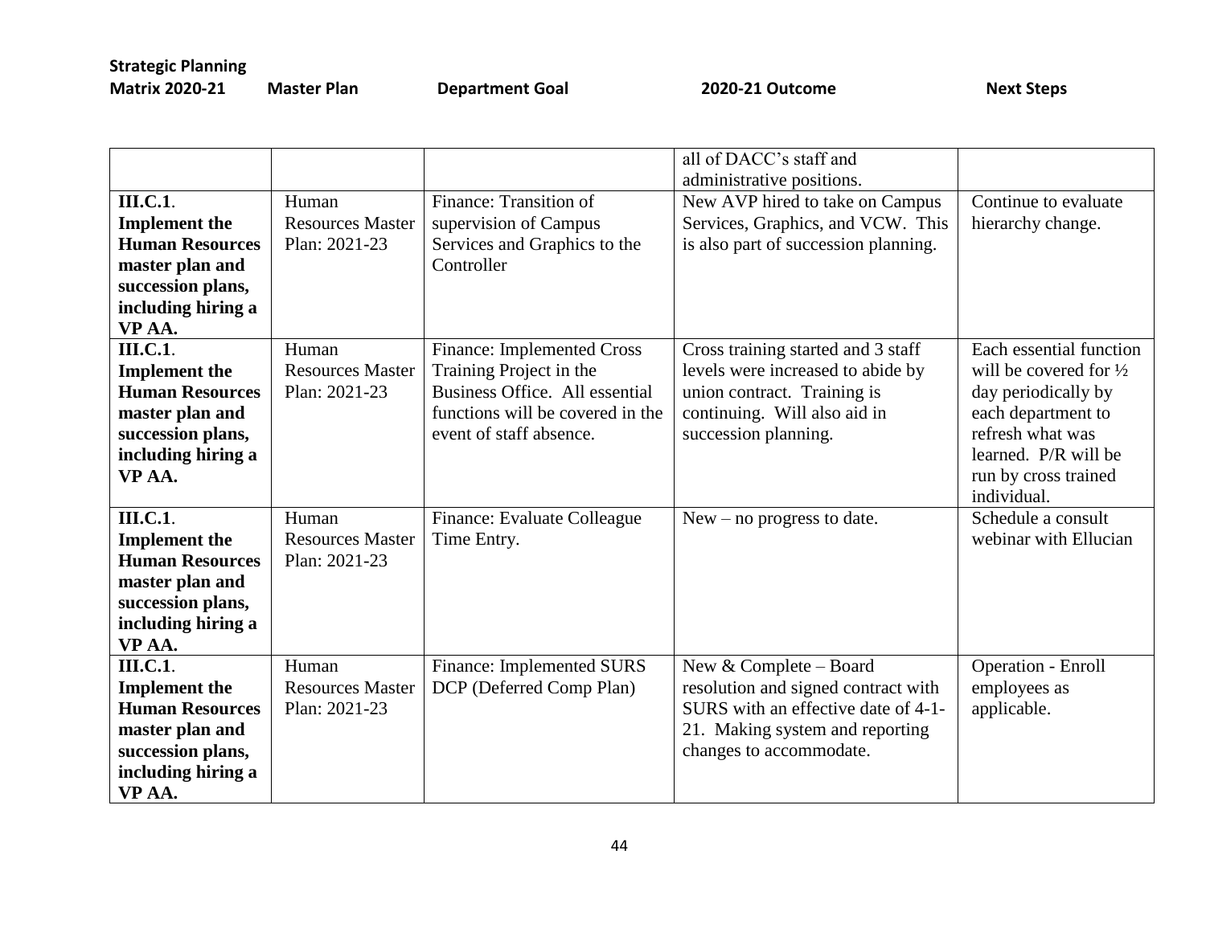| Strategic Planning Matrix 2020-21 | Master Plan | Department Goal | 2020-21 Outcome | Next Steps |
|---|---|---|---|---|
| | | | all of DACC's staff and administrative positions. | |
| **III.C.1. Implement the Human Resources master plan and succession plans, including hiring a VP AA.** | Human Resources Master Plan: 2021-23 | Finance: Transition of supervision of Campus Services and Graphics to the Controller | New AVP hired to take on Campus Services, Graphics, and VCW. This is also part of succession planning. | Continue to evaluate hierarchy change. |
| **III.C.1. Implement the Human Resources master plan and succession plans, including hiring a VP AA.** | Human Resources Master Plan: 2021-23 | Finance: Implemented Cross Training Project in the Business Office. All essential functions will be covered in the event of staff absence. | Cross training started and 3 staff levels were increased to abide by union contract. Training is continuing. Will also aid in succession planning. | Each essential function will be covered for ½ day periodically by each department to refresh what was learned. P/R will be run by cross trained individual. |
| **III.C.1. Implement the Human Resources master plan and succession plans, including hiring a VP AA.** | Human Resources Master Plan: 2021-23 | Finance: Evaluate Colleague Time Entry. | New – no progress to date. | Schedule a consult webinar with Ellucian |
| **III.C.1. Implement the Human Resources master plan and succession plans, including hiring a VP AA.** | Human Resources Master Plan: 2021-23 | Finance: Implemented SURS DCP (Deferred Comp Plan) | New & Complete – Board resolution and signed contract with SURS with an effective date of 4-1-21. Making system and reporting changes to accommodate. | Operation - Enroll employees as applicable. |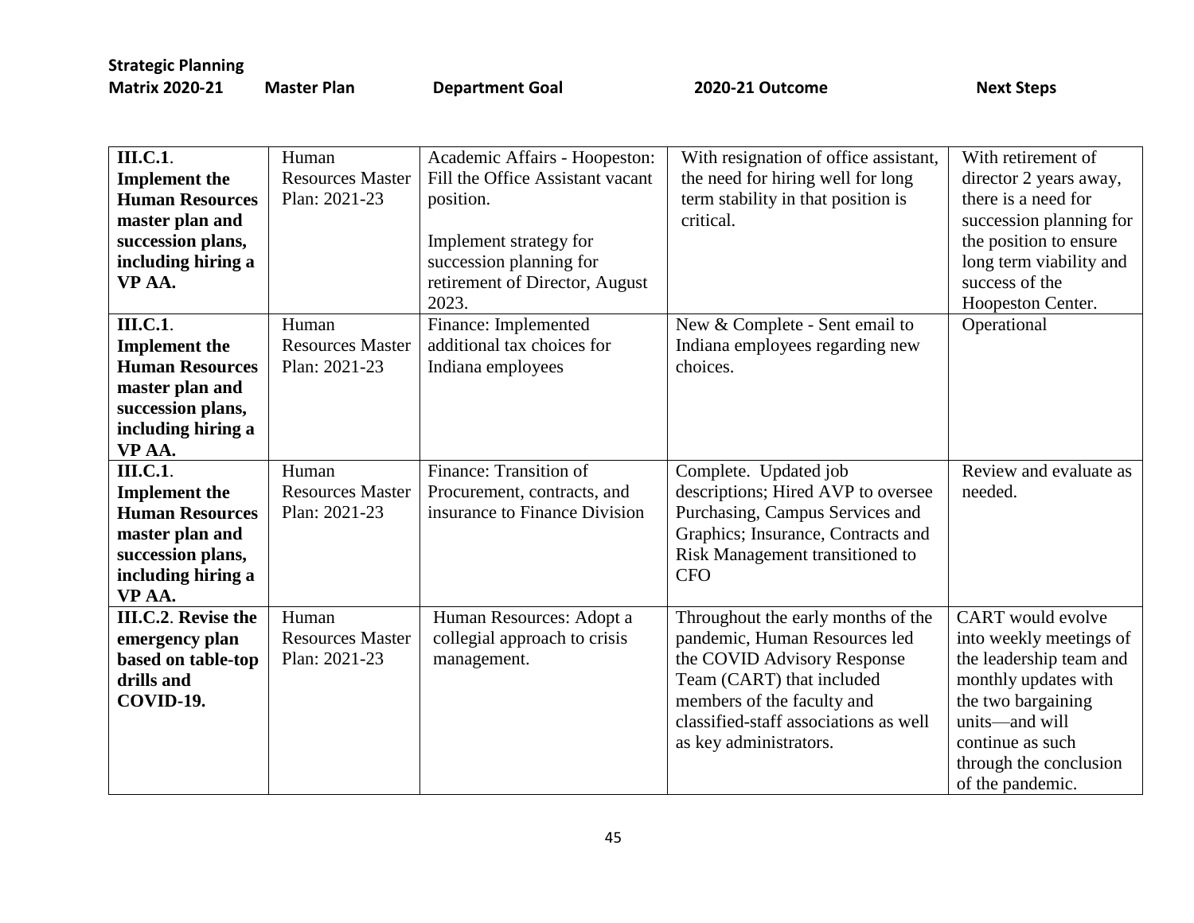| Strategic Planning Matrix 2020-21 | Master Plan | Department Goal | 2020-21 Outcome | Next Steps |
|---|---|---|---|---|
| **III.C.1**. **Implement the Human Resources master plan and succession plans, including hiring a VP AA.** | Human Resources Master Plan: 2021-23 | Academic Affairs - Hoopeston: Fill the Office Assistant vacant position.<br><br>Implement strategy for succession planning for retirement of Director, August 2023. | With resignation of office assistant, the need for hiring well for long term stability in that position is critical. | With retirement of director 2 years away, there is a need for succession planning for the position to ensure long term viability and success of the Hoopeston Center. |
| **III.C.1**. **Implement the Human Resources master plan and succession plans, including hiring a VP AA.** | Human Resources Master Plan: 2021-23 | Finance: Implemented additional tax choices for Indiana employees | New & Complete - Sent email to Indiana employees regarding new choices. | Operational |
| **III.C.1**. **Implement the Human Resources master plan and succession plans, including hiring a VP AA.** | Human Resources Master Plan: 2021-23 | Finance: Transition of Procurement, contracts, and insurance to Finance Division | Complete. Updated job descriptions; Hired AVP to oversee Purchasing, Campus Services and Graphics; Insurance, Contracts and Risk Management transitioned to CFO | Review and evaluate as needed. |
| **III.C.2**. **Revise the emergency plan based on table-top drills and COVID-19.** | Human Resources Master Plan: 2021-23 | Human Resources: Adopt a collegial approach to crisis management. | Throughout the early months of the pandemic, Human Resources led the COVID Advisory Response Team (CART) that included members of the faculty and classified-staff associations as well as key administrators. | CART would evolve into weekly meetings of the leadership team and monthly updates with the two bargaining units—and will continue as such through the conclusion of the pandemic. |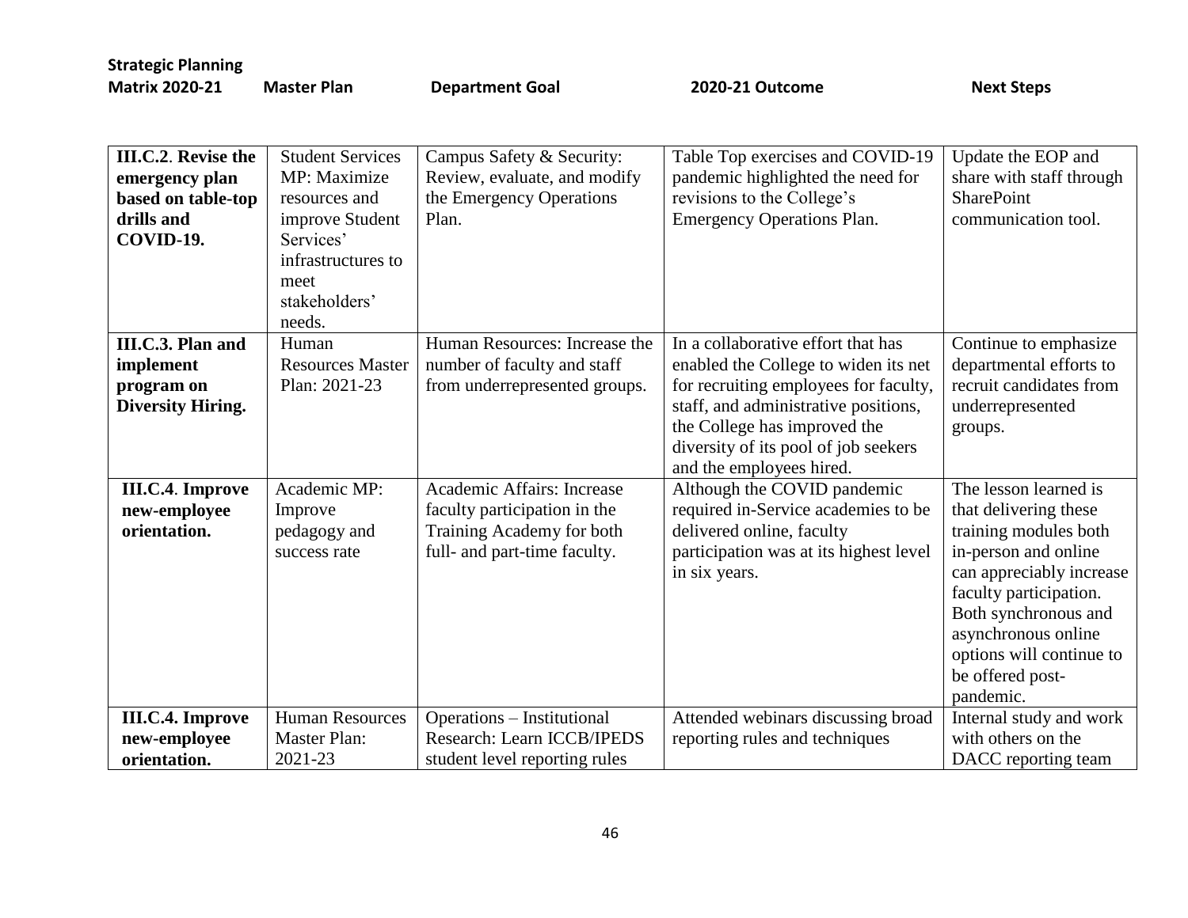| Strategic Planning Matrix 2020-21 | Master Plan | Department Goal | 2020-21 Outcome | Next Steps |
|---|---|---|---|---|
| **III.C.2. Revise the emergency plan based on table-top drills and COVID-19.** | Student Services MP: Maximize resources and improve Student Services' infrastructures to meet stakeholders' needs. | Campus Safety & Security: Review, evaluate, and modify the Emergency Operations Plan. | Table Top exercises and COVID-19 pandemic highlighted the need for revisions to the College's Emergency Operations Plan. | Update the EOP and share with staff through SharePoint communication tool. |
| **III.C.3. Plan and implement program on Diversity Hiring.** | Human Resources Master Plan: 2021-23 | Human Resources: Increase the number of faculty and staff from underrepresented groups. | In a collaborative effort that has enabled the College to widen its net for recruiting employees for faculty, staff, and administrative positions, the College has improved the diversity of its pool of job seekers and the employees hired. | Continue to emphasize departmental efforts to recruit candidates from underrepresented groups. |
| **III.C.4. Improve new-employee orientation.** | Academic MP: Improve pedagogy and success rate | Academic Affairs: Increase faculty participation in the Training Academy for both full- and part-time faculty. | Although the COVID pandemic required in-Service academies to be delivered online, faculty participation was at its highest level in six years. | The lesson learned is that delivering these training modules both in-person and online can appreciably increase faculty participation. Both synchronous and asynchronous online options will continue to be offered post-pandemic. |
| **III.C.4. Improve new-employee orientation.** | Human Resources Master Plan: 2021-23 | Operations – Institutional Research: Learn ICCB/IPEDS student level reporting rules | Attended webinars discussing broad reporting rules and techniques | Internal study and work with others on the DACC reporting team |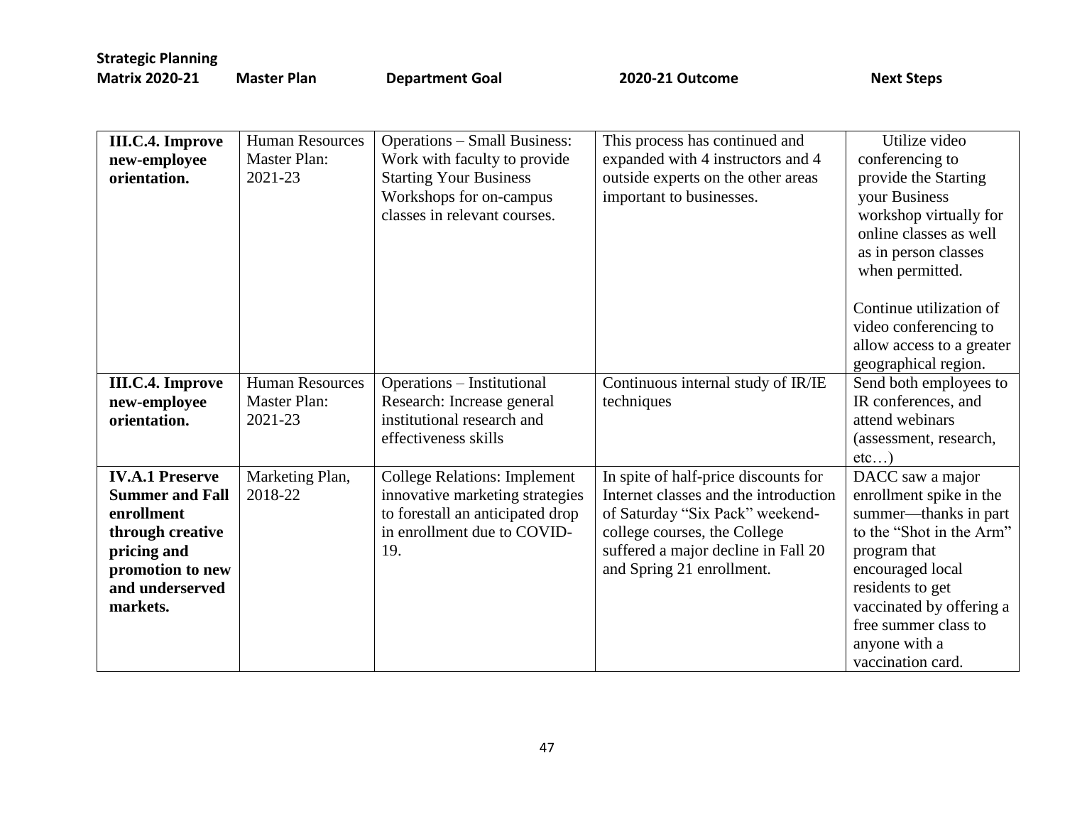| Strategic Planning Matrix 2020-21 | Master Plan | Department Goal | 2020-21 Outcome | Next Steps |
|---|---|---|---|---|
| **III.C.4. Improve new-employee orientation.** | Human Resources Master Plan: 2021-23 | Operations – Small Business: Work with faculty to provide Starting Your Business Workshops for on-campus classes in relevant courses. | This process has continued and expanded with 4 instructors and 4 outside experts on the other areas important to businesses. | Utilize video conferencing to provide the Starting your Business workshop virtually for online classes as well as in person classes when permitted.<br><br>Continue utilization of video conferencing to allow access to a greater geographical region. |
| **III.C.4. Improve new-employee orientation.** | Human Resources Master Plan: 2021-23 | Operations – Institutional Research: Increase general institutional research and effectiveness skills | Continuous internal study of IR/IE techniques | Send both employees to IR conferences, and attend webinars (assessment, research, etc…) |
| **IV.A.1 Preserve Summer and Fall enrollment through creative pricing and promotion to new and underserved markets.** | Marketing Plan, 2018-22 | College Relations: Implement innovative marketing strategies to forestall an anticipated drop in enrollment due to COVID-19. | In spite of half-price discounts for Internet classes and the introduction of Saturday "Six Pack" weekend-college courses, the College suffered a major decline in Fall 20 and Spring 21 enrollment. | DACC saw a major enrollment spike in the summer—thanks in part to the "Shot in the Arm" program that encouraged local residents to get vaccinated by offering a free summer class to anyone with a vaccination card. |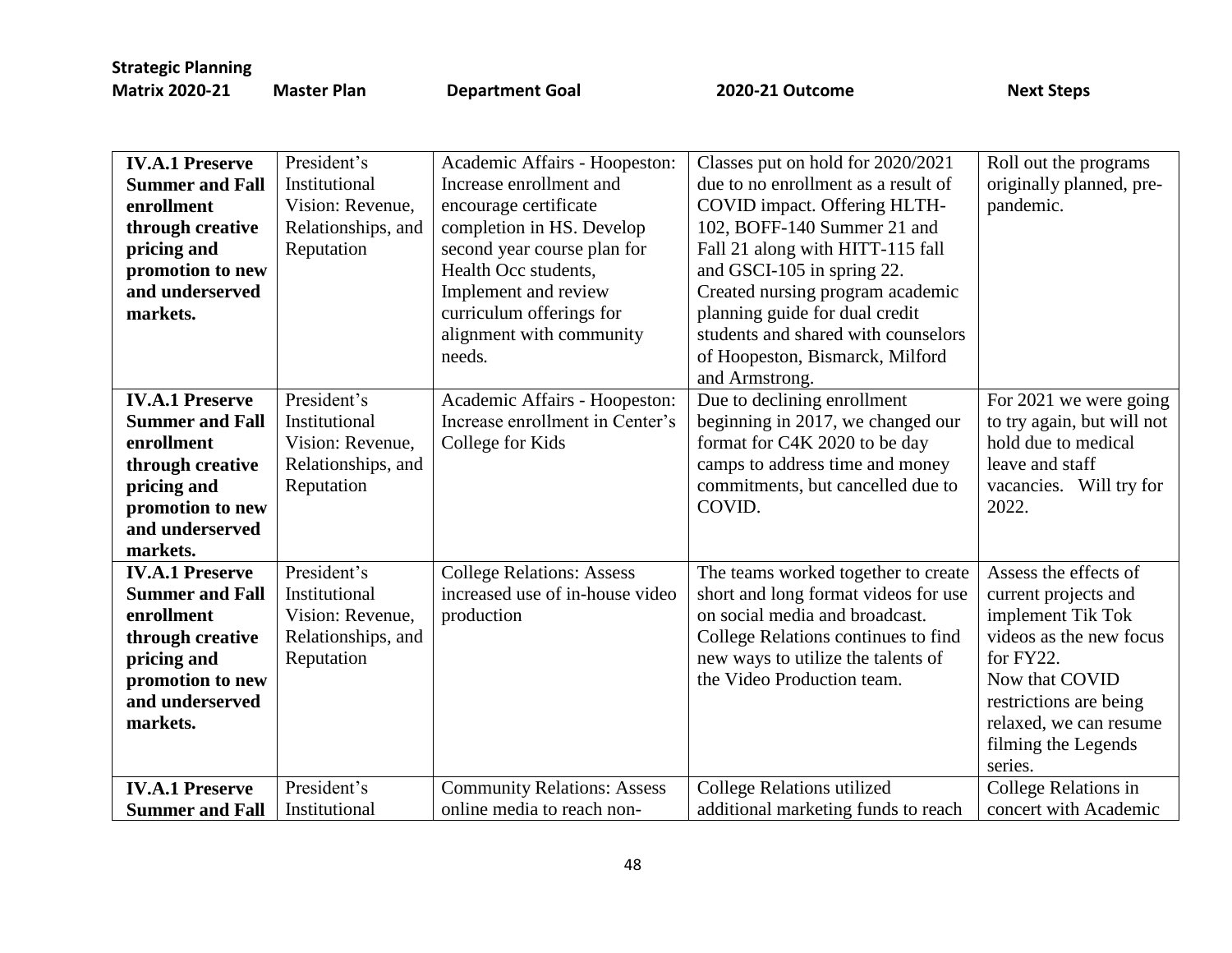| Strategic Planning Matrix 2020-21 | Master Plan | Department Goal | 2020-21 Outcome | Next Steps |
|---|---|---|---|---|
| **IV.A.1 Preserve Summer and Fall enrollment through creative pricing and promotion to new and underserved markets.** | President's Institutional Vision: Revenue, Relationships, and Reputation | Academic Affairs - Hoopeston: Increase enrollment and encourage certificate completion in HS. Develop second year course plan for Health Occ students, Implement and review curriculum offerings for alignment with community needs. | Classes put on hold for 2020/2021 due to no enrollment as a result of COVID impact. Offering HLTH-102, BOFF-140 Summer 21 and Fall 21 along with HITT-115 fall and GSCI-105 in spring 22. Created nursing program academic planning guide for dual credit students and shared with counselors of Hoopeston, Bismarck, Milford and Armstrong. | Roll out the programs originally planned, pre-pandemic. |
| **IV.A.1 Preserve Summer and Fall enrollment through creative pricing and promotion to new and underserved markets.** | President's Institutional Vision: Revenue, Relationships, and Reputation | Academic Affairs - Hoopeston: Increase enrollment in Center's College for Kids | Due to declining enrollment beginning in 2017, we changed our format for C4K 2020 to be day camps to address time and money commitments, but cancelled due to COVID. | For 2021 we were going to try again, but will not hold due to medical leave and staff vacancies. Will try for 2022. |
| **IV.A.1 Preserve Summer and Fall enrollment through creative pricing and promotion to new and underserved markets.** | President's Institutional Vision: Revenue, Relationships, and Reputation | College Relations: Assess increased use of in-house video production | The teams worked together to create short and long format videos for use on social media and broadcast. College Relations continues to find new ways to utilize the talents of the Video Production team. | Assess the effects of current projects and implement Tik Tok videos as the new focus for FY22. Now that COVID restrictions are being relaxed, we can resume filming the Legends series. |
| **IV.A.1 Preserve Summer and Fall** | President's Institutional | Community Relations: Assess online media to reach non- | College Relations utilized additional marketing funds to reach | College Relations in concert with Academic |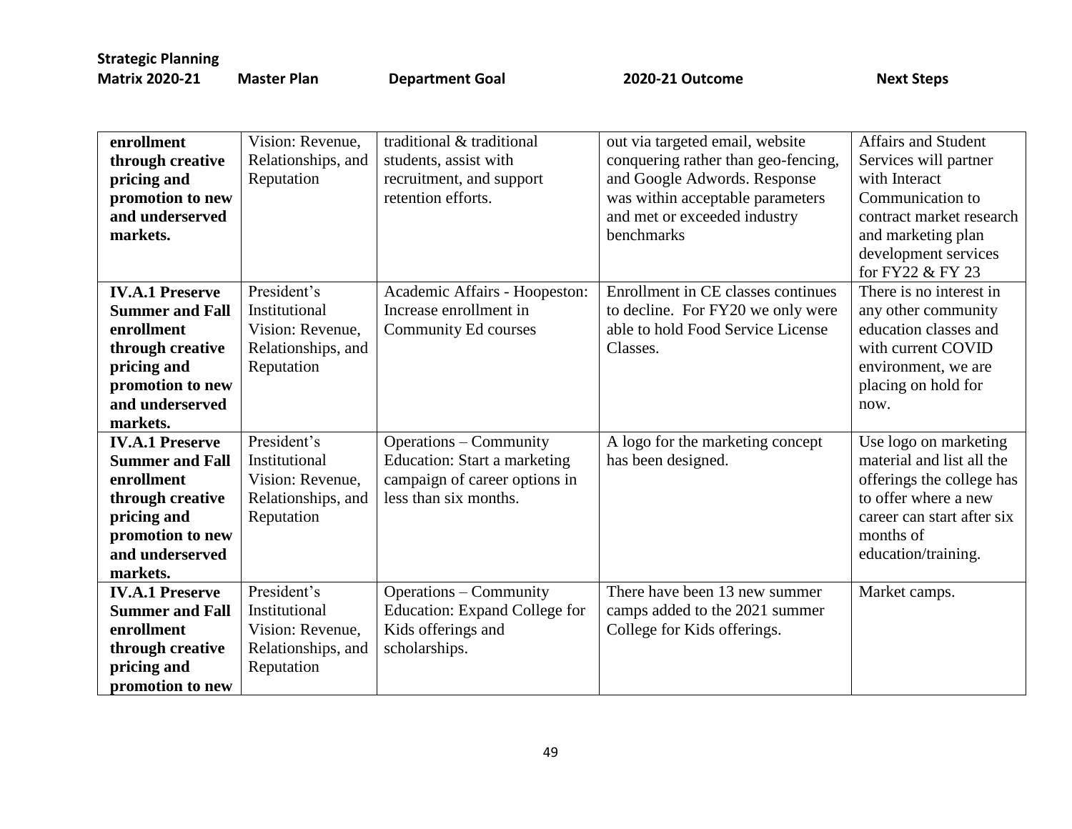| Strategic Planning Matrix 2020-21 | Master Plan | Department Goal | 2020-21 Outcome | Next Steps |
|---|---|---|---|---|
| **enrollment through creative pricing and promotion to new and underserved markets.** | Vision: Revenue, Relationships, and Reputation | traditional & traditional students, assist with recruitment, and support retention efforts. | out via targeted email, website conquering rather than geo-fencing, and Google Adwords. Response was within acceptable parameters and met or exceeded industry benchmarks | Affairs and Student Services will partner with Interact Communication to contract market research and marketing plan development services for FY22 & FY 23 |
| **IV.A.1 Preserve Summer and Fall enrollment through creative pricing and promotion to new and underserved markets.** | President's Institutional Vision: Revenue, Relationships, and Reputation | Academic Affairs - Hoopeston: Increase enrollment in Community Ed courses | Enrollment in CE classes continues to decline. For FY20 we only were able to hold Food Service License Classes. | There is no interest in any other community education classes and with current COVID environment, we are placing on hold for now. |
| **IV.A.1 Preserve Summer and Fall enrollment through creative pricing and promotion to new and underserved markets.** | President's Institutional Vision: Revenue, Relationships, and Reputation | Operations – Community Education: Start a marketing campaign of career options in less than six months. | A logo for the marketing concept has been designed. | Use logo on marketing material and list all the offerings the college has to offer where a new career can start after six months of education/training. |
| **IV.A.1 Preserve Summer and Fall enrollment through creative pricing and promotion to new** | President's Institutional Vision: Revenue, Relationships, and Reputation | Operations – Community Education: Expand College for Kids offerings and scholarships. | There have been 13 new summer camps added to the 2021 summer College for Kids offerings. | Market camps. |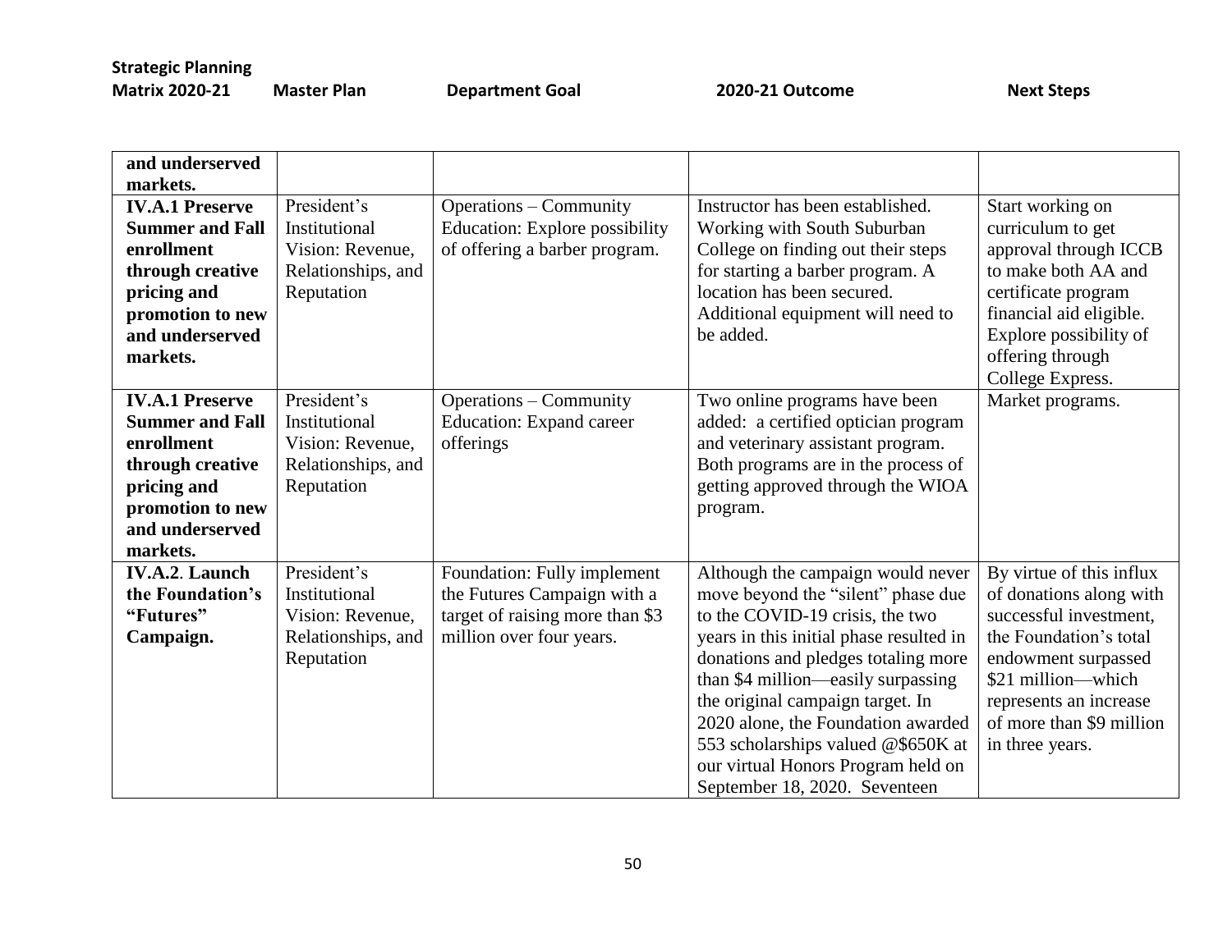| Strategic Planning Matrix 2020-21 | Master Plan | Department Goal | 2020-21 Outcome | Next Steps |
|---|---|---|---|---|
| **and underserved markets.** | | | | |
| **IV.A.1 Preserve Summer and Fall enrollment through creative pricing and promotion to new and underserved markets.** | President's Institutional Vision: Revenue, Relationships, and Reputation | Operations – Community Education: Explore possibility of offering a barber program. | Instructor has been established. Working with South Suburban College on finding out their steps for starting a barber program. A location has been secured. Additional equipment will need to be added. | Start working on curriculum to get approval through ICCB to make both AA and certificate program financial aid eligible. Explore possibility of offering through College Express. |
| **IV.A.1 Preserve Summer and Fall enrollment through creative pricing and promotion to new and underserved markets.** | President's Institutional Vision: Revenue, Relationships, and Reputation | Operations – Community Education: Expand career offerings | Two online programs have been added: a certified optician program and veterinary assistant program. Both programs are in the process of getting approved through the WIOA program. | Market programs. |
| **IV.A.2. Launch the Foundation's "Futures" Campaign.** | President's Institutional Vision: Revenue, Relationships, and Reputation | Foundation: Fully implement the Futures Campaign with a target of raising more than $3 million over four years. | Although the campaign would never move beyond the "silent" phase due to the COVID-19 crisis, the two years in this initial phase resulted in donations and pledges totaling more than $4 million—easily surpassing the original campaign target. In 2020 alone, the Foundation awarded 553 scholarships valued @$650K at our virtual Honors Program held on September 18, 2020. Seventeen | By virtue of this influx of donations along with successful investment, the Foundation's total endowment surpassed $21 million—which represents an increase of more than $9 million in three years. |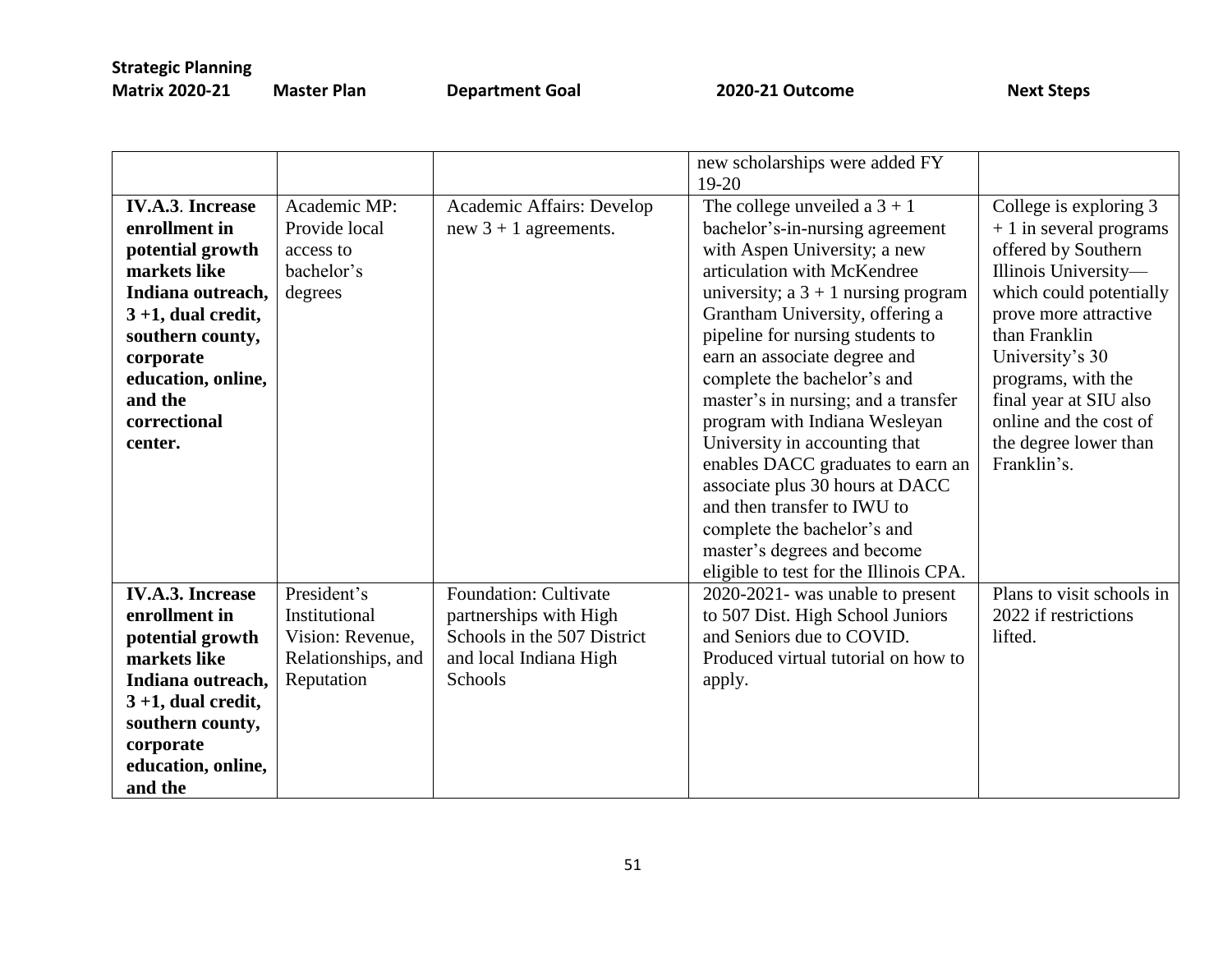| Strategic Planning Matrix 2020-21 | Master Plan | Department Goal | 2020-21 Outcome | Next Steps |
|---|---|---|---|---|
| | | | new scholarships were added FY 19-20 | |
| **IV.A.3**. **Increase enrollment in potential growth markets like Indiana outreach, 3 +1, dual credit, southern county, corporate education, online, and the correctional center.** | Academic MP: Provide local access to bachelor's degrees | Academic Affairs: Develop new 3 + 1 agreements. | The college unveiled a 3 + 1 bachelor's-in-nursing agreement with Aspen University; a new articulation with McKendree university; a 3 + 1 nursing program Grantham University, offering a pipeline for nursing students to earn an associate degree and complete the bachelor's and master's in nursing; and a transfer program with Indiana Wesleyan University in accounting that enables DACC graduates to earn an associate plus 30 hours at DACC and then transfer to IWU to complete the bachelor's and master's degrees and become eligible to test for the Illinois CPA. | College is exploring 3 + 1 in several programs offered by Southern Illinois University—which could potentially prove more attractive than Franklin University's 30 programs, with the final year at SIU also online and the cost of the degree lower than Franklin's. |
| **IV.A.3. Increase enrollment in potential growth markets like Indiana outreach, 3 +1, dual credit, southern county, corporate education, online, and the** | President's Institutional Vision: Revenue, Relationships, and Reputation | Foundation: Cultivate partnerships with High Schools in the 507 District and local Indiana High Schools | 2020-2021- was unable to present to 507 Dist. High School Juniors and Seniors due to COVID. Produced virtual tutorial on how to apply. | Plans to visit schools in 2022 if restrictions lifted. |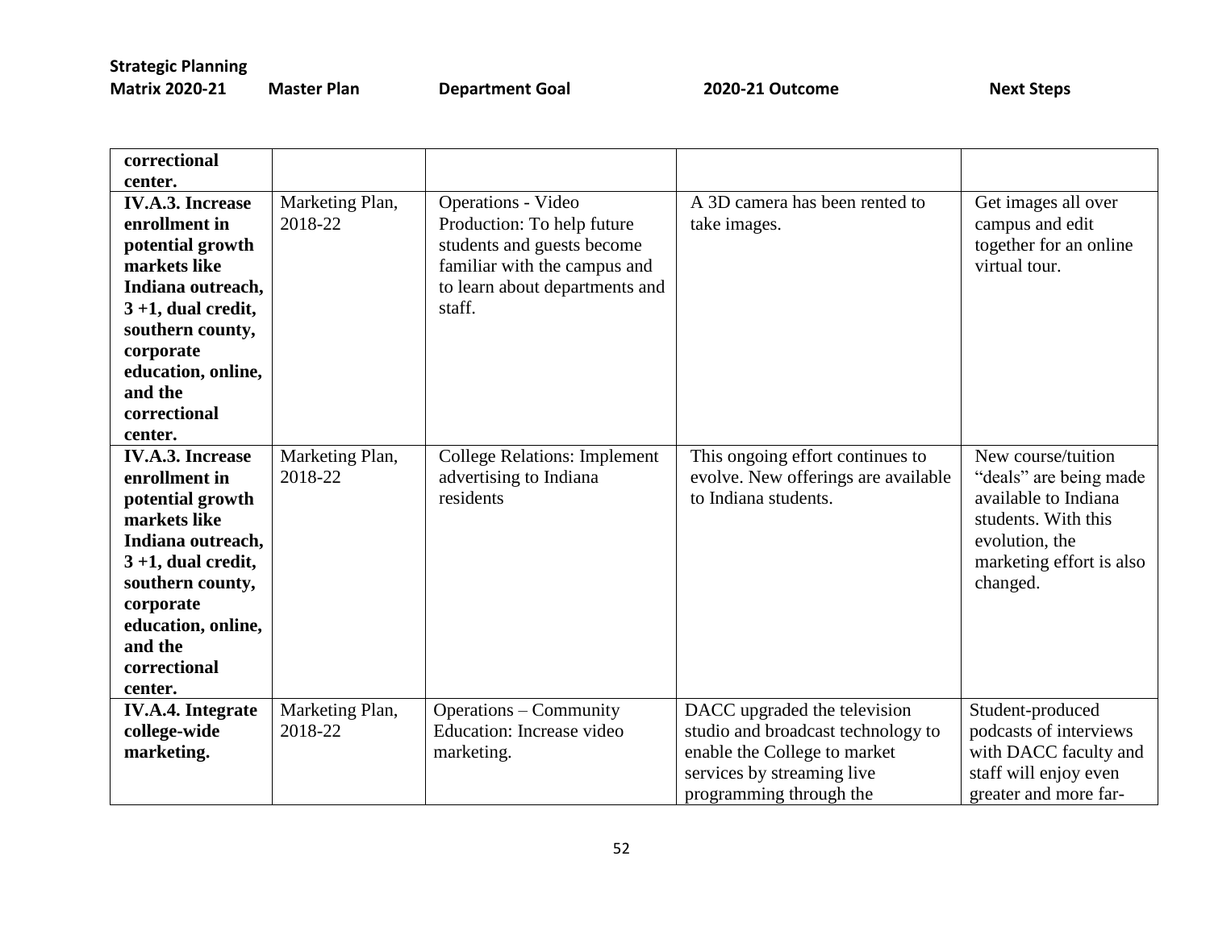| Strategic Planning Matrix 2020-21 | Master Plan | Department Goal | 2020-21 Outcome | Next Steps |
|---|---|---|---|---|
| **correctional center.** | | | | |
| **IV.A.3. Increase enrollment in potential growth markets like Indiana outreach, 3 +1, dual credit, southern county, corporate education, online, and the correctional center.** | Marketing Plan, 2018-22 | Operations - Video Production: To help future students and guests become familiar with the campus and to learn about departments and staff. | A 3D camera has been rented to take images. | Get images all over campus and edit together for an online virtual tour. |
| **IV.A.3. Increase enrollment in potential growth markets like Indiana outreach, 3 +1, dual credit, southern county, corporate education, online, and the correctional center.** | Marketing Plan, 2018-22 | College Relations: Implement advertising to Indiana residents | This ongoing effort continues to evolve. New offerings are available to Indiana students. | New course/tuition "deals" are being made available to Indiana students. With this evolution, the marketing effort is also changed. |
| **IV.A.4. Integrate college-wide marketing.** | Marketing Plan, 2018-22 | Operations – Community Education: Increase video marketing. | DACC upgraded the television studio and broadcast technology to enable the College to market services by streaming live programming through the | Student-produced podcasts of interviews with DACC faculty and staff will enjoy even greater and more far- |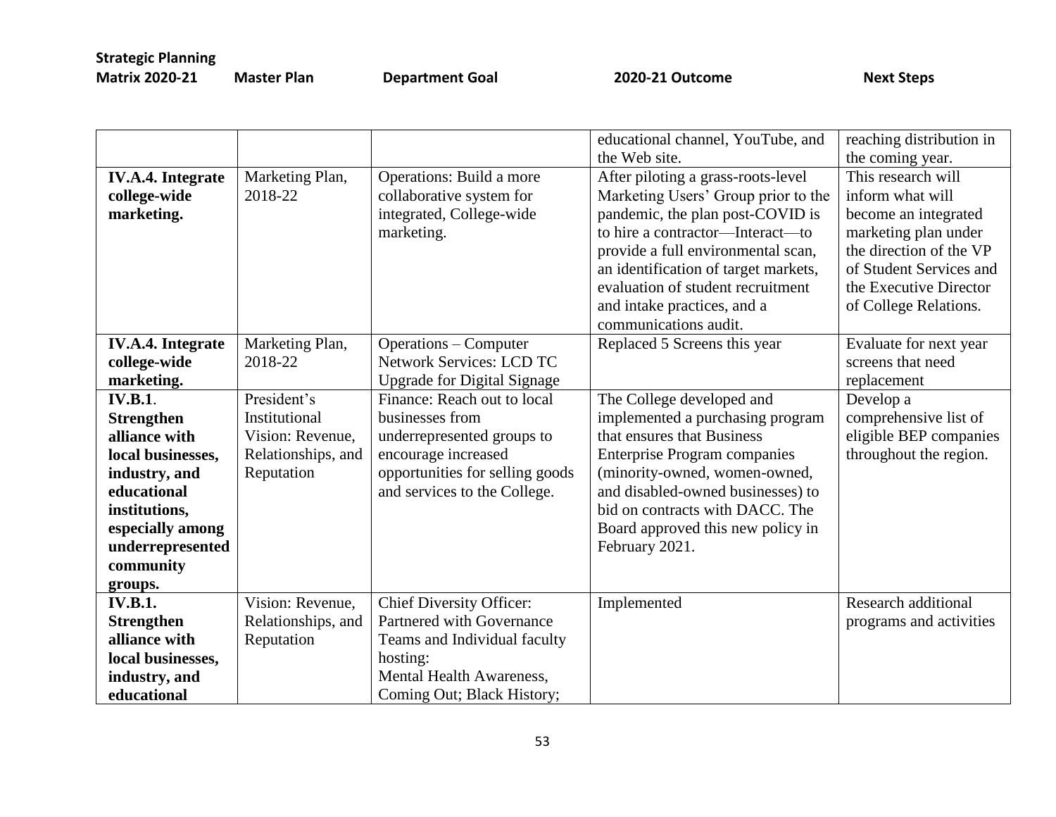| Strategic Planning Matrix 2020-21 | Master Plan | Department Goal | 2020-21 Outcome | Next Steps |
|---|---|---|---|---|
| | | | educational channel, YouTube, and the Web site. | reaching distribution in the coming year. |
| **IV.A.4. Integrate college-wide marketing.** | Marketing Plan, 2018-22 | Operations: Build a more collaborative system for integrated, College-wide marketing. | After piloting a grass-roots-level Marketing Users' Group prior to the pandemic, the plan post-COVID is to hire a contractor—Interact—to provide a full environmental scan, an identification of target markets, evaluation of student recruitment and intake practices, and a communications audit. | This research will inform what will become an integrated marketing plan under the direction of the VP of Student Services and the Executive Director of College Relations. |
| **IV.A.4. Integrate college-wide marketing.** | Marketing Plan, 2018-22 | Operations – Computer Network Services: LCD TC Upgrade for Digital Signage | Replaced 5 Screens this year | Evaluate for next year screens that need replacement |
| **IV.B.1. Strengthen alliance with local businesses, industry, and educational institutions, especially among underrepresented community groups.** | President's Institutional Vision: Revenue, Relationships, and Reputation | Finance: Reach out to local businesses from underrepresented groups to encourage increased opportunities for selling goods and services to the College. | The College developed and implemented a purchasing program that ensures that Business Enterprise Program companies (minority-owned, women-owned, and disabled-owned businesses) to bid on contracts with DACC. The Board approved this new policy in February 2021. | Develop a comprehensive list of eligible BEP companies throughout the region. |
| **IV.B.1. Strengthen alliance with local businesses, industry, and educational** | Vision: Revenue, Relationships, and Reputation | Chief Diversity Officer: Partnered with Governance Teams and Individual faculty hosting: Mental Health Awareness, Coming Out; Black History; | Implemented | Research additional programs and activities |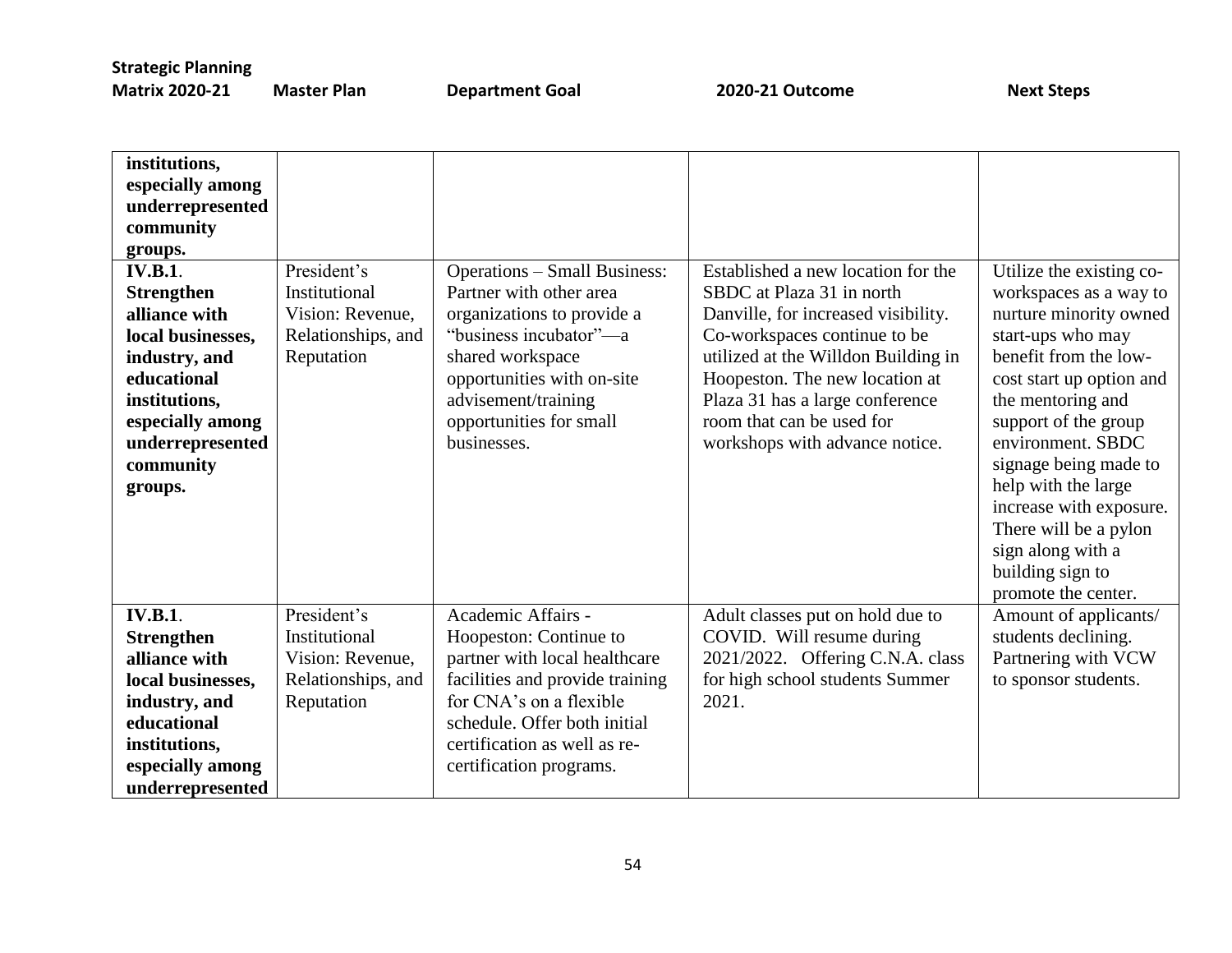| Strategic Planning Matrix 2020-21 | Master Plan | Department Goal | 2020-21 Outcome | Next Steps |
|---|---|---|---|---|
| **institutions, especially among underrepresented community groups.** | | | | |
| **IV.B.1. Strengthen alliance with local businesses, industry, and educational institutions, especially among underrepresented community groups.** | President's Institutional Vision: Revenue, Relationships, and Reputation | Operations – Small Business: Partner with other area organizations to provide a "business incubator"—a shared workspace opportunities with on-site advisement/training opportunities for small businesses. | Established a new location for the SBDC at Plaza 31 in north Danville, for increased visibility. Co-workspaces continue to be utilized at the Willdon Building in Hoopeston. The new location at Plaza 31 has a large conference room that can be used for workshops with advance notice. | Utilize the existing co-workspaces as a way to nurture minority owned start-ups who may benefit from the low-cost start up option and the mentoring and support of the group environment. SBDC signage being made to help with the large increase with exposure. There will be a pylon sign along with a building sign to promote the center. |
| **IV.B.1. Strengthen alliance with local businesses, industry, and educational institutions, especially among underrepresented** | President's Institutional Vision: Revenue, Relationships, and Reputation | Academic Affairs - Hoopeston: Continue to partner with local healthcare facilities and provide training for CNA's on a flexible schedule. Offer both initial certification as well as re-certification programs. | Adult classes put on hold due to COVID. Will resume during 2021/2022. Offering C.N.A. class for high school students Summer 2021. | Amount of applicants/ students declining. Partnering with VCW to sponsor students. |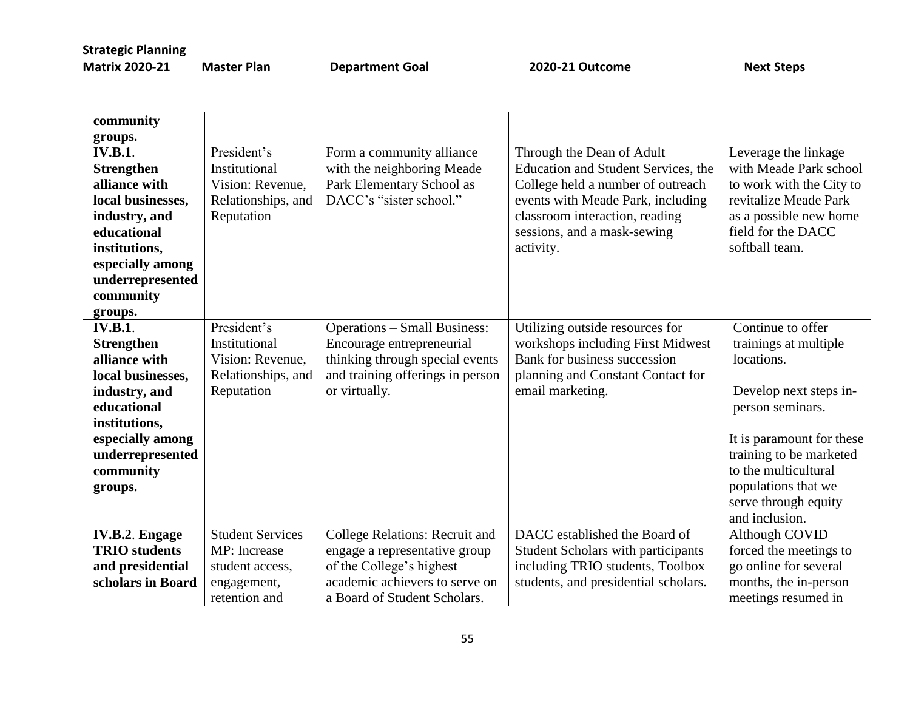| Strategic Planning Matrix 2020-21 | Master Plan | Department Goal | 2020-21 Outcome | Next Steps |
|---|---|---|---|---|
| **community groups.** | | | | |
| **IV.B.1. Strengthen alliance with local businesses, industry, and educational institutions, especially among underrepresented community groups.** | President's Institutional Vision: Revenue, Relationships, and Reputation | Form a community alliance with the neighboring Meade Park Elementary School as DACC's "sister school." | Through the Dean of Adult Education and Student Services, the College held a number of outreach events with Meade Park, including classroom interaction, reading sessions, and a mask-sewing activity. | Leverage the linkage with Meade Park school to work with the City to revitalize Meade Park as a possible new home field for the DACC softball team. |
| **IV.B.1. Strengthen alliance with local businesses, industry, and educational institutions, especially among underrepresented community groups.** | President's Institutional Vision: Revenue, Relationships, and Reputation | Operations – Small Business: Encourage entrepreneurial thinking through special events and training offerings in person or virtually. | Utilizing outside resources for workshops including First Midwest Bank for business succession planning and Constant Contact for email marketing. | Continue to offer trainings at multiple locations.<br><br>Develop next steps in-person seminars.<br><br>It is paramount for these training to be marketed to the multicultural populations that we serve through equity and inclusion. |
| **IV.B.2. Engage TRIO students and presidential scholars in Board** | Student Services MP: Increase student access, engagement, retention and | College Relations: Recruit and engage a representative group of the College's highest academic achievers to serve on a Board of Student Scholars. | DACC established the Board of Student Scholars with participants including TRIO students, Toolbox students, and presidential scholars. | Although COVID forced the meetings to go online for several months, the in-person meetings resumed in |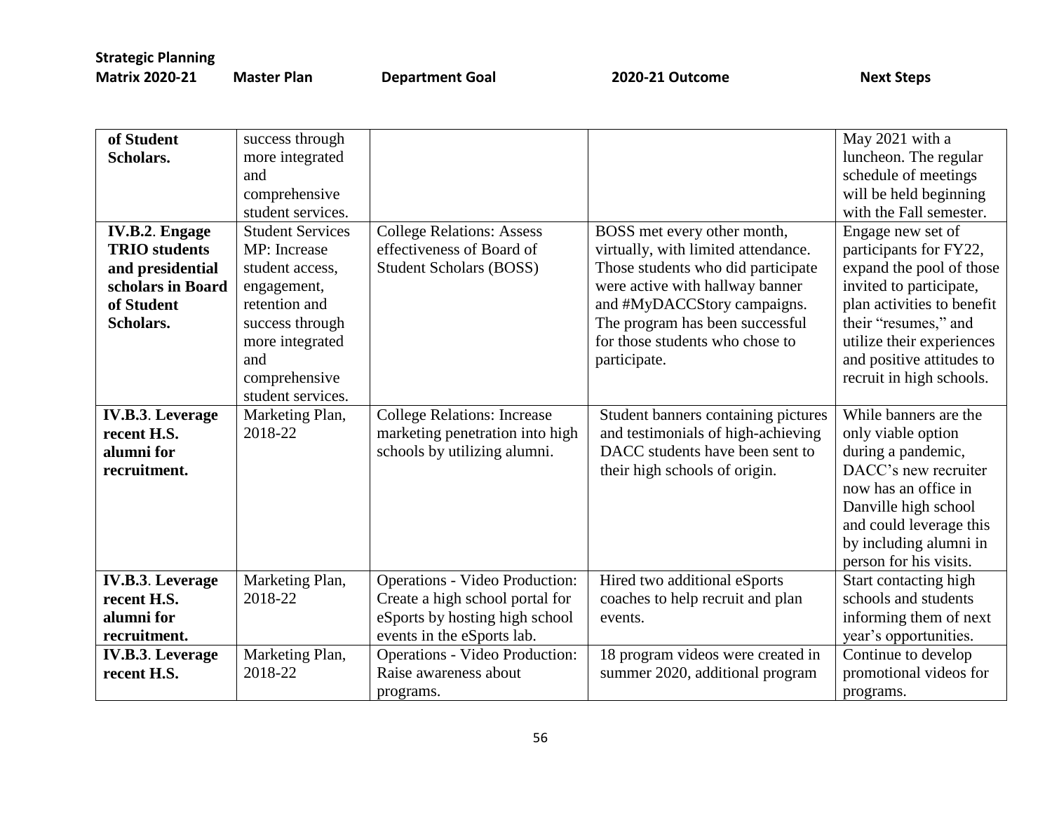| Strategic Planning Matrix 2020-21 | Master Plan | Department Goal | 2020-21 Outcome | Next Steps |
|---|---|---|---|---|
| **of Student Scholars.** | success through more integrated and comprehensive student services. | | | May 2021 with a luncheon. The regular schedule of meetings will be held beginning with the Fall semester. |
| **IV.B.2. Engage TRIO students and presidential scholars in Board of Student Scholars.** | Student Services MP: Increase student access, engagement, retention and success through more integrated and comprehensive student services. | College Relations: Assess effectiveness of Board of Student Scholars (BOSS) | BOSS met every other month, virtually, with limited attendance. Those students who did participate were active with hallway banner and #MyDACCStory campaigns. The program has been successful for those students who chose to participate. | Engage new set of participants for FY22, expand the pool of those invited to participate, plan activities to benefit their "resumes," and utilize their experiences and positive attitudes to recruit in high schools. |
| **IV.B.3. Leverage recent H.S. alumni for recruitment.** | Marketing Plan, 2018-22 | College Relations: Increase marketing penetration into high schools by utilizing alumni. | Student banners containing pictures and testimonials of high-achieving DACC students have been sent to their high schools of origin. | While banners are the only viable option during a pandemic, DACC's new recruiter now has an office in Danville high school and could leverage this by including alumni in person for his visits. |
| **IV.B.3. Leverage recent H.S. alumni for recruitment.** | Marketing Plan, 2018-22 | Operations - Video Production: Create a high school portal for eSports by hosting high school events in the eSports lab. | Hired two additional eSports coaches to help recruit and plan events. | Start contacting high schools and students informing them of next year's opportunities. |
| **IV.B.3. Leverage recent H.S.** | Marketing Plan, 2018-22 | Operations - Video Production: Raise awareness about programs. | 18 program videos were created in summer 2020, additional program | Continue to develop promotional videos for programs. |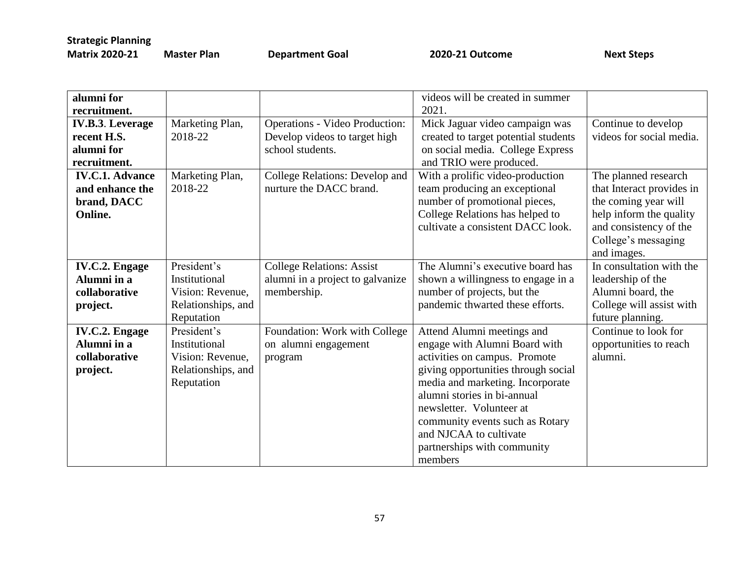| Strategic Planning Matrix 2020-21 | Master Plan | Department Goal | 2020-21 Outcome | Next Steps |
|---|---|---|---|---|
| **alumni for recruitment.** | | | videos will be created in summer 2021. | |
| **IV.B.3. Leverage recent H.S. alumni for recruitment.** | Marketing Plan, 2018-22 | Operations - Video Production: Develop videos to target high school students. | Mick Jaguar video campaign was created to target potential students on social media. College Express and TRIO were produced. | Continue to develop videos for social media. |
| **IV.C.1. Advance and enhance the brand, DACC Online.** | Marketing Plan, 2018-22 | College Relations: Develop and nurture the DACC brand. | With a prolific video-production team producing an exceptional number of promotional pieces, College Relations has helped to cultivate a consistent DACC look. | The planned research that Interact provides in the coming year will help inform the quality and consistency of the College's messaging and images. |
| **IV.C.2. Engage Alumni in a collaborative project.** | President's Institutional Vision: Revenue, Relationships, and Reputation | College Relations: Assist alumni in a project to galvanize membership. | The Alumni's executive board has shown a willingness to engage in a number of projects, but the pandemic thwarted these efforts. | In consultation with the leadership of the Alumni board, the College will assist with future planning. |
| **IV.C.2. Engage Alumni in a collaborative project.** | President's Institutional Vision: Revenue, Relationships, and Reputation | Foundation: Work with College on alumni engagement program | Attend Alumni meetings and engage with Alumni Board with activities on campus. Promote giving opportunities through social media and marketing. Incorporate alumni stories in bi-annual newsletter. Volunteer at community events such as Rotary and NJCAA to cultivate partnerships with community members | Continue to look for opportunities to reach alumni. |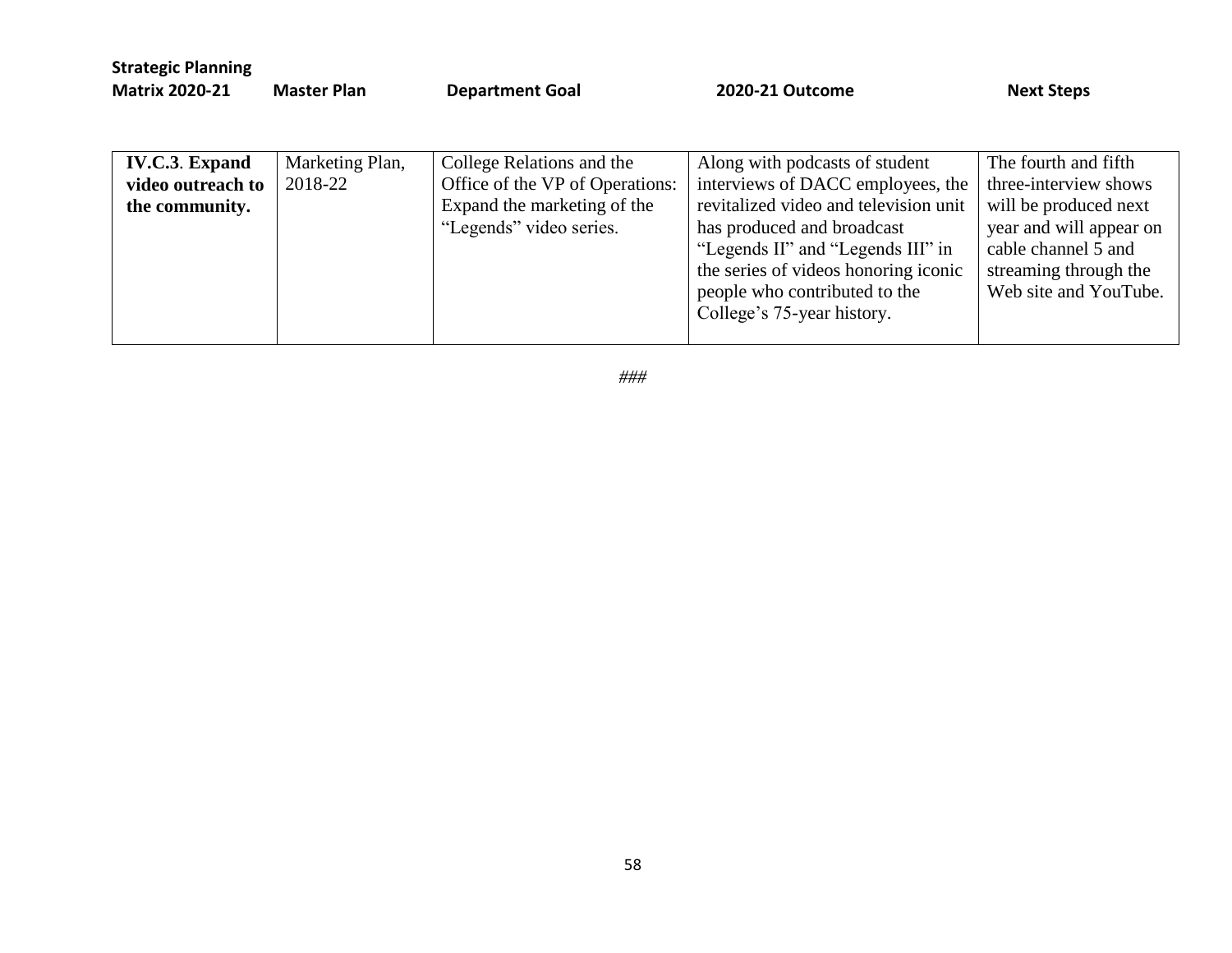| Strategic Planning Matrix 2020-21 | Master Plan | Department Goal | 2020-21 Outcome | Next Steps |
|---|---|---|---|---|
| **IV.C.3. Expand video outreach to the community.** | Marketing Plan, 2018-22 | College Relations and the Office of the VP of Operations: Expand the marketing of the "Legends" video series. | Along with podcasts of student interviews of DACC employees, the revitalized video and television unit has produced and broadcast "Legends II" and "Legends III" in the series of videos honoring iconic people who contributed to the College's 75-year history. | The fourth and fifth three-interview shows will be produced next year and will appear on cable channel 5 and streaming through the Web site and YouTube. |

###